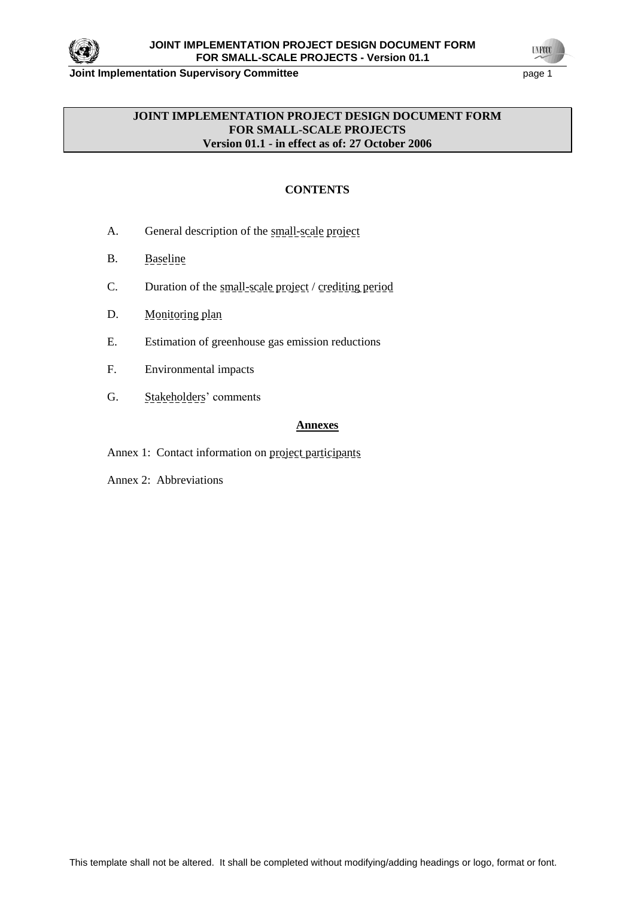**JOINT IMPLEMENTATION PROJECT DESIGN DOCUMENT FORM**
**FOR SMALL-SCALE PROJECTS**
**Version 01.1 - in effect as of: 27 October 2006**

**CONTENTS**

A. General description of the small-scale project

B. Baseline

C. Duration of the small-scale project / crediting period

D. Monitoring plan

E. Estimation of greenhouse gas emission reductions

F. Environmental impacts

G. Stakeholders' comments

**Annexes**

Annex 1: Contact information on project participants

Annex 2: Abbreviations

This template shall not be altered. It shall be completed without modifying/adding headings or logo, format or font.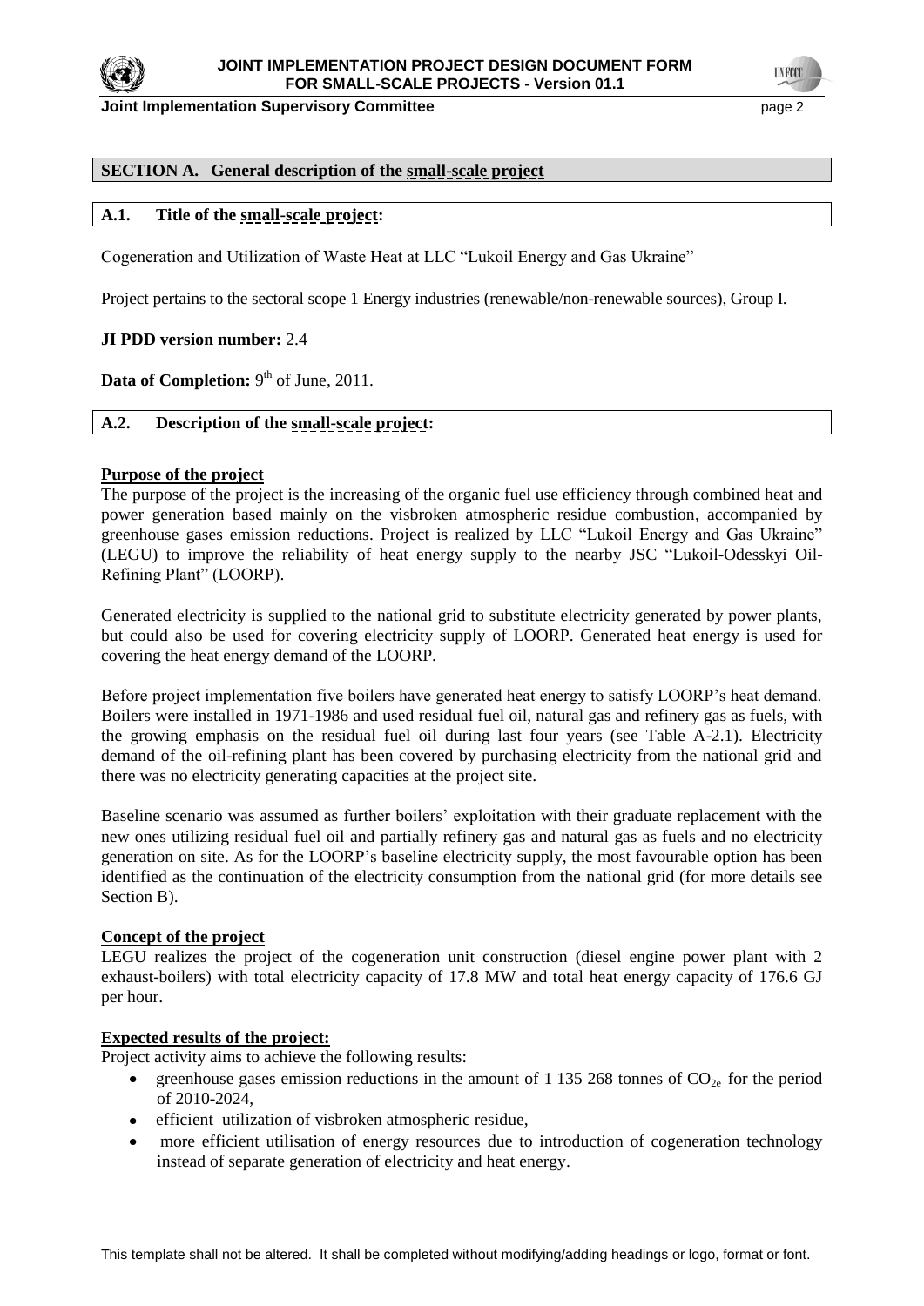## SECTION A. General description of the small-scale project

### A.1. Title of the small-scale project:

Cogeneration and Utilization of Waste Heat at LLC "Lukoil Energy and Gas Ukraine"

Project pertains to the sectoral scope 1 Energy industries (renewable/non-renewable sources), Group I.

**JI PDD version number:** 2.4

**Data of Completion:** 9[th] of June, 2011.

### A.2. Description of the small-scale project:

**Purpose of the project**

The purpose of the project is the increasing of the organic fuel use efficiency through combined heat and power generation based mainly on the visbroken atmospheric residue combustion, accompanied by greenhouse gases emission reductions. Project is realized by LLC "Lukoil Energy and Gas Ukraine" (LEGU) to improve the reliability of heat energy supply to the nearby JSC "Lukoil-Odesskyi Oil-Refining Plant" (LOORP).

Generated electricity is supplied to the national grid to substitute electricity generated by power plants, but could also be used for covering electricity supply of LOORP. Generated heat energy is used for covering the heat energy demand of the LOORP.

Before project implementation five boilers have generated heat energy to satisfy LOORP's heat demand. Boilers were installed in 1971-1986 and used residual fuel oil, natural gas and refinery gas as fuels, with the growing emphasis on the residual fuel oil during last four years (see Table A-2.1). Electricity demand of the oil-refining plant has been covered by purchasing electricity from the national grid and there was no electricity generating capacities at the project site.

Baseline scenario was assumed as further boilers' exploitation with their graduate replacement with the new ones utilizing residual fuel oil and partially refinery gas and natural gas as fuels and no electricity generation on site. As for the LOORP's baseline electricity supply, the most favourable option has been identified as the continuation of the electricity consumption from the national grid (for more details see Section B).

**Concept of the project**

LEGU realizes the project of the cogeneration unit construction (diesel engine power plant with 2 exhaust-boilers) with total electricity capacity of 17.8 MW and total heat energy capacity of 176.6 GJ per hour.

**Expected results of the project:**

Project activity aims to achieve the following results:

- greenhouse gases emission reductions in the amount of 1 135 268 tonnes of $CO_{2e}$ for the period of 2010-2024,
- efficient utilization of visbroken atmospheric residue,
- more efficient utilisation of energy resources due to introduction of cogeneration technology instead of separate generation of electricity and heat energy.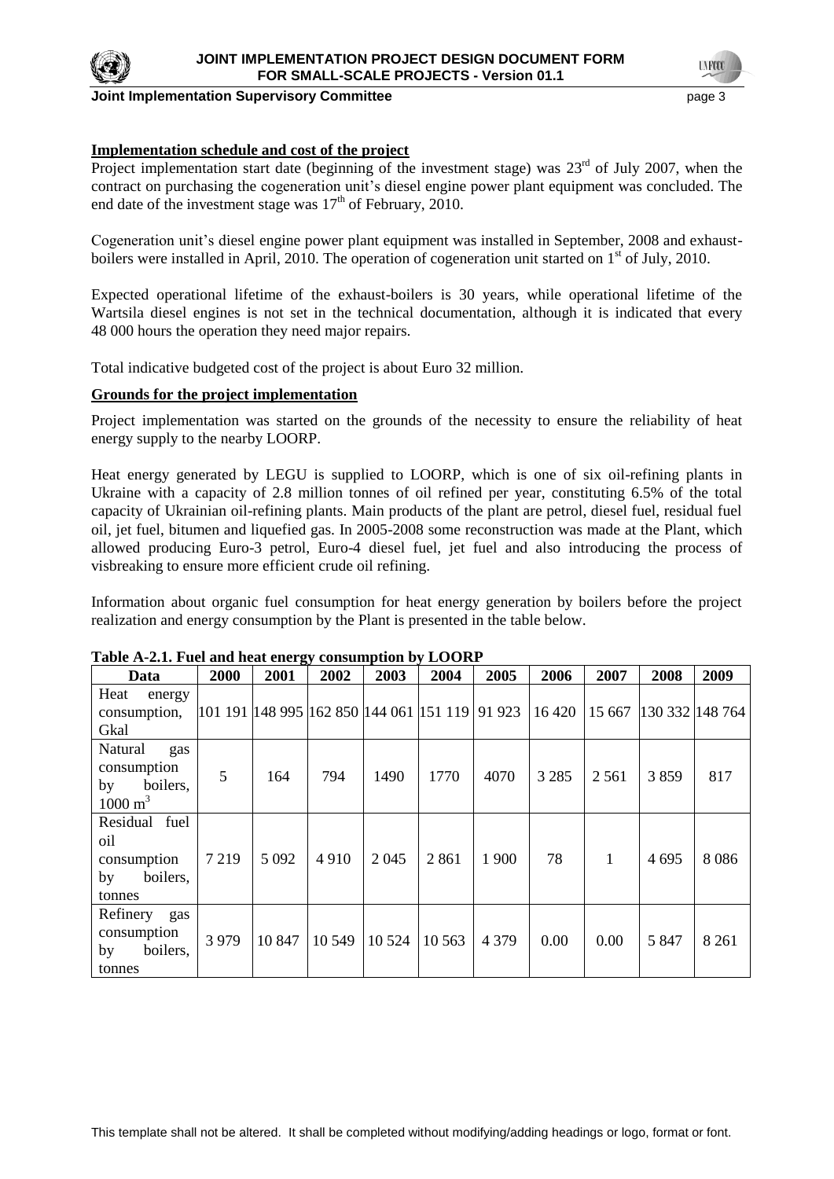**Implementation schedule and cost of the project**

Project implementation start date (beginning of the investment stage) was 23[rd] of July 2007, when the contract on purchasing the cogeneration unit's diesel engine power plant equipment was concluded. The end date of the investment stage was 17[th] of February, 2010.

Cogeneration unit's diesel engine power plant equipment was installed in September, 2008 and exhaust-boilers were installed in April, 2010. The operation of cogeneration unit started on 1[st] of July, 2010.

Expected operational lifetime of the exhaust-boilers is 30 years, while operational lifetime of the Wartsila diesel engines is not set in the technical documentation, although it is indicated that every 48 000 hours the operation they need major repairs.

Total indicative budgeted cost of the project is about Euro 32 million.

**Grounds for the project implementation**

Project implementation was started on the grounds of the necessity to ensure the reliability of heat energy supply to the nearby LOORP.

Heat energy generated by LEGU is supplied to LOORP, which is one of six oil-refining plants in Ukraine with a capacity of 2.8 million tonnes of oil refined per year, constituting 6.5% of the total capacity of Ukrainian oil-refining plants. Main products of the plant are petrol, diesel fuel, residual fuel oil, jet fuel, bitumen and liquefied gas. In 2005-2008 some reconstruction was made at the Plant, which allowed producing Euro-3 petrol, Euro-4 diesel fuel, jet fuel and also introducing the process of visbreaking to ensure more efficient crude oil refining.

Information about organic fuel consumption for heat energy generation by boilers before the project realization and energy consumption by the Plant is presented in the table below.

**Table A-2.1. Fuel and heat energy consumption by LOORP**

| Data | 2000 | 2001 | 2002 | 2003 | 2004 | 2005 | 2006 | 2007 | 2008 | 2009 |
|---|---|---|---|---|---|---|---|---|---|---|
| Heat energy consumption, Gkal | 101 191 | 148 995 | 162 850 | 144 061 | 151 119 | 91 923 | 16 420 | 15 667 | 130 332 | 148 764 |
| Natural gas consumption by boilers, $1000\ m^3$ | 5 | 164 | 794 | 1490 | 1770 | 4070 | 3 285 | 2 561 | 3 859 | 817 |
| Residual fuel oil consumption by boilers, tonnes | 7 219 | 5 092 | 4 910 | 2 045 | 2 861 | 1 900 | 78 | 1 | 4 695 | 8 086 |
| Refinery gas consumption by boilers, tonnes | 3 979 | 10 847 | 10 549 | 10 524 | 10 563 | 4 379 | 0.00 | 0.00 | 5 847 | 8 261 |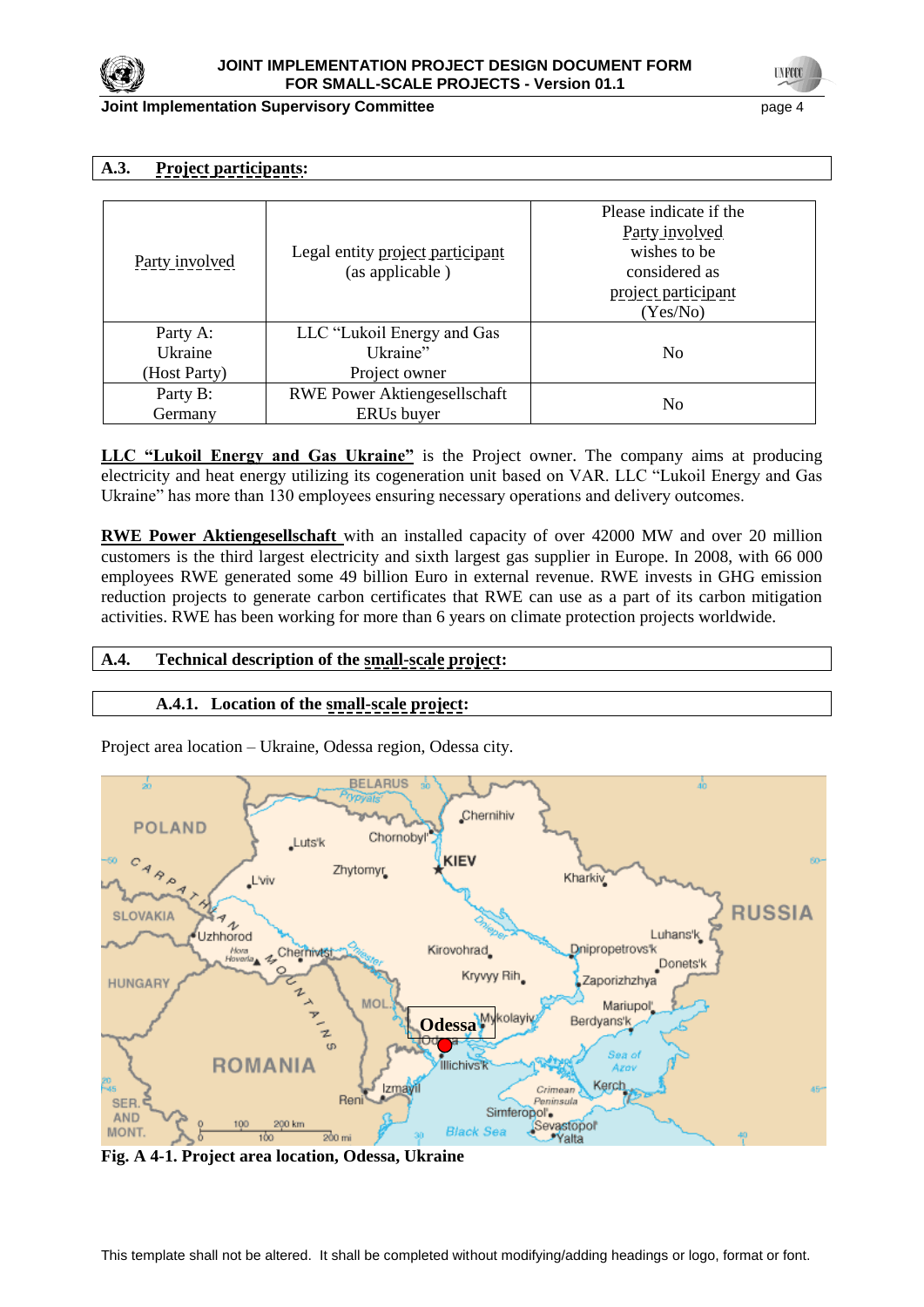## A.3. Project participants:

| Party involved | Legal entity project participant (as applicable ) | Please indicate if the Party involved wishes to be considered as project participant (Yes/No) |
|---|---|---|
| Party A: Ukraine (Host Party) | LLC “Lukoil Energy and Gas Ukraine” Project owner | No |
| Party B: Germany | RWE Power Aktiengesellschaft ERUs buyer | No |

**LLC “Lukoil Energy and Gas Ukraine”** is the Project owner. The company aims at producing electricity and heat energy utilizing its cogeneration unit based on VAR. LLC “Lukoil Energy and Gas Ukraine” has more than 130 employees ensuring necessary operations and delivery outcomes.

**RWE Power Aktiengesellschaft** with an installed capacity of over 42000 MW and over 20 million customers is the third largest electricity and sixth largest gas supplier in Europe. In 2008, with 66 000 employees RWE generated some 49 billion Euro in external revenue. RWE invests in GHG emission reduction projects to generate carbon certificates that RWE can use as a part of its carbon mitigation activities. RWE has been working for more than 6 years on climate protection projects worldwide.

## A.4. Technical description of the small-scale project:

### A.4.1. Location of the small-scale project:

Project area location – Ukraine, Odessa region, Odessa city.

**Fig. A 4-1. Project area location, Odessa, Ukraine**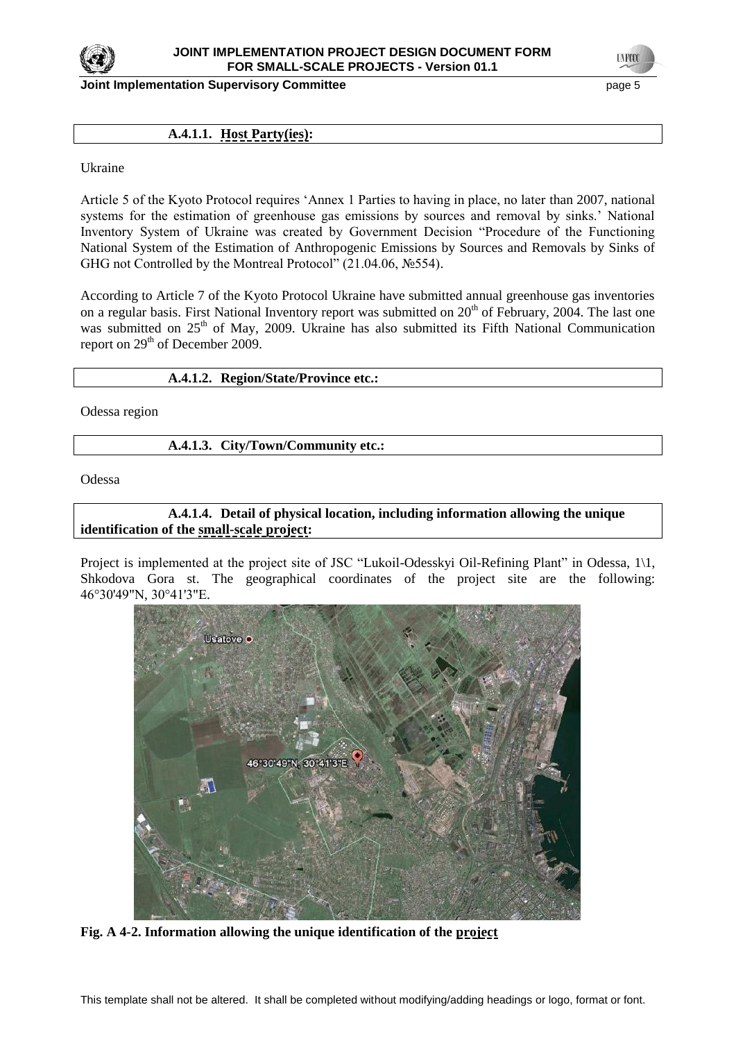**A.4.1.1. Host Party(ies):**

Ukraine

Article 5 of the Kyoto Protocol requires 'Annex 1 Parties to having in place, no later than 2007, national systems for the estimation of greenhouse gas emissions by sources and removal by sinks.' National Inventory System of Ukraine was created by Government Decision "Procedure of the Functioning National System of the Estimation of Anthropogenic Emissions by Sources and Removals by Sinks of GHG not Controlled by the Montreal Protocol" (21.04.06, №554).

According to Article 7 of the Kyoto Protocol Ukraine have submitted annual greenhouse gas inventories on a regular basis. First National Inventory report was submitted on 20th of February, 2004. The last one was submitted on 25th of May, 2009. Ukraine has also submitted its Fifth National Communication report on 29th of December 2009.

**A.4.1.2. Region/State/Province etc.:**

Odessa region

**A.4.1.3. City/Town/Community etc.:**

Odessa

**A.4.1.4. Detail of physical location, including information allowing the unique identification of the small-scale project:**

Project is implemented at the project site of JSC "Lukoil-Odesskyi Oil-Refining Plant" in Odessa, 1\1, Shkodova Gora st. The geographical coordinates of the project site are the following: 46°30'49"N, 30°41'3"E.

**Fig. A 4-2. Information allowing the unique identification of the project**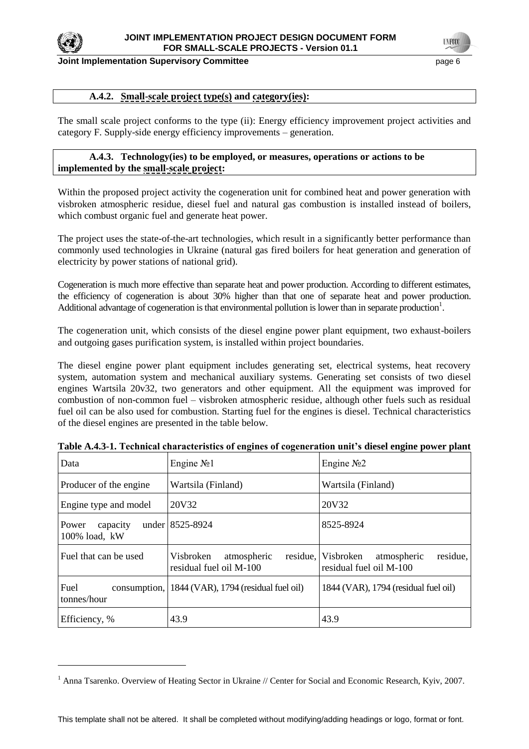### A.4.2. Small-scale project type(s) and category(ies):

The small scale project conforms to the type (ii): Energy efficiency improvement project activities and category F. Supply-side energy efficiency improvements – generation.

### A.4.3. Technology(ies) to be employed, or measures, operations or actions to be implemented by the small-scale project:

Within the proposed project activity the cogeneration unit for combined heat and power generation with visbroken atmospheric residue, diesel fuel and natural gas combustion is installed instead of boilers, which combust organic fuel and generate heat power.

The project uses the state-of-the-art technologies, which result in a significantly better performance than commonly used technologies in Ukraine (natural gas fired boilers for heat generation and generation of electricity by power stations of national grid).

Cogeneration is much more effective than separate heat and power production. According to different estimates, the efficiency of cogeneration is about 30% higher than that one of separate heat and power production. Additional advantage of cogeneration is that environmental pollution is lower than in separate production[1].

The cogeneration unit, which consists of the diesel engine power plant equipment, two exhaust-boilers and outgoing gases purification system, is installed within project boundaries.

The diesel engine power plant equipment includes generating set, electrical systems, heat recovery system, automation system and mechanical auxiliary systems. Generating set consists of two diesel engines Wartsila 20v32, two generators and other equipment. All the equipment was improved for combustion of non-common fuel – visbroken atmospheric residue, although other fuels such as residual fuel oil can be also used for combustion. Starting fuel for the engines is diesel. Technical characteristics of the diesel engines are presented in the table below.

**Table A.4.3-1. Technical characteristics of engines of cogeneration unit's diesel engine power plant**

| Data | Engine №1 | Engine №2 |
|---|---|---|
| Producer of the engine | Wartsila (Finland) | Wartsila (Finland) |
| Engine type and model | 20V32 | 20V32 |
| Power capacity under 100% load, kW | 8525-8924 | 8525-8924 |
| Fuel that can be used | Visbroken atmospheric residue, residual fuel oil M-100 | Visbroken atmospheric residue, residual fuel oil M-100 |
| Fuel consumption, tonnes/hour | 1844 (VAR), 1794 (residual fuel oil) | 1844 (VAR), 1794 (residual fuel oil) |
| Efficiency, % | 43.9 | 43.9 |

[1] Anna Tsarenko. Overview of Heating Sector in Ukraine // Center for Social and Economic Research, Kyiv, 2007.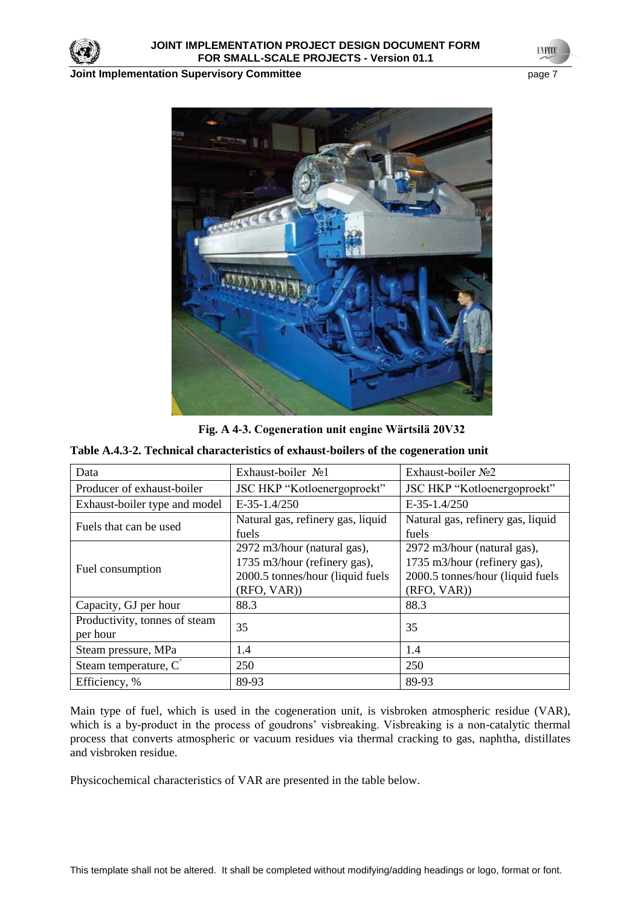**Fig. A 4-3. Cogeneration unit engine Wärtsilä 20V32**

**Table A.4.3-2. Technical characteristics of exhaust-boilers of the cogeneration unit**

| Data | Exhaust-boiler №1 | Exhaust-boiler №2 |
|---|---|---|
| Producer of exhaust-boiler | JSC HKP "Kotloenergoproekt" | JSC HKP "Kotloenergoproekt" |
| Exhaust-boiler type and model | E-35-1.4/250 | E-35-1.4/250 |
| Fuels that can be used | Natural gas, refinery gas, liquid fuels | Natural gas, refinery gas, liquid fuels |
| Fuel consumption | 2972 m3/hour (natural gas), 1735 m3/hour (refinery gas), 2000.5 tonnes/hour (liquid fuels (RFO, VAR)) | 2972 m3/hour (natural gas), 1735 m3/hour (refinery gas), 2000.5 tonnes/hour (liquid fuels (RFO, VAR)) |
| Capacity, GJ per hour | 88.3 | 88.3 |
| Productivity, tonnes of steam per hour | 35 | 35 |
| Steam pressure, MPa | 1.4 | 1.4 |
| Steam temperature, $C^{\circ}$ | 250 | 250 |
| Efficiency, % | 89-93 | 89-93 |

Main type of fuel, which is used in the cogeneration unit, is visbroken atmospheric residue (VAR), which is a by-product in the process of goudrons' visbreaking. Visbreaking is a non-catalytic thermal process that converts atmospheric or vacuum residues via thermal cracking to gas, naphtha, distillates and visbroken residue.

Physicochemical characteristics of VAR are presented in the table below.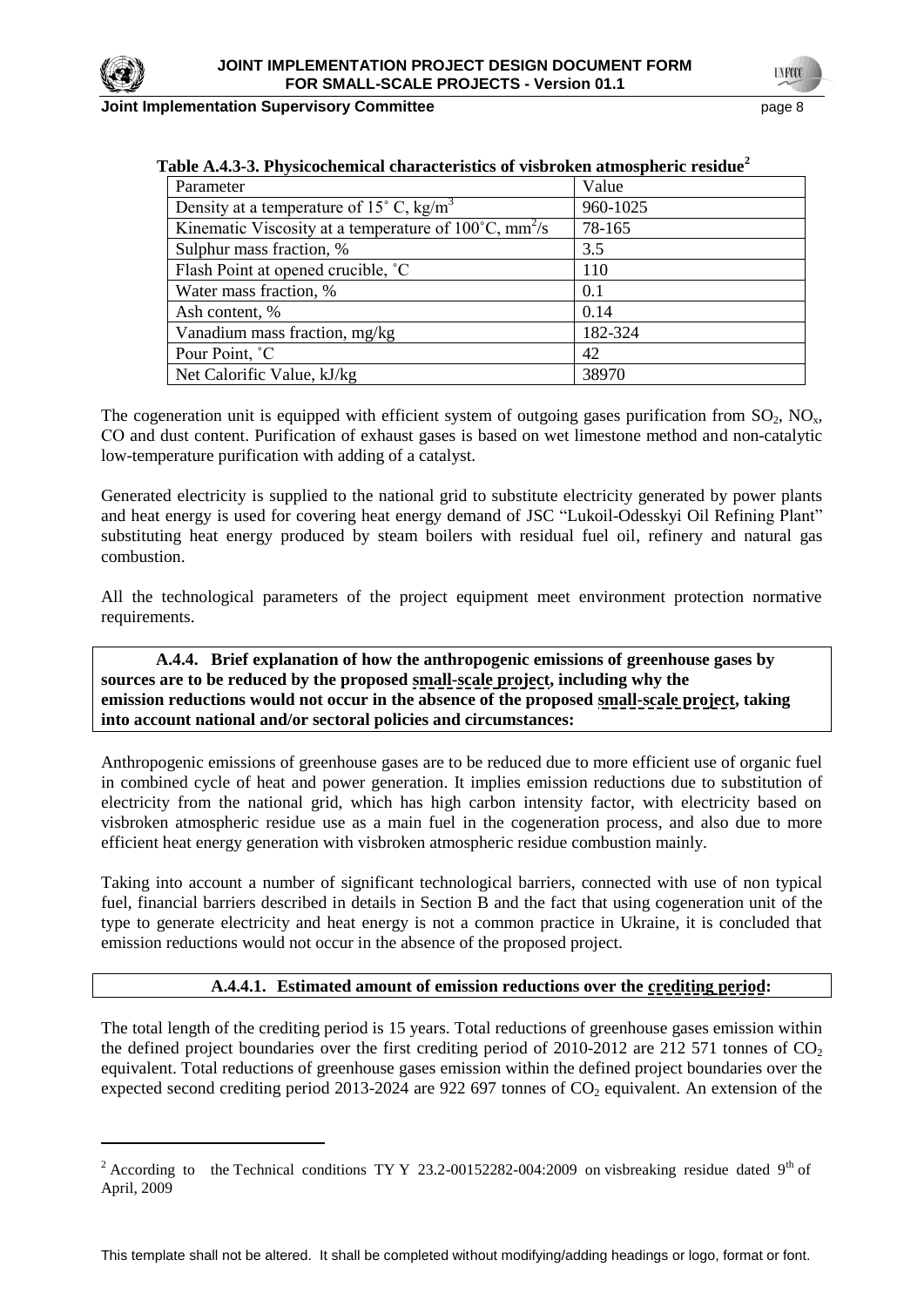**Table A.4.3-3. Physicochemical characteristics of visbroken atmospheric residue**[2]

| Parameter | Value |
|---|---|
| Density at a temperature of 15˚ C, kg/m$^3$ | 960-1025 |
| Kinematic Viscosity at a temperature of 100˚C, mm$^2$/s | 78-165 |
| Sulphur mass fraction, % | 3.5 |
| Flash Point at opened crucible, ˚C | 110 |
| Water mass fraction, % | 0.1 |
| Ash content, % | 0.14 |
| Vanadium mass fraction, mg/kg | 182-324 |
| Pour Point, ˚C | 42 |
| Net Calorific Value, kJ/kg | 38970 |

The cogeneration unit is equipped with efficient system of outgoing gases purification from $SO_2$, $NO_x$, CO and dust content. Purification of exhaust gases is based on wet limestone method and non-catalytic low-temperature purification with adding of a catalyst.

Generated electricity is supplied to the national grid to substitute electricity generated by power plants and heat energy is used for covering heat energy demand of JSC "Lukoil-Odesskyi Oil Refining Plant" substituting heat energy produced by steam boilers with residual fuel oil, refinery and natural gas combustion.

All the technological parameters of the project equipment meet environment protection normative requirements.

**A.4.4. Brief explanation of how the anthropogenic emissions of greenhouse gases by sources are to be reduced by the proposed small-scale project, including why the emission reductions would not occur in the absence of the proposed small-scale project, taking into account national and/or sectoral policies and circumstances:**

Anthropogenic emissions of greenhouse gases are to be reduced due to more efficient use of organic fuel in combined cycle of heat and power generation. It implies emission reductions due to substitution of electricity from the national grid, which has high carbon intensity factor, with electricity based on visbroken atmospheric residue use as a main fuel in the cogeneration process, and also due to more efficient heat energy generation with visbroken atmospheric residue combustion mainly.

Taking into account a number of significant technological barriers, connected with use of non typical fuel, financial barriers described in details in Section B and the fact that using cogeneration unit of the type to generate electricity and heat energy is not a common practice in Ukraine, it is concluded that emission reductions would not occur in the absence of the proposed project.

**A.4.4.1. Estimated amount of emission reductions over the crediting period:**

The total length of the crediting period is 15 years. Total reductions of greenhouse gases emission within the defined project boundaries over the first crediting period of 2010-2012 are 212 571 tonnes of $CO_2$ equivalent. Total reductions of greenhouse gases emission within the defined project boundaries over the expected second crediting period 2013-2024 are 922 697 tonnes of $CO_2$ equivalent. An extension of the

[2] According to the Technical conditions TY Y 23.2-00152282-004:2009 on visbreaking residue dated 9th of April, 2009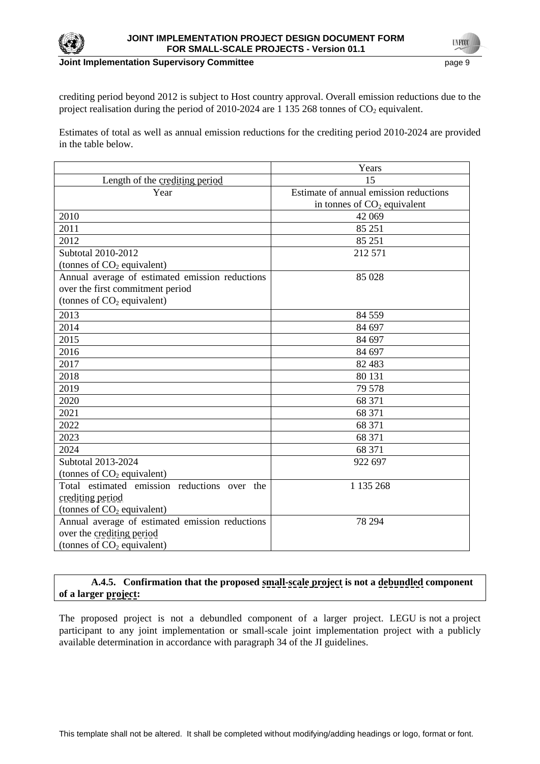crediting period beyond 2012 is subject to Host country approval. Overall emission reductions due to the project realisation during the period of 2010-2024 are 1 135 268 tonnes of $CO_2$ equivalent.

Estimates of total as well as annual emission reductions for the crediting period 2010-2024 are provided in the table below.

| | Years |
|---|---|
| Length of the crediting period | 15 |
| Year | Estimate of annual emission reductions in tonnes of $CO_2$ equivalent |
| 2010 | 42 069 |
| 2011 | 85 251 |
| 2012 | 85 251 |
| Subtotal 2010-2012 (tonnes of $CO_2$ equivalent) | 212 571 |
| Annual average of estimated emission reductions over the first commitment period (tonnes of $CO_2$ equivalent) | 85 028 |
| 2013 | 84 559 |
| 2014 | 84 697 |
| 2015 | 84 697 |
| 2016 | 84 697 |
| 2017 | 82 483 |
| 2018 | 80 131 |
| 2019 | 79 578 |
| 2020 | 68 371 |
| 2021 | 68 371 |
| 2022 | 68 371 |
| 2023 | 68 371 |
| 2024 | 68 371 |
| Subtotal 2013-2024 (tonnes of $CO_2$ equivalent) | 922 697 |
| Total estimated emission reductions over the crediting period (tonnes of $CO_2$ equivalent) | 1 135 268 |
| Annual average of estimated emission reductions over the crediting period (tonnes of $CO_2$ equivalent) | 78 294 |

### A.4.5. Confirmation that the proposed small-scale project is not a debundled component of a larger project:

The proposed project is not a debundled component of a larger project. LEGU is not a project participant to any joint implementation or small-scale joint implementation project with a publicly available determination in accordance with paragraph 34 of the JI guidelines.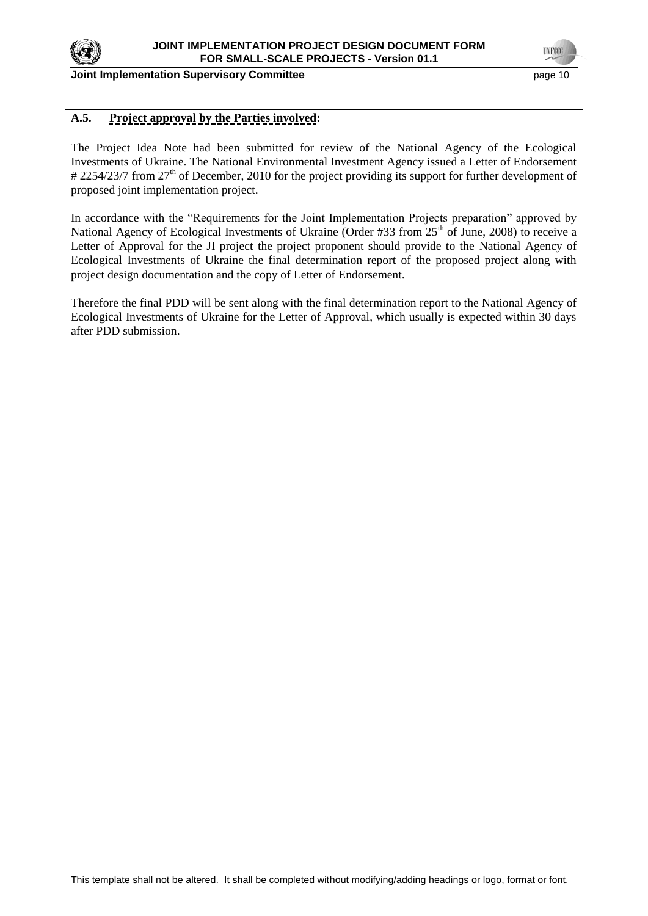## A.5. Project approval by the Parties involved:

The Project Idea Note had been submitted for review of the National Agency of the Ecological Investments of Ukraine. The National Environmental Investment Agency issued a Letter of Endorsement # 2254/23/7 from 27th of December, 2010 for the project providing its support for further development of proposed joint implementation project.

In accordance with the "Requirements for the Joint Implementation Projects preparation" approved by National Agency of Ecological Investments of Ukraine (Order #33 from 25th of June, 2008) to receive a Letter of Approval for the JI project the project proponent should provide to the National Agency of Ecological Investments of Ukraine the final determination report of the proposed project along with project design documentation and the copy of Letter of Endorsement.

Therefore the final PDD will be sent along with the final determination report to the National Agency of Ecological Investments of Ukraine for the Letter of Approval, which usually is expected within 30 days after PDD submission.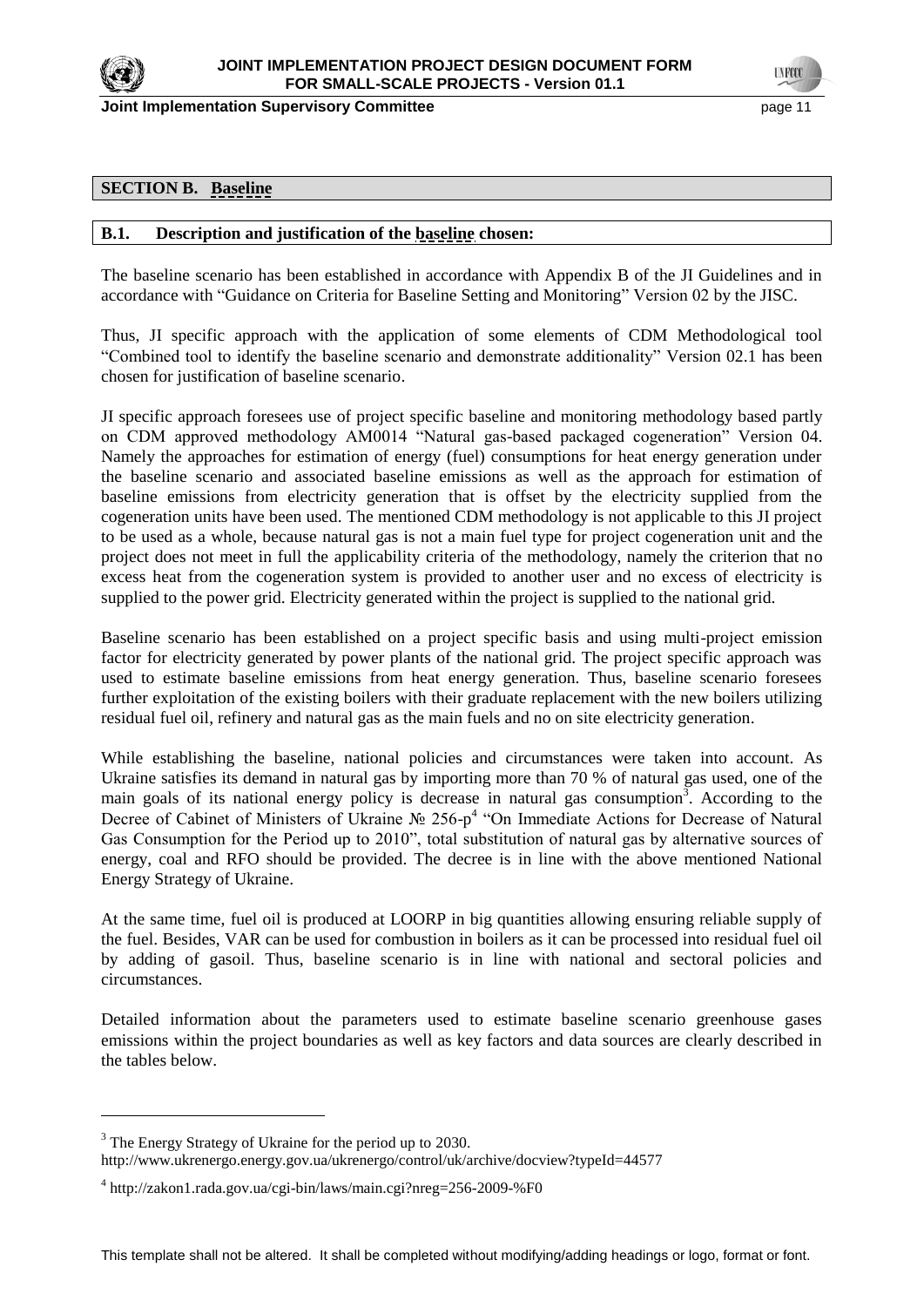## SECTION B. Baseline

### B.1. Description and justification of the baseline chosen:

The baseline scenario has been established in accordance with Appendix B of the JI Guidelines and in accordance with "Guidance on Criteria for Baseline Setting and Monitoring" Version 02 by the JISC.

Thus, JI specific approach with the application of some elements of CDM Methodological tool "Combined tool to identify the baseline scenario and demonstrate additionality" Version 02.1 has been chosen for justification of baseline scenario.

JI specific approach foresees use of project specific baseline and monitoring methodology based partly on CDM approved methodology AM0014 "Natural gas-based packaged cogeneration" Version 04. Namely the approaches for estimation of energy (fuel) consumptions for heat energy generation under the baseline scenario and associated baseline emissions as well as the approach for estimation of baseline emissions from electricity generation that is offset by the electricity supplied from the cogeneration units have been used. The mentioned CDM methodology is not applicable to this JI project to be used as a whole, because natural gas is not a main fuel type for project cogeneration unit and the project does not meet in full the applicability criteria of the methodology, namely the criterion that no excess heat from the cogeneration system is provided to another user and no excess of electricity is supplied to the power grid. Electricity generated within the project is supplied to the national grid.

Baseline scenario has been established on a project specific basis and using multi-project emission factor for electricity generated by power plants of the national grid. The project specific approach was used to estimate baseline emissions from heat energy generation. Thus, baseline scenario foresees further exploitation of the existing boilers with their graduate replacement with the new boilers utilizing residual fuel oil, refinery and natural gas as the main fuels and no on site electricity generation.

While establishing the baseline, national policies and circumstances were taken into account. As Ukraine satisfies its demand in natural gas by importing more than 70 % of natural gas used, one of the main goals of its national energy policy is decrease in natural gas consumption[3]. According to the Decree of Cabinet of Ministers of Ukraine № 256-р[4] "On Immediate Actions for Decrease of Natural Gas Consumption for the Period up to 2010", total substitution of natural gas by alternative sources of energy, coal and RFO should be provided. The decree is in line with the above mentioned National Energy Strategy of Ukraine.

At the same time, fuel oil is produced at LOORP in big quantities allowing ensuring reliable supply of the fuel. Besides, VAR can be used for combustion in boilers as it can be processed into residual fuel oil by adding of gasoil. Thus, baseline scenario is in line with national and sectoral policies and circumstances.

Detailed information about the parameters used to estimate baseline scenario greenhouse gases emissions within the project boundaries as well as key factors and data sources are clearly described in the tables below.

---

[3] The Energy Strategy of Ukraine for the period up to 2030. http://www.ukrenergo.energy.gov.ua/ukrenergo/control/uk/archive/docview?typeId=44577

[4] http://zakon1.rada.gov.ua/cgi-bin/laws/main.cgi?nreg=256-2009-%F0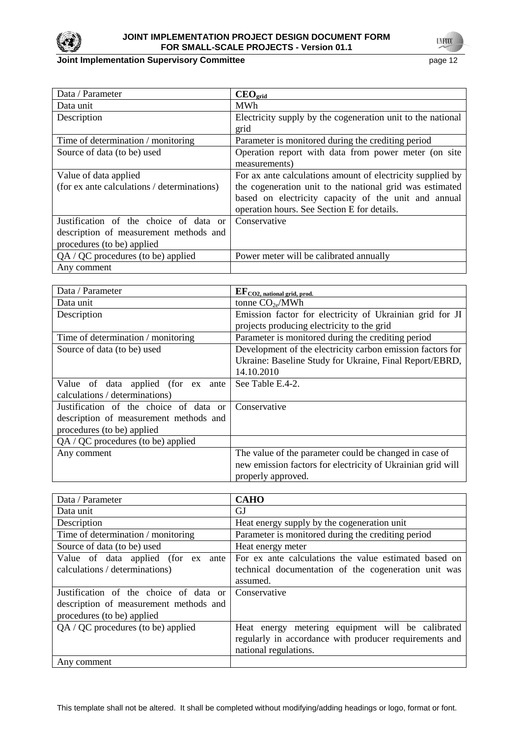| Data / Parameter | $CEO_{grid}$ |
|---|---|
| Data unit | MWh |
| Description | Electricity supply by the cogeneration unit to the national grid |
| Time of determination / monitoring | Parameter is monitored during the crediting period |
| Source of data (to be) used | Operation report with data from power meter (on site measurements) |
| Value of data applied (for ex ante calculations / determinations) | For ax ante calculations amount of electricity supplied by the cogeneration unit to the national grid was estimated based on electricity capacity of the unit and annual operation hours. See Section E for details. |
| Justification of the choice of data or description of measurement methods and procedures (to be) applied | Conservative |
| QA / QC procedures (to be) applied | Power meter will be calibrated annually |
| Any comment | |

| Data / Parameter | $EF_{CO2, national grid, prod.}$ |
|---|---|
| Data unit | tonne $CO_{2e}$/MWh |
| Description | Emission factor for electricity of Ukrainian grid for JI projects producing electricity to the grid |
| Time of determination / monitoring | Parameter is monitored during the crediting period |
| Source of data (to be) used | Development of the electricity carbon emission factors for Ukraine: Baseline Study for Ukraine, Final Report/EBRD, 14.10.2010 |
| Value of data applied (for ex ante calculations / determinations) | See Table E.4-2. |
| Justification of the choice of data or description of measurement methods and procedures (to be) applied | Conservative |
| QA / QC procedures (to be) applied | |
| Any comment | The value of the parameter could be changed in case of new emission factors for electricity of Ukrainian grid will properly approved. |

| Data / Parameter | **CAHO** |
|---|---|
| Data unit | GJ |
| Description | Heat energy supply by the cogeneration unit |
| Time of determination / monitoring | Parameter is monitored during the crediting period |
| Source of data (to be) used | Heat energy meter |
| Value of data applied (for ex ante calculations / determinations) | For ex ante calculations the value estimated based on technical documentation of the cogeneration unit was assumed. |
| Justification of the choice of data or description of measurement methods and procedures (to be) applied | Conservative |
| QA / QC procedures (to be) applied | Heat energy metering equipment will be calibrated regularly in accordance with producer requirements and national regulations. |
| Any comment | |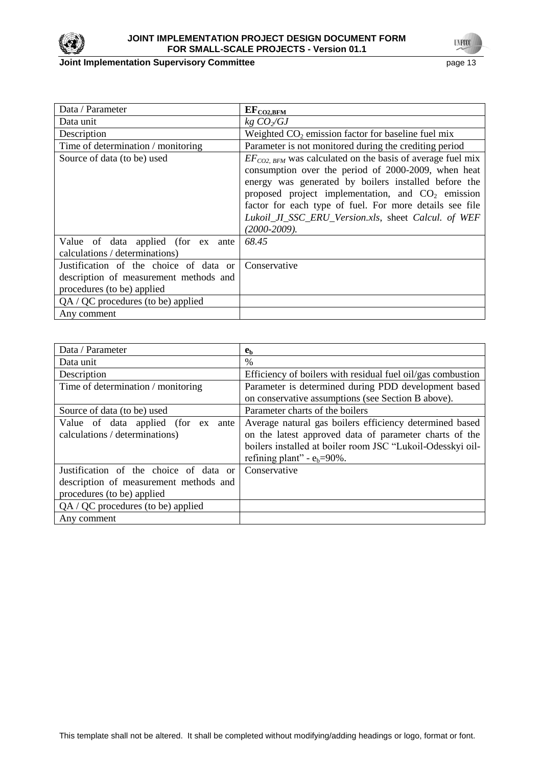| Data / Parameter | $EF_{CO2,BFM}$ |
|---|---|
| Data unit | *kg $CO_2$/GJ* |
| Description | Weighted $CO_2$ emission factor for baseline fuel mix |
| Time of determination / monitoring | Parameter is not monitored during the crediting period |
| Source of data (to be) used | $EF_{CO2,\ BFM}$ was calculated on the basis of average fuel mix consumption over the period of 2000-2009, when heat energy was generated by boilers installed before the proposed project implementation, and $CO_2$ emission factor for each type of fuel. For more details see file *Lukoil_JI_SSC_ERU_Version.xls*, sheet *Calcul. of WEF (2000-2009).* |
| Value of data applied (for ex ante calculations / determinations) | *68.45* |
| Justification of the choice of data or description of measurement methods and procedures (to be) applied | Conservative |
| QA / QC procedures (to be) applied | |
| Any comment | |

| Data / Parameter | $e_b$ |
|---|---|
| Data unit | % |
| Description | Efficiency of boilers with residual fuel oil/gas combustion |
| Time of determination / monitoring | Parameter is determined during PDD development based on conservative assumptions (see Section B above). |
| Source of data (to be) used | Parameter charts of the boilers |
| Value of data applied (for ex ante calculations / determinations) | Average natural gas boilers efficiency determined based on the latest approved data of parameter charts of the boilers installed at boiler room JSC "Lukoil-Odesskyi oil-refining plant" - $e_b$=90%. |
| Justification of the choice of data or description of measurement methods and procedures (to be) applied | Conservative |
| QA / QC procedures (to be) applied | |
| Any comment | |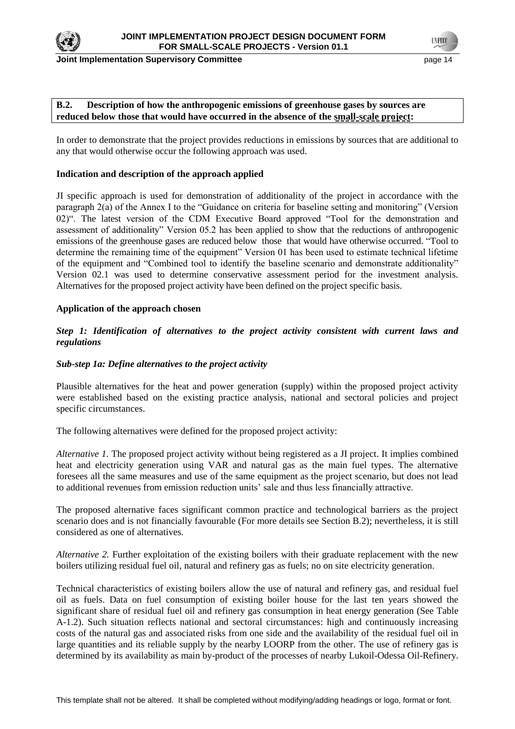**B.2. Description of how the anthropogenic emissions of greenhouse gases by sources are reduced below those that would have occurred in the absence of the small-scale project:**

In order to demonstrate that the project provides reductions in emissions by sources that are additional to any that would otherwise occur the following approach was used.

**Indication and description of the approach applied**

JI specific approach is used for demonstration of additionality of the project in accordance with the paragraph 2(a) of the Annex I to the "Guidance on criteria for baseline setting and monitoring" (Version 02)". The latest version of the CDM Executive Board approved "Tool for the demonstration and assessment of additionality" Version 05.2 has been applied to show that the reductions of anthropogenic emissions of the greenhouse gases are reduced below those that would have otherwise occurred. "Tool to determine the remaining time of the equipment" Version 01 has been used to estimate technical lifetime of the equipment and "Combined tool to identify the baseline scenario and demonstrate additionality" Version 02.1 was used to determine conservative assessment period for the investment analysis. Alternatives for the proposed project activity have been defined on the project specific basis.

**Application of the approach chosen**

***Step 1: Identification of alternatives to the project activity consistent with current laws and regulations***

***Sub-step 1a: Define alternatives to the project activity***

Plausible alternatives for the heat and power generation (supply) within the proposed project activity were established based on the existing practice analysis, national and sectoral policies and project specific circumstances.

The following alternatives were defined for the proposed project activity:

*Alternative 1.* The proposed project activity without being registered as a JI project. It implies combined heat and electricity generation using VAR and natural gas as the main fuel types. The alternative foresees all the same measures and use of the same equipment as the project scenario, but does not lead to additional revenues from emission reduction units' sale and thus less financially attractive.

The proposed alternative faces significant common practice and technological barriers as the project scenario does and is not financially favourable (For more details see Section B.2); nevertheless, it is still considered as one of alternatives.

*Alternative 2.* Further exploitation of the existing boilers with their graduate replacement with the new boilers utilizing residual fuel oil, natural and refinery gas as fuels; no on site electricity generation.

Technical characteristics of existing boilers allow the use of natural and refinery gas, and residual fuel oil as fuels. Data on fuel consumption of existing boiler house for the last ten years showed the significant share of residual fuel oil and refinery gas consumption in heat energy generation (See Table A-1.2). Such situation reflects national and sectoral circumstances: high and continuously increasing costs of the natural gas and associated risks from one side and the availability of the residual fuel oil in large quantities and its reliable supply by the nearby LOORP from the other. The use of refinery gas is determined by its availability as main by-product of the processes of nearby Lukoil-Odessa Oil-Refinery.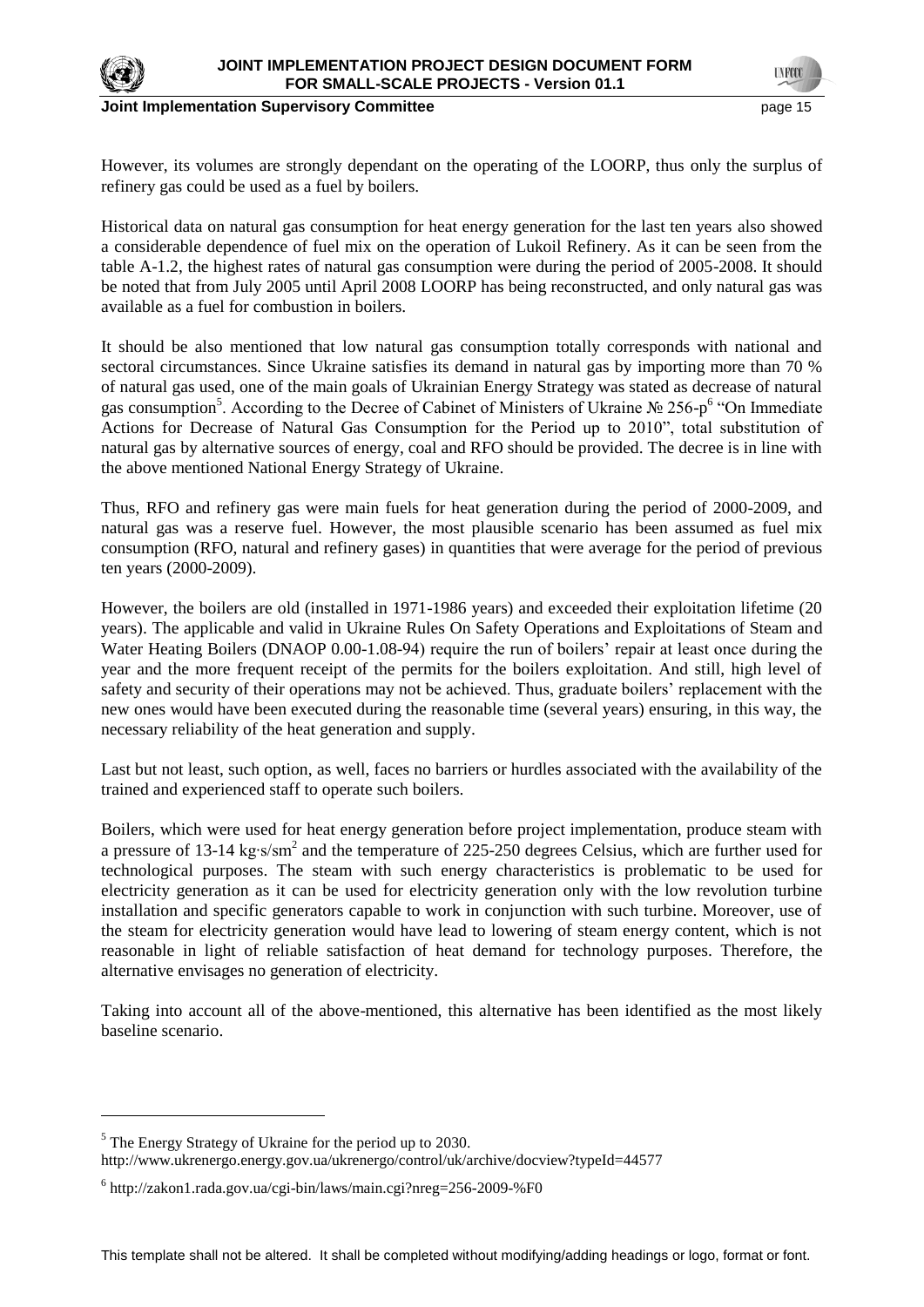However, its volumes are strongly dependant on the operating of the LOORP, thus only the surplus of refinery gas could be used as a fuel by boilers.

Historical data on natural gas consumption for heat energy generation for the last ten years also showed a considerable dependence of fuel mix on the operation of Lukoil Refinery. As it can be seen from the table A-1.2, the highest rates of natural gas consumption were during the period of 2005-2008. It should be noted that from July 2005 until April 2008 LOORP has being reconstructed, and only natural gas was available as a fuel for combustion in boilers.

It should be also mentioned that low natural gas consumption totally corresponds with national and sectoral circumstances. Since Ukraine satisfies its demand in natural gas by importing more than 70 % of natural gas used, one of the main goals of Ukrainian Energy Strategy was stated as decrease of natural gas consumption[5]. According to the Decree of Cabinet of Ministers of Ukraine № 256-р[6] "On Immediate Actions for Decrease of Natural Gas Consumption for the Period up to 2010", total substitution of natural gas by alternative sources of energy, coal and RFO should be provided. The decree is in line with the above mentioned National Energy Strategy of Ukraine.

Thus, RFO and refinery gas were main fuels for heat generation during the period of 2000-2009, and natural gas was a reserve fuel. However, the most plausible scenario has been assumed as fuel mix consumption (RFO, natural and refinery gases) in quantities that were average for the period of previous ten years (2000-2009).

However, the boilers are old (installed in 1971-1986 years) and exceeded their exploitation lifetime (20 years). The applicable and valid in Ukraine Rules On Safety Operations and Exploitations of Steam and Water Heating Boilers (DNAOP 0.00-1.08-94) require the run of boilers' repair at least once during the year and the more frequent receipt of the permits for the boilers exploitation. And still, high level of safety and security of their operations may not be achieved. Thus, graduate boilers' replacement with the new ones would have been executed during the reasonable time (several years) ensuring, in this way, the necessary reliability of the heat generation and supply.

Last but not least, such option, as well, faces no barriers or hurdles associated with the availability of the trained and experienced staff to operate such boilers.

Boilers, which were used for heat energy generation before project implementation, produce steam with a pressure of 13-14 $kg \cdot s/sm^2$ and the temperature of 225-250 degrees Celsius, which are further used for technological purposes. The steam with such energy characteristics is problematic to be used for electricity generation as it can be used for electricity generation only with the low revolution turbine installation and specific generators capable to work in conjunction with such turbine. Moreover, use of the steam for electricity generation would have lead to lowering of steam energy content, which is not reasonable in light of reliable satisfaction of heat demand for technology purposes. Therefore, the alternative envisages no generation of electricity.

Taking into account all of the above-mentioned, this alternative has been identified as the most likely baseline scenario.

---

[5] The Energy Strategy of Ukraine for the period up to 2030.
http://www.ukrenergo.energy.gov.ua/ukrenergo/control/uk/archive/docview?typeId=44577

[6] http://zakon1.rada.gov.ua/cgi-bin/laws/main.cgi?nreg=256-2009-%F0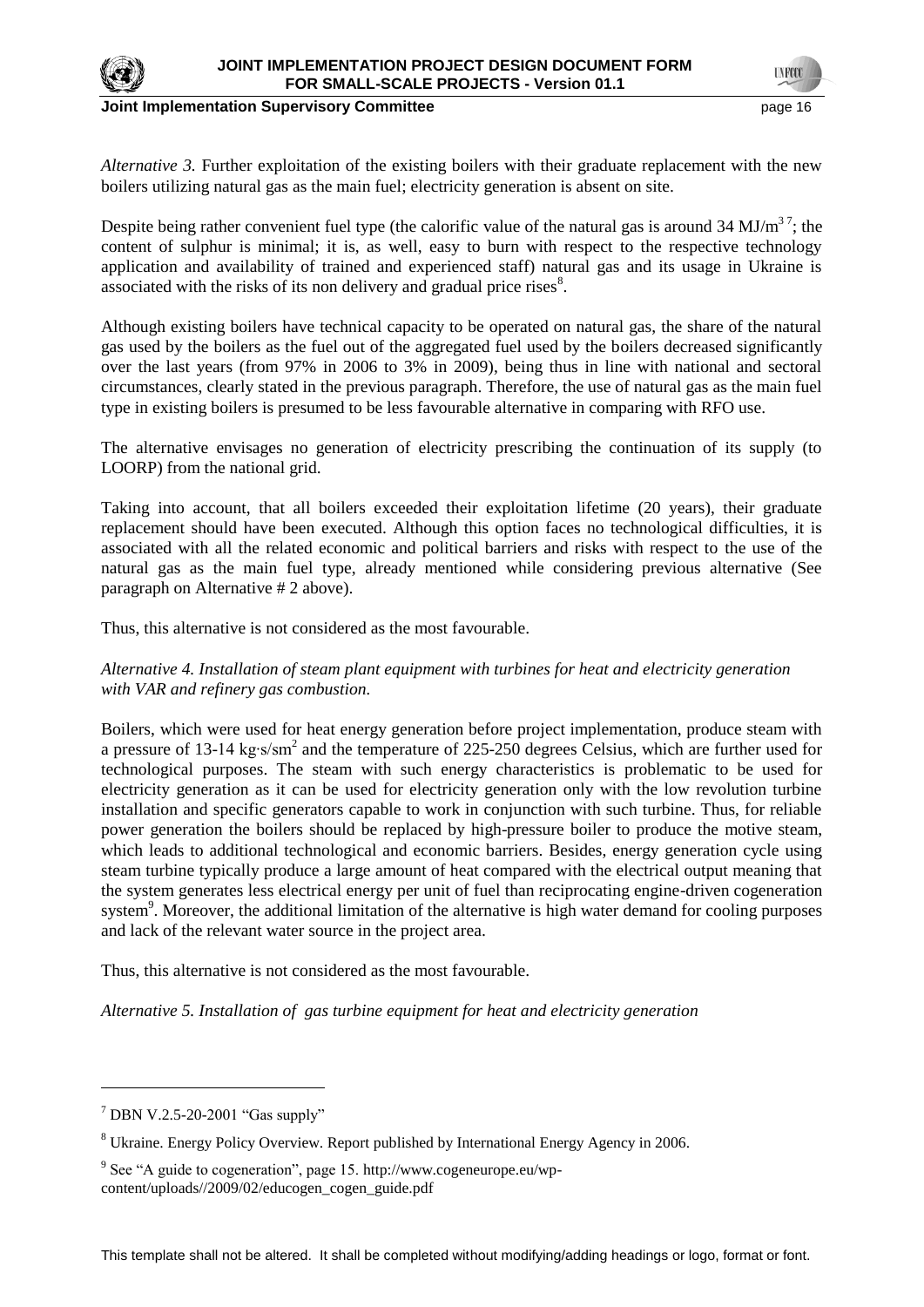*Alternative 3.* Further exploitation of the existing boilers with their graduate replacement with the new boilers utilizing natural gas as the main fuel; electricity generation is absent on site.

Despite being rather convenient fuel type (the calorific value of the natural gas is around 34 $MJ/m^3$ [7]; the content of sulphur is minimal; it is, as well, easy to burn with respect to the respective technology application and availability of trained and experienced staff) natural gas and its usage in Ukraine is associated with the risks of its non delivery and gradual price rises[8].

Although existing boilers have technical capacity to be operated on natural gas, the share of the natural gas used by the boilers as the fuel out of the aggregated fuel used by the boilers decreased significantly over the last years (from 97% in 2006 to 3% in 2009), being thus in line with national and sectoral circumstances, clearly stated in the previous paragraph. Therefore, the use of natural gas as the main fuel type in existing boilers is presumed to be less favourable alternative in comparing with RFO use.

The alternative envisages no generation of electricity prescribing the continuation of its supply (to LOORP) from the national grid.

Taking into account, that all boilers exceeded their exploitation lifetime (20 years), their graduate replacement should have been executed. Although this option faces no technological difficulties, it is associated with all the related economic and political barriers and risks with respect to the use of the natural gas as the main fuel type, already mentioned while considering previous alternative (See paragraph on Alternative # 2 above).

Thus, this alternative is not considered as the most favourable.

*Alternative 4. Installation of steam plant equipment with turbines for heat and electricity generation with VAR and refinery gas combustion.*

Boilers, which were used for heat energy generation before project implementation, produce steam with a pressure of 13-14 $kg{\cdot}s/sm^2$ and the temperature of 225-250 degrees Celsius, which are further used for technological purposes. The steam with such energy characteristics is problematic to be used for electricity generation as it can be used for electricity generation only with the low revolution turbine installation and specific generators capable to work in conjunction with such turbine. Thus, for reliable power generation the boilers should be replaced by high-pressure boiler to produce the motive steam, which leads to additional technological and economic barriers. Besides, energy generation cycle using steam turbine typically produce a large amount of heat compared with the electrical output meaning that the system generates less electrical energy per unit of fuel than reciprocating engine-driven cogeneration system[9]. Moreover, the additional limitation of the alternative is high water demand for cooling purposes and lack of the relevant water source in the project area.

Thus, this alternative is not considered as the most favourable.

*Alternative 5. Installation of gas turbine equipment for heat and electricity generation*

---

[7] DBN V.2.5-20-2001 "Gas supply"

[8] Ukraine. Energy Policy Overview. Report published by International Energy Agency in 2006.

[9] See "A guide to cogeneration", page 15. http://www.cogeneurope.eu/wp-content/uploads//2009/02/educogen_cogen_guide.pdf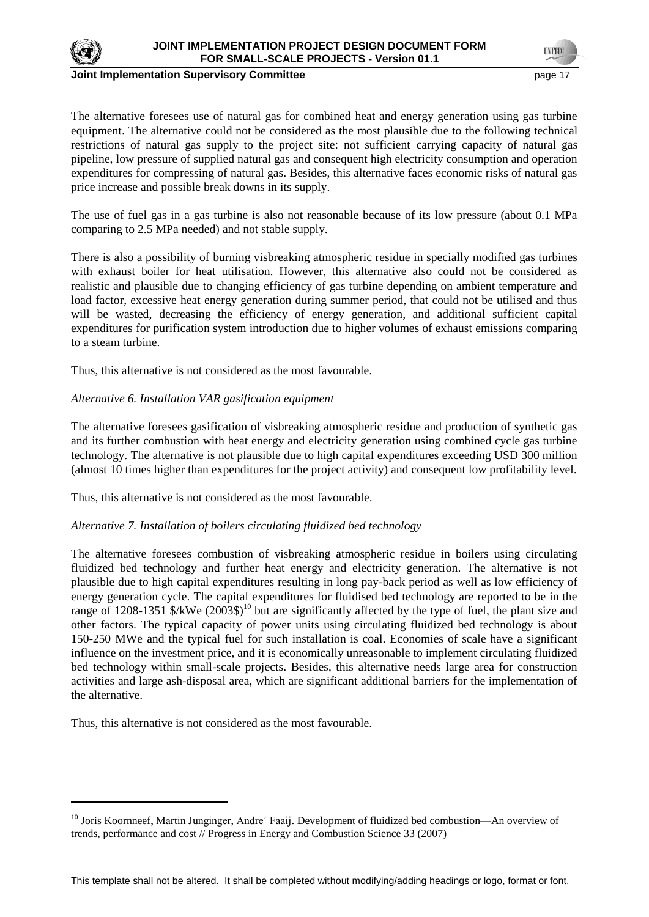The alternative foresees use of natural gas for combined heat and energy generation using gas turbine equipment. The alternative could not be considered as the most plausible due to the following technical restrictions of natural gas supply to the project site: not sufficient carrying capacity of natural gas pipeline, low pressure of supplied natural gas and consequent high electricity consumption and operation expenditures for compressing of natural gas. Besides, this alternative faces economic risks of natural gas price increase and possible break downs in its supply.

The use of fuel gas in a gas turbine is also not reasonable because of its low pressure (about 0.1 MPa comparing to 2.5 MPa needed) and not stable supply.

There is also a possibility of burning visbreaking atmospheric residue in specially modified gas turbines with exhaust boiler for heat utilisation. However, this alternative also could not be considered as realistic and plausible due to changing efficiency of gas turbine depending on ambient temperature and load factor, excessive heat energy generation during summer period, that could not be utilised and thus will be wasted, decreasing the efficiency of energy generation, and additional sufficient capital expenditures for purification system introduction due to higher volumes of exhaust emissions comparing to a steam turbine.

Thus, this alternative is not considered as the most favourable.

*Alternative 6. Installation VAR gasification equipment*

The alternative foresees gasification of visbreaking atmospheric residue and production of synthetic gas and its further combustion with heat energy and electricity generation using combined cycle gas turbine technology. The alternative is not plausible due to high capital expenditures exceeding USD 300 million (almost 10 times higher than expenditures for the project activity) and consequent low profitability level.

Thus, this alternative is not considered as the most favourable.

*Alternative 7. Installation of boilers circulating fluidized bed technology*

The alternative foresees combustion of visbreaking atmospheric residue in boilers using circulating fluidized bed technology and further heat energy and electricity generation. The alternative is not plausible due to high capital expenditures resulting in long pay-back period as well as low efficiency of energy generation cycle. The capital expenditures for fluidised bed technology are reported to be in the range of 1208-1351 $/kWe (2003$)[10] but are significantly affected by the type of fuel, the plant size and other factors. The typical capacity of power units using circulating fluidized bed technology is about 150-250 MWe and the typical fuel for such installation is coal. Economies of scale have a significant influence on the investment price, and it is economically unreasonable to implement circulating fluidized bed technology within small-scale projects. Besides, this alternative needs large area for construction activities and large ash-disposal area, which are significant additional barriers for the implementation of the alternative.

Thus, this alternative is not considered as the most favourable.

---

[10] Joris Koornneef, Martin Junginger, Andre´ Faaij. Development of fluidized bed combustion—An overview of trends, performance and cost // Progress in Energy and Combustion Science 33 (2007)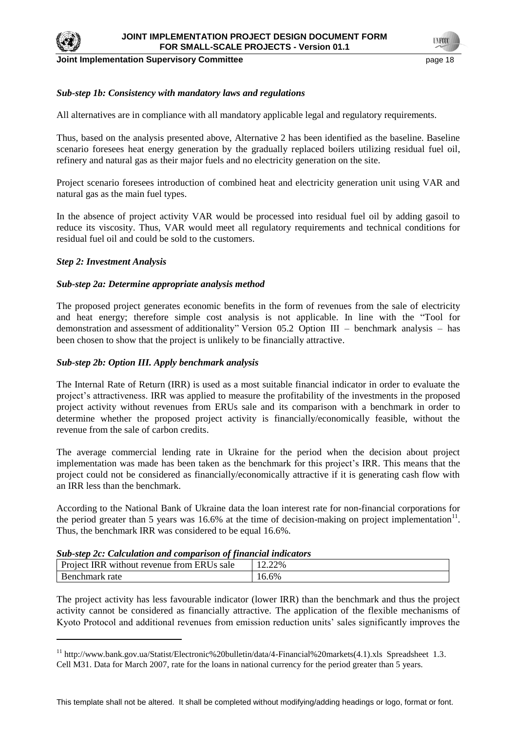*Sub-step 1b: Consistency with mandatory laws and regulations*

All alternatives are in compliance with all mandatory applicable legal and regulatory requirements.

Thus, based on the analysis presented above, Alternative 2 has been identified as the baseline. Baseline scenario foresees heat energy generation by the gradually replaced boilers utilizing residual fuel oil, refinery and natural gas as their major fuels and no electricity generation on the site.

Project scenario foresees introduction of combined heat and electricity generation unit using VAR and natural gas as the main fuel types.

In the absence of project activity VAR would be processed into residual fuel oil by adding gasoil to reduce its viscosity. Thus, VAR would meet all regulatory requirements and technical conditions for residual fuel oil and could be sold to the customers.

*Step 2: Investment Analysis*

*Sub-step 2a: Determine appropriate analysis method*

The proposed project generates economic benefits in the form of revenues from the sale of electricity and heat energy; therefore simple cost analysis is not applicable. In line with the "Tool for demonstration and assessment of additionality" Version 05.2 Option III – benchmark analysis – has been chosen to show that the project is unlikely to be financially attractive.

*Sub-step 2b: Option III. Apply benchmark analysis*

The Internal Rate of Return (IRR) is used as a most suitable financial indicator in order to evaluate the project's attractiveness. IRR was applied to measure the profitability of the investments in the proposed project activity without revenues from ERUs sale and its comparison with a benchmark in order to determine whether the proposed project activity is financially/economically feasible, without the revenue from the sale of carbon credits.

The average commercial lending rate in Ukraine for the period when the decision about project implementation was made has been taken as the benchmark for this project's IRR. This means that the project could not be considered as financially/economically attractive if it is generating cash flow with an IRR less than the benchmark.

According to the National Bank of Ukraine data the loan interest rate for non-financial corporations for the period greater than 5 years was 16.6% at the time of decision-making on project implementation[11]. Thus, the benchmark IRR was considered to be equal 16.6%.

*Sub-step 2c: Calculation and comparison of financial indicators*

| Project IRR without revenue from ERUs sale | 12.22% |
|---|---|
| Benchmark rate | 16.6% |

The project activity has less favourable indicator (lower IRR) than the benchmark and thus the project activity cannot be considered as financially attractive. The application of the flexible mechanisms of Kyoto Protocol and additional revenues from emission reduction units' sales significantly improves the

[11] http://www.bank.gov.ua/Statist/Electronic%20bulletin/data/4-Financial%20markets(4.1).xls Spreadsheet 1.3. Cell M31. Data for March 2007, rate for the loans in national currency for the period greater than 5 years.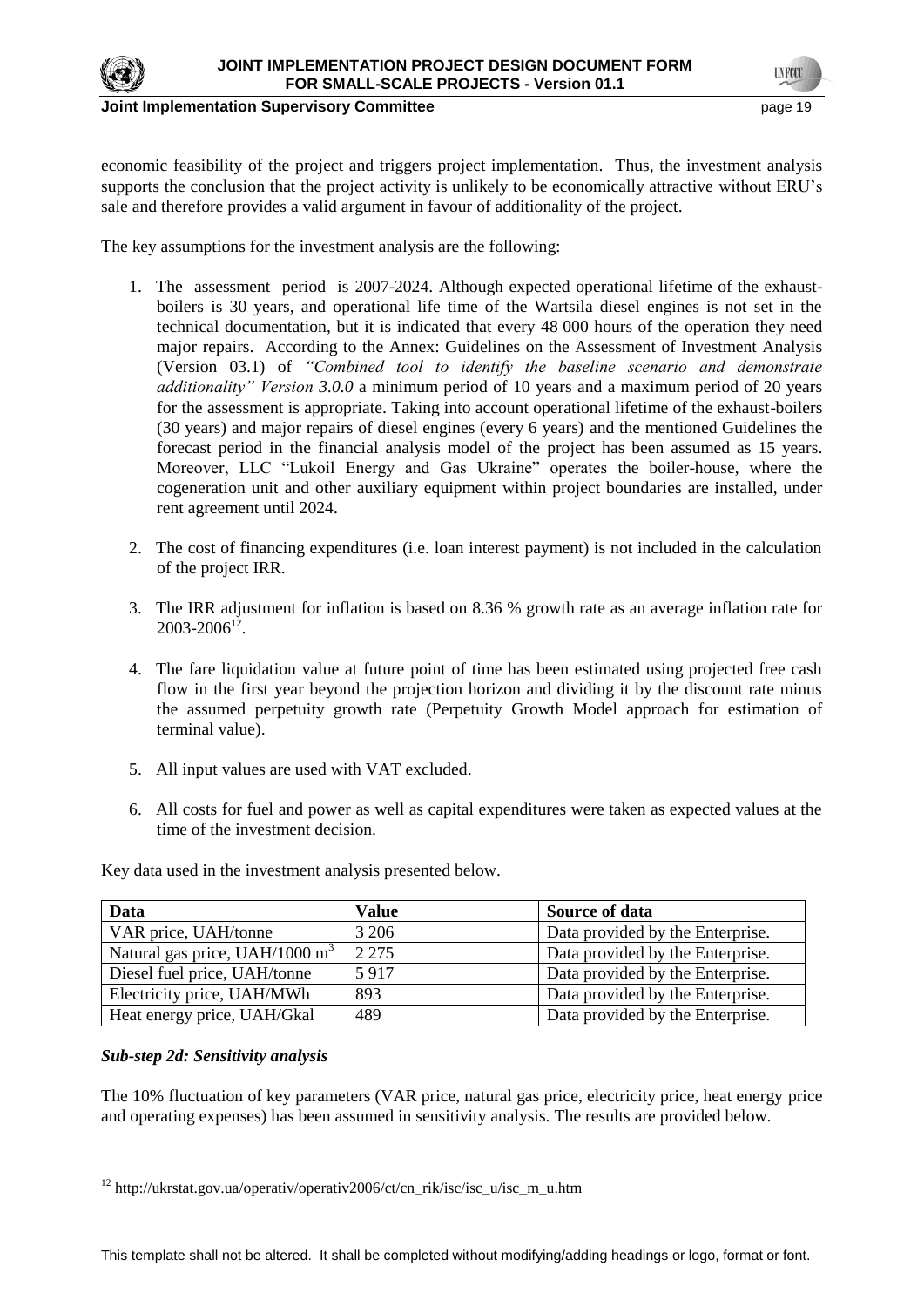economic feasibility of the project and triggers project implementation. Thus, the investment analysis supports the conclusion that the project activity is unlikely to be economically attractive without ERU's sale and therefore provides a valid argument in favour of additionality of the project.

The key assumptions for the investment analysis are the following:

1. The assessment period is 2007-2024. Although expected operational lifetime of the exhaust-boilers is 30 years, and operational life time of the Wartsila diesel engines is not set in the technical documentation, but it is indicated that every 48 000 hours of the operation they need major repairs. According to the Annex: Guidelines on the Assessment of Investment Analysis (Version 03.1) of *"Combined tool to identify the baseline scenario and demonstrate additionality" Version 3.0.0* a minimum period of 10 years and a maximum period of 20 years for the assessment is appropriate. Taking into account operational lifetime of the exhaust-boilers (30 years) and major repairs of diesel engines (every 6 years) and the mentioned Guidelines the forecast period in the financial analysis model of the project has been assumed as 15 years. Moreover, LLC "Lukoil Energy and Gas Ukraine" operates the boiler-house, where the cogeneration unit and other auxiliary equipment within project boundaries are installed, under rent agreement until 2024.

2. The cost of financing expenditures (i.e. loan interest payment) is not included in the calculation of the project IRR.

3. The IRR adjustment for inflation is based on 8.36 % growth rate as an average inflation rate for 2003-2006[12].

4. The fare liquidation value at future point of time has been estimated using projected free cash flow in the first year beyond the projection horizon and dividing it by the discount rate minus the assumed perpetuity growth rate (Perpetuity Growth Model approach for estimation of terminal value).

5. All input values are used with VAT excluded.

6. All costs for fuel and power as well as capital expenditures were taken as expected values at the time of the investment decision.

Key data used in the investment analysis presented below.

| Data | Value | Source of data |
|---|---|---|
| VAR price, UAH/tonne | 3 206 | Data provided by the Enterprise. |
| Natural gas price, UAH/1000 $m^3$ | 2 275 | Data provided by the Enterprise. |
| Diesel fuel price, UAH/tonne | 5 917 | Data provided by the Enterprise. |
| Electricity price, UAH/MWh | 893 | Data provided by the Enterprise. |
| Heat energy price, UAH/Gkal | 489 | Data provided by the Enterprise. |

***Sub-step 2d: Sensitivity analysis***

The 10% fluctuation of key parameters (VAR price, natural gas price, electricity price, heat energy price and operating expenses) has been assumed in sensitivity analysis. The results are provided below.

[12] http://ukrstat.gov.ua/operativ/operativ2006/ct/cn_rik/isc/isc_u/isc_m_u.htm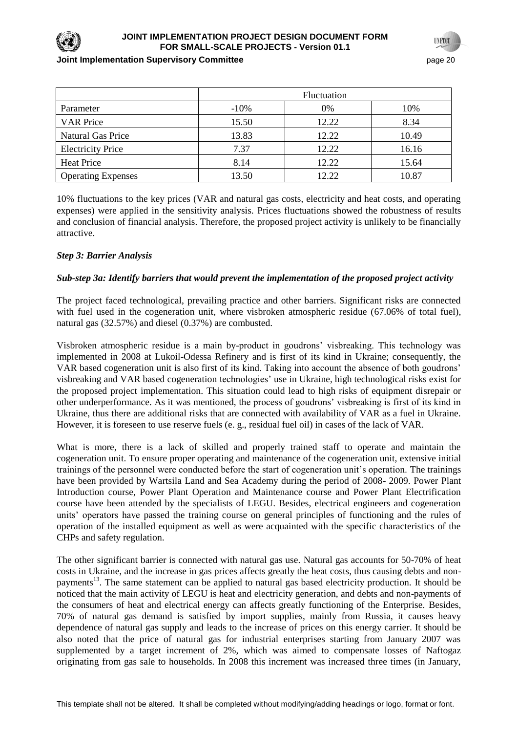| | Fluctuation | | |
|---|---|---|---|
| Parameter | -10% | 0% | 10% |
| VAR Price | 15.50 | 12.22 | 8.34 |
| Natural Gas Price | 13.83 | 12.22 | 10.49 |
| Electricity Price | 7.37 | 12.22 | 16.16 |
| Heat Price | 8.14 | 12.22 | 15.64 |
| Operating Expenses | 13.50 | 12.22 | 10.87 |

10% fluctuations to the key prices (VAR and natural gas costs, electricity and heat costs, and operating expenses) were applied in the sensitivity analysis. Prices fluctuations showed the robustness of results and conclusion of financial analysis. Therefore, the proposed project activity is unlikely to be financially attractive.

***Step 3: Barrier Analysis***

***Sub-step 3a: Identify barriers that would prevent the implementation of the proposed project activity***

The project faced technological, prevailing practice and other barriers. Significant risks are connected with fuel used in the cogeneration unit, where visbroken atmospheric residue (67.06% of total fuel), natural gas (32.57%) and diesel (0.37%) are combusted.

Visbroken atmospheric residue is a main by-product in goudrons' visbreaking. This technology was implemented in 2008 at Lukoil-Odessa Refinery and is first of its kind in Ukraine; consequently, the VAR based cogeneration unit is also first of its kind. Taking into account the absence of both goudrons' visbreaking and VAR based cogeneration technologies' use in Ukraine, high technological risks exist for the proposed project implementation. This situation could lead to high risks of equipment disrepair or other underperformance. As it was mentioned, the process of goudrons' visbreaking is first of its kind in Ukraine, thus there are additional risks that are connected with availability of VAR as a fuel in Ukraine. However, it is foreseen to use reserve fuels (e. g., residual fuel oil) in cases of the lack of VAR.

What is more, there is a lack of skilled and properly trained staff to operate and maintain the cogeneration unit. To ensure proper operating and maintenance of the cogeneration unit, extensive initial trainings of the personnel were conducted before the start of cogeneration unit's operation. The trainings have been provided by Wartsila Land and Sea Academy during the period of 2008- 2009. Power Plant Introduction course, Power Plant Operation and Maintenance course and Power Plant Electrification course have been attended by the specialists of LEGU. Besides, electrical engineers and cogeneration units' operators have passed the training course on general principles of functioning and the rules of operation of the installed equipment as well as were acquainted with the specific characteristics of the CHPs and safety regulation.

The other significant barrier is connected with natural gas use. Natural gas accounts for 50-70% of heat costs in Ukraine, and the increase in gas prices affects greatly the heat costs, thus causing debts and non-payments[13]. The same statement can be applied to natural gas based electricity production. It should be noticed that the main activity of LEGU is heat and electricity generation, and debts and non-payments of the consumers of heat and electrical energy can affects greatly functioning of the Enterprise. Besides, 70% of natural gas demand is satisfied by import supplies, mainly from Russia, it causes heavy dependence of natural gas supply and leads to the increase of prices on this energy carrier. It should be also noted that the price of natural gas for industrial enterprises starting from January 2007 was supplemented by a target increment of 2%, which was aimed to compensate losses of Naftogaz originating from gas sale to households. In 2008 this increment was increased three times (in January,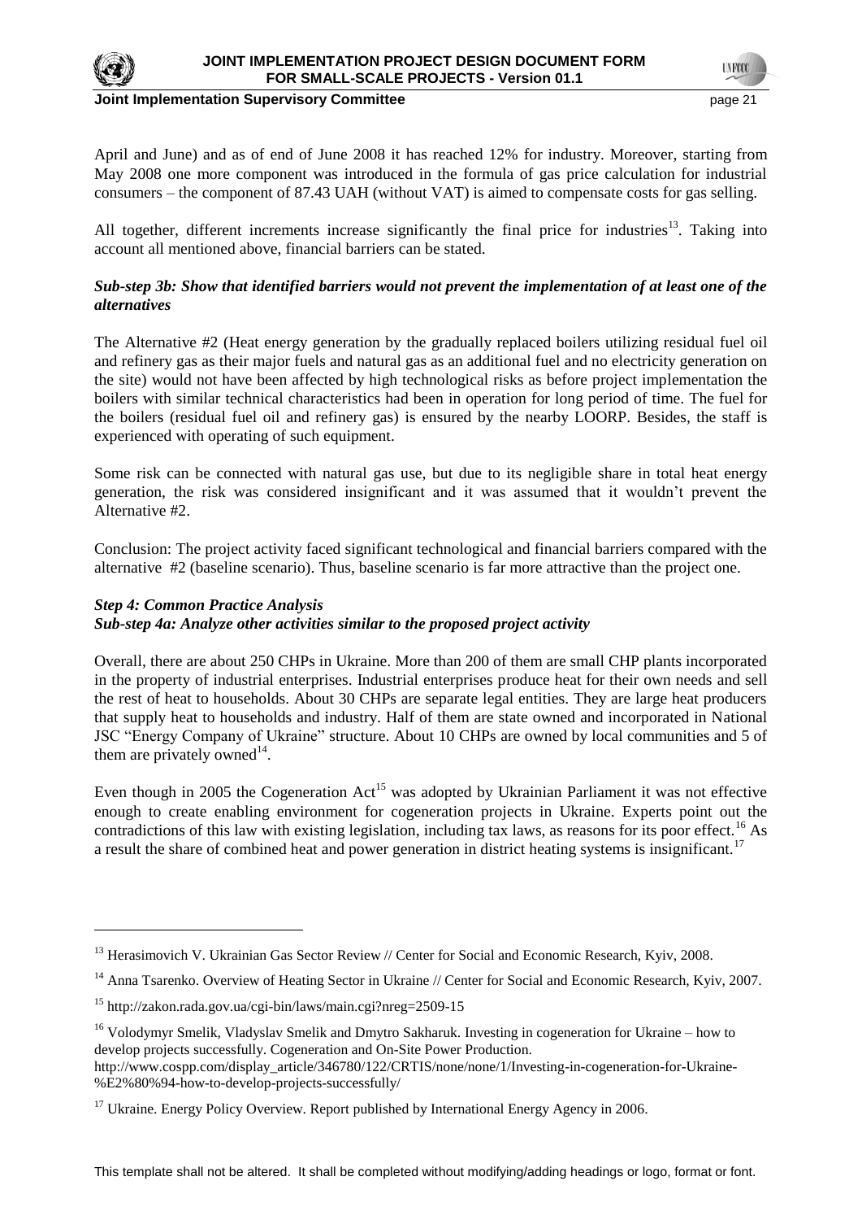April and June) and as of end of June 2008 it has reached 12% for industry. Moreover, starting from May 2008 one more component was introduced in the formula of gas price calculation for industrial consumers – the component of 87.43 UAH (without VAT) is aimed to compensate costs for gas selling.

All together, different increments increase significantly the final price for industries[13]. Taking into account all mentioned above, financial barriers can be stated.

***Sub-step 3b: Show that identified barriers would not prevent the implementation of at least one of the alternatives***

The Alternative #2 (Heat energy generation by the gradually replaced boilers utilizing residual fuel oil and refinery gas as their major fuels and natural gas as an additional fuel and no electricity generation on the site) would not have been affected by high technological risks as before project implementation the boilers with similar technical characteristics had been in operation for long period of time. The fuel for the boilers (residual fuel oil and refinery gas) is ensured by the nearby LOORP. Besides, the staff is experienced with operating of such equipment.

Some risk can be connected with natural gas use, but due to its negligible share in total heat energy generation, the risk was considered insignificant and it was assumed that it wouldn't prevent the Alternative #2.

Conclusion: The project activity faced significant technological and financial barriers compared with the alternative #2 (baseline scenario). Thus, baseline scenario is far more attractive than the project one.

***Step 4: Common Practice Analysis***
***Sub-step 4a: Analyze other activities similar to the proposed project activity***

Overall, there are about 250 CHPs in Ukraine. More than 200 of them are small CHP plants incorporated in the property of industrial enterprises. Industrial enterprises produce heat for their own needs and sell the rest of heat to households. About 30 CHPs are separate legal entities. They are large heat producers that supply heat to households and industry. Half of them are state owned and incorporated in National JSC "Energy Company of Ukraine" structure. About 10 CHPs are owned by local communities and 5 of them are privately owned[14].

Even though in 2005 the Cogeneration Act[15] was adopted by Ukrainian Parliament it was not effective enough to create enabling environment for cogeneration projects in Ukraine. Experts point out the contradictions of this law with existing legislation, including tax laws, as reasons for its poor effect.[16] As a result the share of combined heat and power generation in district heating systems is insignificant.[17]

---

[13] Herasimovich V. Ukrainian Gas Sector Review // Center for Social and Economic Research, Kyiv, 2008.

[14] Anna Tsarenko. Overview of Heating Sector in Ukraine // Center for Social and Economic Research, Kyiv, 2007.

[15] http://zakon.rada.gov.ua/cgi-bin/laws/main.cgi?nreg=2509-15

[16] Volodymyr Smelik, Vladyslav Smelik and Dmytro Sakharuk. Investing in cogeneration for Ukraine – how to develop projects successfully. Cogeneration and On-Site Power Production. http://www.cospp.com/display_article/346780/122/CRTIS/none/none/1/Investing-in-cogeneration-for-Ukraine-%E2%80%94-how-to-develop-projects-successfully/

[17] Ukraine. Energy Policy Overview. Report published by International Energy Agency in 2006.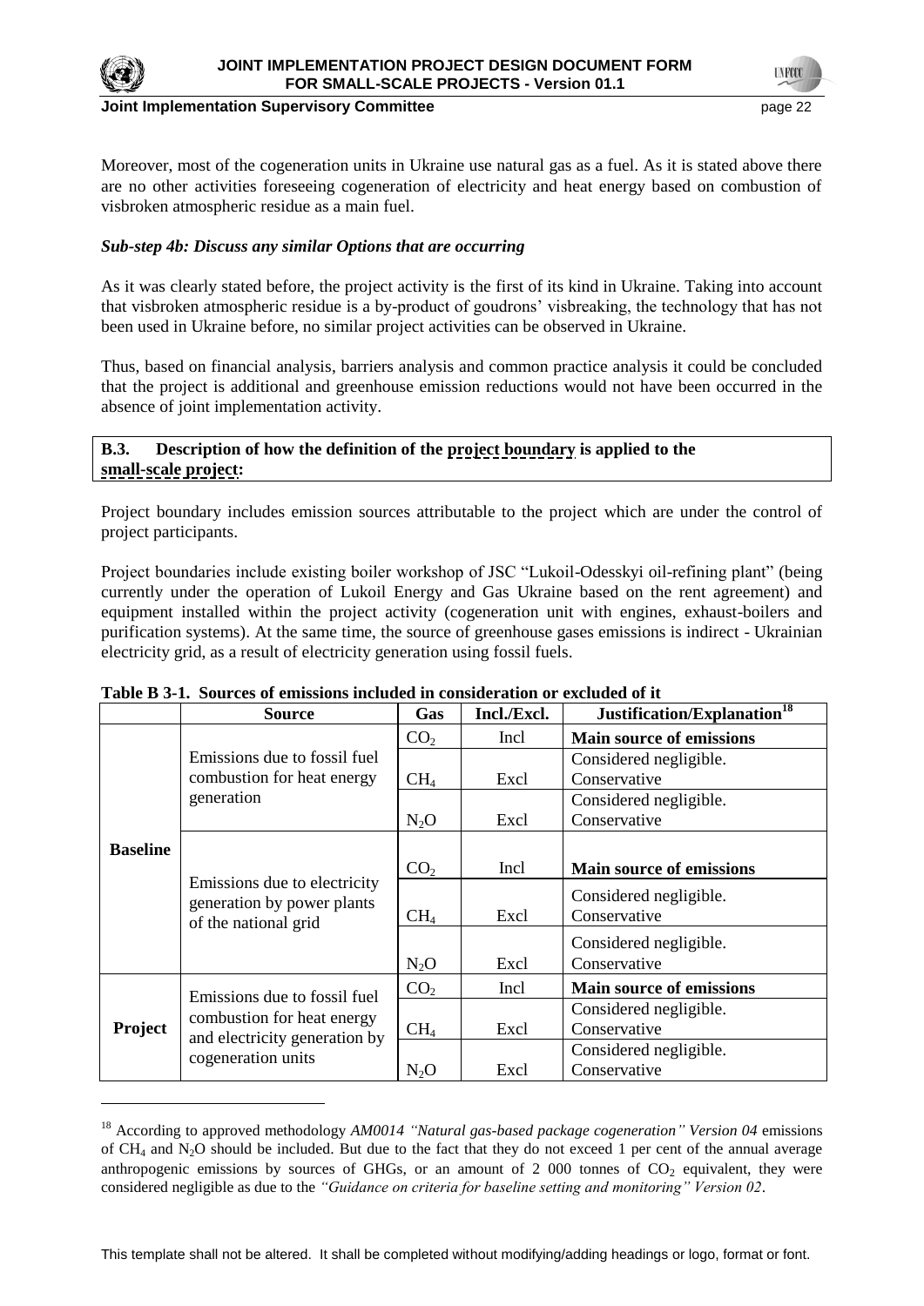Moreover, most of the cogeneration units in Ukraine use natural gas as a fuel. As it is stated above there are no other activities foreseeing cogeneration of electricity and heat energy based on combustion of visbroken atmospheric residue as a main fuel.

***Sub-step 4b: Discuss any similar Options that are occurring***

As it was clearly stated before, the project activity is the first of its kind in Ukraine. Taking into account that visbroken atmospheric residue is a by-product of goudrons' visbreaking, the technology that has not been used in Ukraine before, no similar project activities can be observed in Ukraine.

Thus, based on financial analysis, barriers analysis and common practice analysis it could be concluded that the project is additional and greenhouse emission reductions would not have been occurred in the absence of joint implementation activity.

**B.3. Description of how the definition of the project boundary is applied to the small-scale project:**

Project boundary includes emission sources attributable to the project which are under the control of project participants.

Project boundaries include existing boiler workshop of JSC "Lukoil-Odesskyi oil-refining plant" (being currently under the operation of Lukoil Energy and Gas Ukraine based on the rent agreement) and equipment installed within the project activity (cogeneration unit with engines, exhaust-boilers and purification systems). At the same time, the source of greenhouse gases emissions is indirect - Ukrainian electricity grid, as a result of electricity generation using fossil fuels.

**Table B 3-1. Sources of emissions included in consideration or excluded of it**

| | Source | Gas | Incl./Excl. | Justification/Explanation[18] |
|---|---|---|---|---|
| **Baseline** | Emissions due to fossil fuel combustion for heat energy generation | $CO_2$ | Incl | **Main source of emissions** |
| | | $CH_4$ | Excl | Considered negligible. Conservative |
| | | $N_2O$ | Excl | Considered negligible. Conservative |
| | Emissions due to electricity generation by power plants of the national grid | $CO_2$ | Incl | **Main source of emissions** |
| | | $CH_4$ | Excl | Considered negligible. Conservative |
| | | $N_2O$ | Excl | Considered negligible. Conservative |
| **Project** | Emissions due to fossil fuel combustion for heat energy and electricity generation by cogeneration units | $CO_2$ | Incl | **Main source of emissions** |
| | | $CH_4$ | Excl | Considered negligible. Conservative |
| | | $N_2O$ | Excl | Considered negligible. Conservative |

[18] According to approved methodology *AM0014 "Natural gas-based package cogeneration" Version 04* emissions of $CH_4$ and $N_2O$ should be included. But due to the fact that they do not exceed 1 per cent of the annual average anthropogenic emissions by sources of GHGs, or an amount of 2 000 tonnes of $CO_2$ equivalent, they were considered negligible as due to the *"Guidance on criteria for baseline setting and monitoring" Version 02*.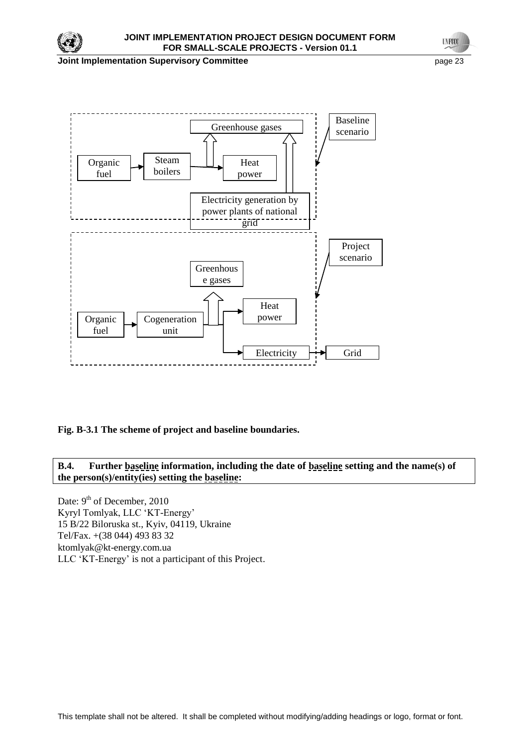Fig. B-3.1 The scheme of project and baseline boundaries.

**B.4. Further baseline information, including the date of baseline setting and the name(s) of the person(s)/entity(ies) setting the baseline:**

Date: 9th of December, 2010
Kyryl Tomlyak, LLC 'KT-Energy'
15 B/22 Biloruska st., Kyiv, 04119, Ukraine
Tel/Fax. +(38 044) 493 83 32
ktomlyak@kt-energy.com.ua
LLC 'KT-Energy' is not a participant of this Project.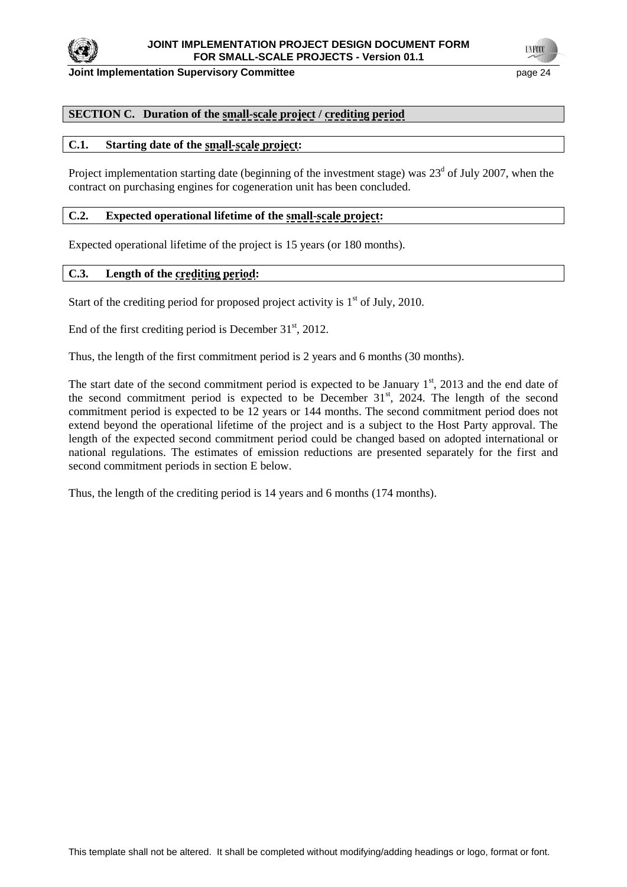## SECTION C. Duration of the small-scale project / crediting period

### C.1. Starting date of the small-scale project:

Project implementation starting date (beginning of the investment stage) was 23[d] of July 2007, when the contract on purchasing engines for cogeneration unit has been concluded.

### C.2. Expected operational lifetime of the small-scale project:

Expected operational lifetime of the project is 15 years (or 180 months).

### C.3. Length of the crediting period:

Start of the crediting period for proposed project activity is 1[st] of July, 2010.

End of the first crediting period is December 31[st], 2012.

Thus, the length of the first commitment period is 2 years and 6 months (30 months).

The start date of the second commitment period is expected to be January 1[st], 2013 and the end date of the second commitment period is expected to be December 31[st], 2024. The length of the second commitment period is expected to be 12 years or 144 months. The second commitment period does not extend beyond the operational lifetime of the project and is a subject to the Host Party approval. The length of the expected second commitment period could be changed based on adopted international or national regulations. The estimates of emission reductions are presented separately for the first and second commitment periods in section E below.

Thus, the length of the crediting period is 14 years and 6 months (174 months).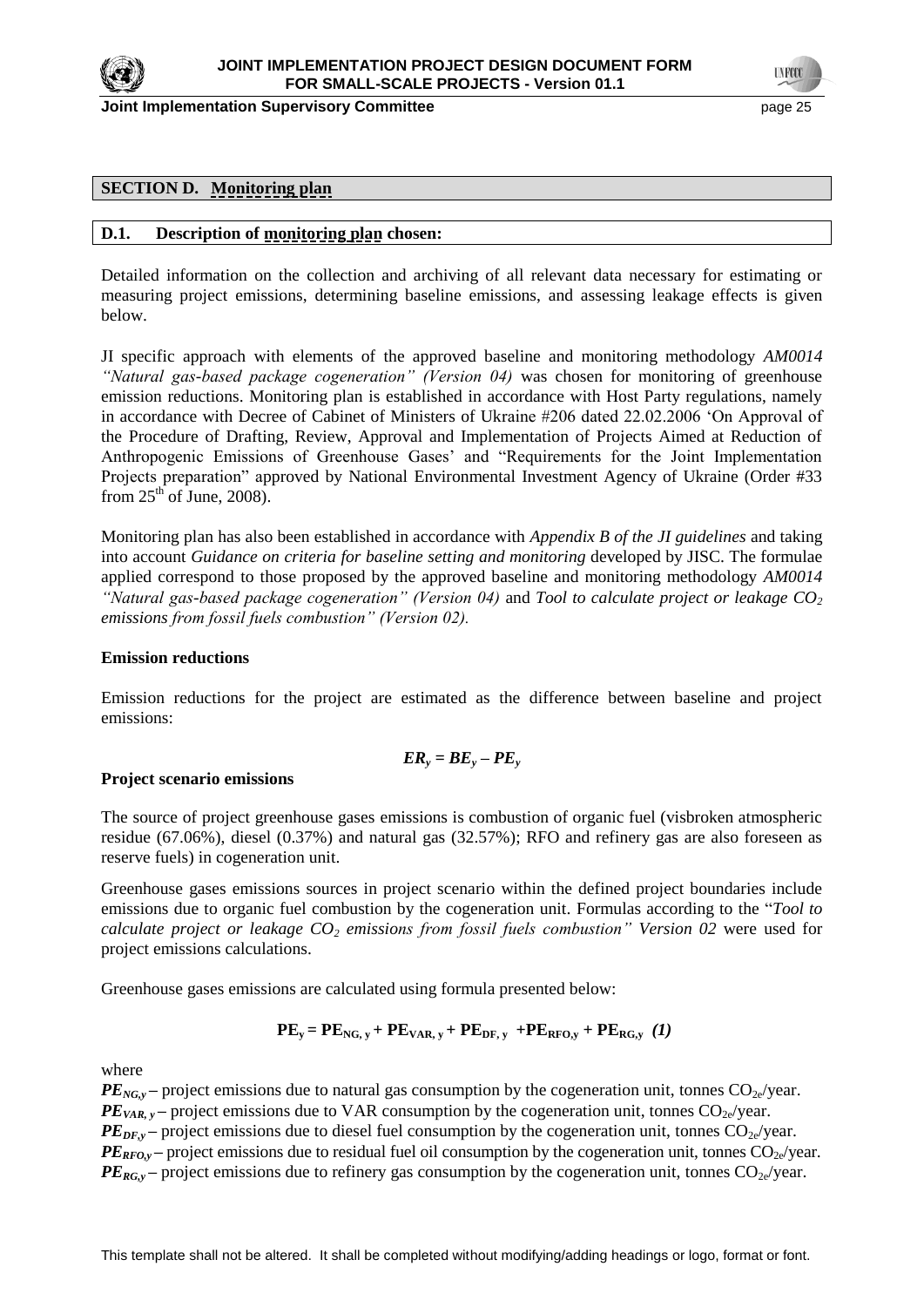## SECTION D. Monitoring plan

### D.1. Description of monitoring plan chosen:

Detailed information on the collection and archiving of all relevant data necessary for estimating or measuring project emissions, determining baseline emissions, and assessing leakage effects is given below.

JI specific approach with elements of the approved baseline and monitoring methodology *AM0014 "Natural gas-based package cogeneration" (Version 04)* was chosen for monitoring of greenhouse emission reductions. Monitoring plan is established in accordance with Host Party regulations, namely in accordance with Decree of Cabinet of Ministers of Ukraine #206 dated 22.02.2006 'On Approval of the Procedure of Drafting, Review, Approval and Implementation of Projects Aimed at Reduction of Anthropogenic Emissions of Greenhouse Gases' and "Requirements for the Joint Implementation Projects preparation" approved by National Environmental Investment Agency of Ukraine (Order #33 from 25th of June, 2008).

Monitoring plan has also been established in accordance with *Appendix B of the JI guidelines* and taking into account *Guidance on criteria for baseline setting and monitoring* developed by JISC. The formulae applied correspond to those proposed by the approved baseline and monitoring methodology *AM0014 "Natural gas-based package cogeneration" (Version 04)* and *Tool to calculate project or leakage $CO_2$ emissions from fossil fuels combustion" (Version 02).*

**Emission reductions**

Emission reductions for the project are estimated as the difference between baseline and project emissions:

$$ER_y = BE_y - PE_y$$

**Project scenario emissions**

The source of project greenhouse gases emissions is combustion of organic fuel (visbroken atmospheric residue (67.06%), diesel (0.37%) and natural gas (32.57%); RFO and refinery gas are also foreseen as reserve fuels) in cogeneration unit.

Greenhouse gases emissions sources in project scenario within the defined project boundaries include emissions due to organic fuel combustion by the cogeneration unit. Formulas according to the "*Tool to calculate project or leakage $CO_2$ emissions from fossil fuels combustion" Version 02* were used for project emissions calculations.

Greenhouse gases emissions are calculated using formula presented below:

$$PE_y = PE_{NG,y} + PE_{VAR,y} + PE_{DF,y} + PE_{RFO,y} + PE_{RG,y} \quad (1)$$

where

$PE_{NG,y}$ – project emissions due to natural gas consumption by the cogeneration unit, tonnes $CO_{2e}$/year.
$PE_{VAR,y}$ – project emissions due to VAR consumption by the cogeneration unit, tonnes $CO_{2e}$/year.
$PE_{DF,y}$ – project emissions due to diesel fuel consumption by the cogeneration unit, tonnes $CO_{2e}$/year.
$PE_{RFO,y}$ – project emissions due to residual fuel oil consumption by the cogeneration unit, tonnes $CO_{2e}$/year.
$PE_{RG,y}$ – project emissions due to refinery gas consumption by the cogeneration unit, tonnes $CO_{2e}$/year.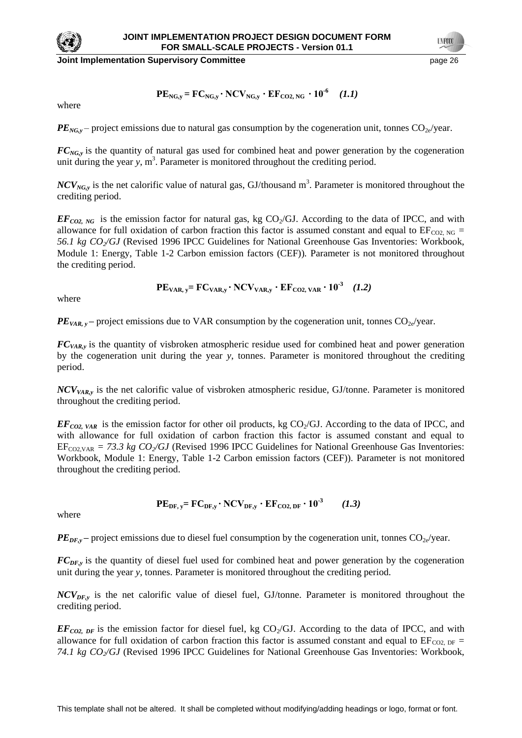$$PE_{NG,y} = FC_{NG,y} \cdot NCV_{NG,y} \cdot EF_{CO2,\,NG} \cdot 10^{-6} \quad \textbf{\textit{(1.1)}}$$

where

***$PE_{NG,y}$*** – project emissions due to natural gas consumption by the cogeneration unit, tonnes $CO_{2e}$/year.

***$FC_{NG,y}$*** is the quantity of natural gas used for combined heat and power generation by the cogeneration unit during the year *y*, $m^3$. Parameter is monitored throughout the crediting period.

***$NCV_{NG,y}$*** is the net calorific value of natural gas, GJ/thousand $m^3$. Parameter is monitored throughout the crediting period.

***$EF_{CO2,\,NG}$*** is the emission factor for natural gas, kg $CO_2$/GJ. According to the data of IPCC, and with allowance for full oxidation of carbon fraction this factor is assumed constant and equal to $EF_{CO2,\,NG}$ = *56.1 kg $CO_2$/GJ* (Revised 1996 IPCC Guidelines for National Greenhouse Gas Inventories: Workbook, Module 1: Energy, Table 1-2 Carbon emission factors (CEF)). Parameter is not monitored throughout the crediting period.

$$PE_{VAR,\,y} = FC_{VAR,y} \cdot NCV_{VAR,y} \cdot EF_{CO2,\,VAR} \cdot 10^{-3} \quad \textbf{\textit{(1.2)}}$$

where

***$PE_{VAR,\,y}$*** – project emissions due to VAR consumption by the cogeneration unit, tonnes $CO_{2e}$/year.

***$FC_{VAR,y}$*** is the quantity of visbroken atmospheric residue used for combined heat and power generation by the cogeneration unit during the year *y*, tonnes. Parameter is monitored throughout the crediting period.

***$NCV_{VAR,y}$*** is the net calorific value of visbroken atmospheric residue, GJ/tonne. Parameter is monitored throughout the crediting period.

***$EF_{CO2,\,VAR}$*** is the emission factor for other oil products, kg $CO_2$/GJ. According to the data of IPCC, and with allowance for full oxidation of carbon fraction this factor is assumed constant and equal to $EF_{CO2,VAR}$ = *73.3 kg $CO_2$/GJ* (Revised 1996 IPCC Guidelines for National Greenhouse Gas Inventories: Workbook, Module 1: Energy, Table 1-2 Carbon emission factors (CEF)). Parameter is not monitored throughout the crediting period.

$$PE_{DF,\,y} = FC_{DF,y} \cdot NCV_{DF,y} \cdot EF_{CO2,\,DF} \cdot 10^{-3} \quad \textbf{\textit{(1.3)}}$$

where

***$PE_{DF,y}$*** – project emissions due to diesel fuel consumption by the cogeneration unit, tonnes $CO_{2e}$/year.

***$FC_{DF,y}$*** is the quantity of diesel fuel used for combined heat and power generation by the cogeneration unit during the year *y*, tonnes. Parameter is monitored throughout the crediting period.

***$NCV_{DF,y}$*** is the net calorific value of diesel fuel, GJ/tonne. Parameter is monitored throughout the crediting period.

***$EF_{CO2,\,DF}$*** is the emission factor for diesel fuel, kg $CO_2$/GJ. According to the data of IPCC, and with allowance for full oxidation of carbon fraction this factor is assumed constant and equal to $EF_{CO2,\,DF}$ = *74.1 kg $CO_2$/GJ* (Revised 1996 IPCC Guidelines for National Greenhouse Gas Inventories: Workbook,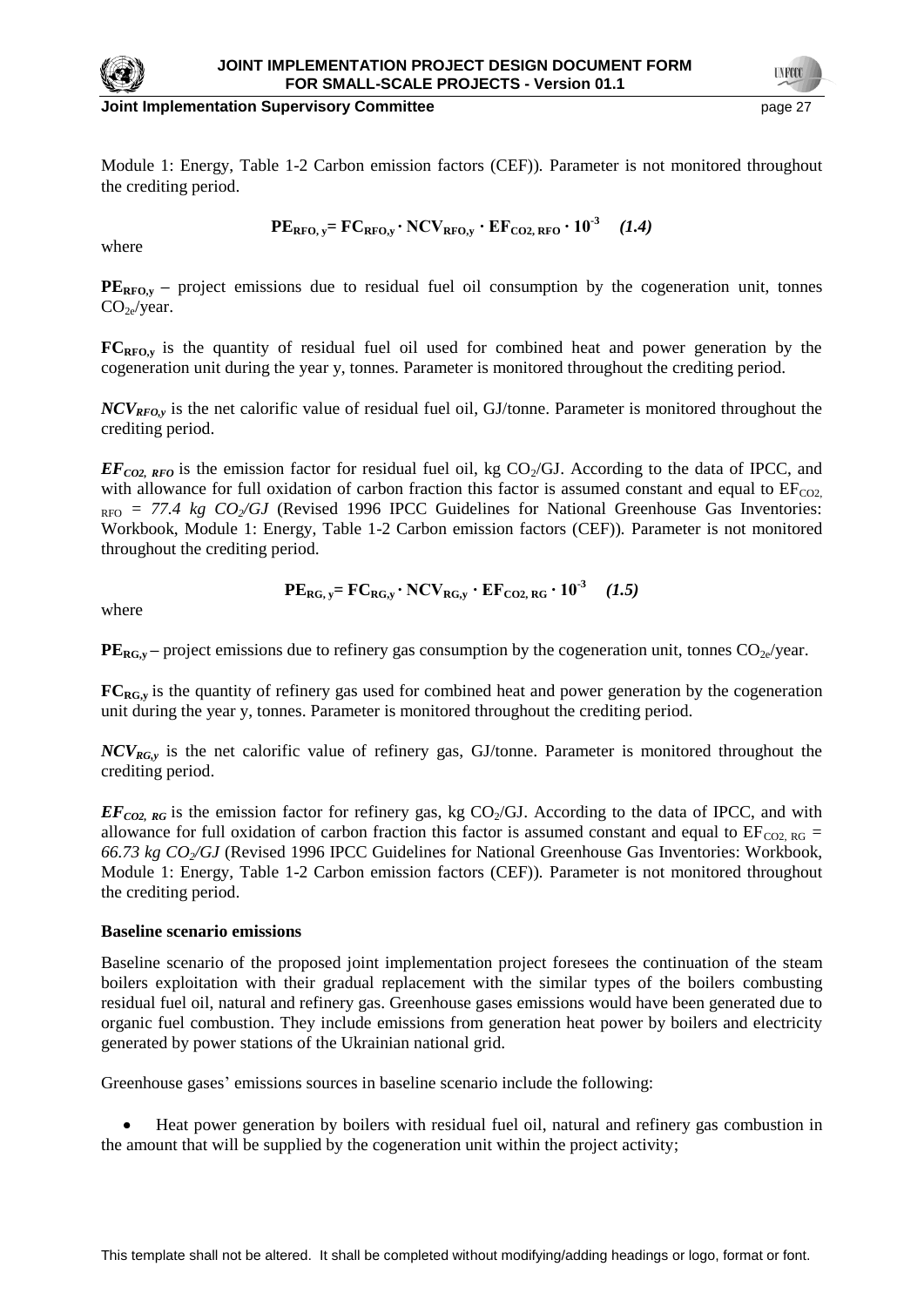Module 1: Energy, Table 1-2 Carbon emission factors (CEF)). Parameter is not monitored throughout the crediting period.

$$PE_{RFO,\,y} = FC_{RFO,y} \cdot NCV_{RFO,y} \cdot EF_{CO2,\,RFO} \cdot 10^{-3} \quad (1.4)$$

where

$PE_{RFO,y}$ – project emissions due to residual fuel oil consumption by the cogeneration unit, tonnes $CO_{2e}$/year.

$FC_{RFO,y}$ is the quantity of residual fuel oil used for combined heat and power generation by the cogeneration unit during the year y, tonnes. Parameter is monitored throughout the crediting period.

$NCV_{RFO,y}$ is the net calorific value of residual fuel oil, GJ/tonne. Parameter is monitored throughout the crediting period.

$EF_{CO2,\,RFO}$ is the emission factor for residual fuel oil, kg $CO_2$/GJ. According to the data of IPCC, and with allowance for full oxidation of carbon fraction this factor is assumed constant and equal to $EF_{CO2,\,RFO}$ = *77.4 kg $CO_2$/GJ* (Revised 1996 IPCC Guidelines for National Greenhouse Gas Inventories: Workbook, Module 1: Energy, Table 1-2 Carbon emission factors (CEF)). Parameter is not monitored throughout the crediting period.

$$PE_{RG,\,y} = FC_{RG,y} \cdot NCV_{RG,y} \cdot EF_{CO2,\,RG} \cdot 10^{-3} \quad (1.5)$$

where

$PE_{RG,y}$ – project emissions due to refinery gas consumption by the cogeneration unit, tonnes $CO_{2e}$/year.

$FC_{RG,y}$ is the quantity of refinery gas used for combined heat and power generation by the cogeneration unit during the year y, tonnes. Parameter is monitored throughout the crediting period.

$NCV_{RG,y}$ is the net calorific value of refinery gas, GJ/tonne. Parameter is monitored throughout the crediting period.

$EF_{CO2,\,RG}$ is the emission factor for refinery gas, kg $CO_2$/GJ. According to the data of IPCC, and with allowance for full oxidation of carbon fraction this factor is assumed constant and equal to $EF_{CO2,\,RG}$ = *66.73 kg $CO_2$/GJ* (Revised 1996 IPCC Guidelines for National Greenhouse Gas Inventories: Workbook, Module 1: Energy, Table 1-2 Carbon emission factors (CEF)). Parameter is not monitored throughout the crediting period.

**Baseline scenario emissions**

Baseline scenario of the proposed joint implementation project foresees the continuation of the steam boilers exploitation with their gradual replacement with the similar types of the boilers combusting residual fuel oil, natural and refinery gas. Greenhouse gases emissions would have been generated due to organic fuel combustion. They include emissions from generation heat power by boilers and electricity generated by power stations of the Ukrainian national grid.

Greenhouse gases' emissions sources in baseline scenario include the following:

- Heat power generation by boilers with residual fuel oil, natural and refinery gas combustion in the amount that will be supplied by the cogeneration unit within the project activity;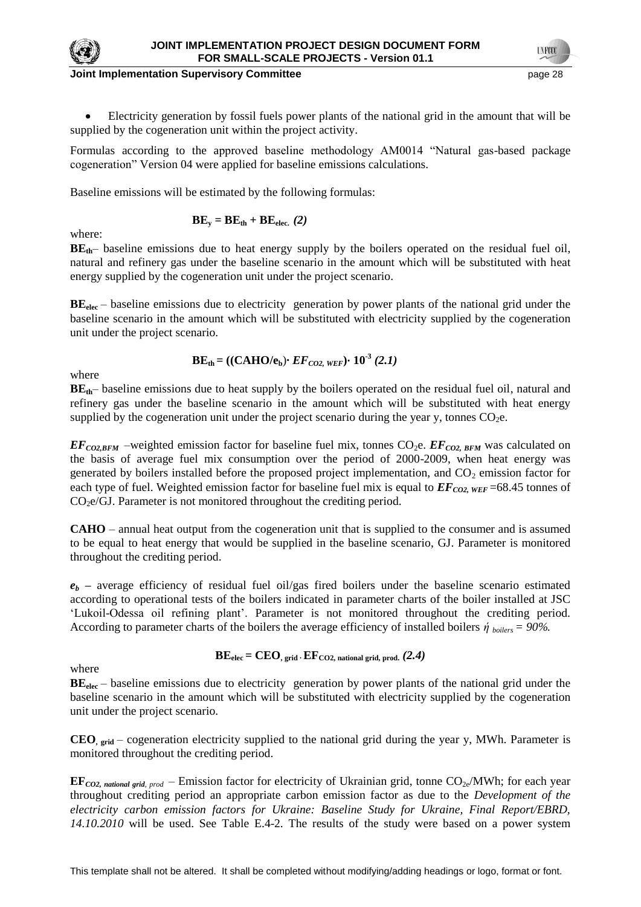- Electricity generation by fossil fuels power plants of the national grid in the amount that will be supplied by the cogeneration unit within the project activity.

Formulas according to the approved baseline methodology AM0014 "Natural gas-based package cogeneration" Version 04 were applied for baseline emissions calculations.

Baseline emissions will be estimated by the following formulas:

$$\mathbf{BE_y = BE_{th} + BE_{elec.}} \quad \textit{(2)}$$

where:

**$BE_{th}$**– baseline emissions due to heat energy supply by the boilers operated on the residual fuel oil, natural and refinery gas under the baseline scenario in the amount which will be substituted with heat energy supplied by the cogeneration unit under the project scenario.

**$BE_{elec}$** – baseline emissions due to electricity generation by power plants of the national grid under the baseline scenario in the amount which will be substituted with electricity supplied by the cogeneration unit under the project scenario.

$$\mathbf{BE_{th} = ((CAHO/e_b)\cdot \mathit{EF_{CO2,\,WEF}})\cdot 10^{-3}} \quad \textit{(2.1)}$$

where

**$BE_{th}$**– baseline emissions due to heat supply by the boilers operated on the residual fuel oil, natural and refinery gas under the baseline scenario in the amount which will be substituted with heat energy supplied by the cogeneration unit under the project scenario during the year y, tonnes $CO_2$e.

***$EF_{CO2,BFM}$*** –weighted emission factor for baseline fuel mix, tonnes $CO_2$e. ***$EF_{CO2,\,BFM}$*** was calculated on the basis of average fuel mix consumption over the period of 2000-2009, when heat energy was generated by boilers installed before the proposed project implementation, and $CO_2$ emission factor for each type of fuel. Weighted emission factor for baseline fuel mix is equal to ***$EF_{CO2,\,WEF}$*** =68.45 tonnes of $CO_2$e/GJ. Parameter is not monitored throughout the crediting period.

**CAHO** – annual heat output from the cogeneration unit that is supplied to the consumer and is assumed to be equal to heat energy that would be supplied in the baseline scenario, GJ. Parameter is monitored throughout the crediting period.

***$e_b$*** – average efficiency of residual fuel oil/gas fired boilers under the baseline scenario estimated according to operational tests of the boilers indicated in parameter charts of the boiler installed at JSC 'Lukoil-Odessa oil refining plant'. Parameter is not monitored throughout the crediting period. According to parameter charts of the boilers the average efficiency of installed boilers *$\acute{\eta}_{boilers}$ = 90%.*

$$\mathbf{BE_{elec} = CEO_{,\,grid} \cdot EF_{CO2,\,national\,grid,\,prod.}} \quad \textit{(2.4)}$$

where

**$BE_{elec}$** – baseline emissions due to electricity generation by power plants of the national grid under the baseline scenario in the amount which will be substituted with electricity supplied by the cogeneration unit under the project scenario.

**$CEO_{,\,grid}$** – cogeneration electricity supplied to the national grid during the year y, MWh. Parameter is monitored throughout the crediting period.

**$EF_{CO2,\,national\,grid,\,prod}$** – Emission factor for electricity of Ukrainian grid, tonne $CO_{2e}$/MWh; for each year throughout crediting period an appropriate carbon emission factor as due to the *Development of the electricity carbon emission factors for Ukraine: Baseline Study for Ukraine, Final Report/EBRD, 14.10.2010* will be used. See Table E.4-2. The results of the study were based on a power system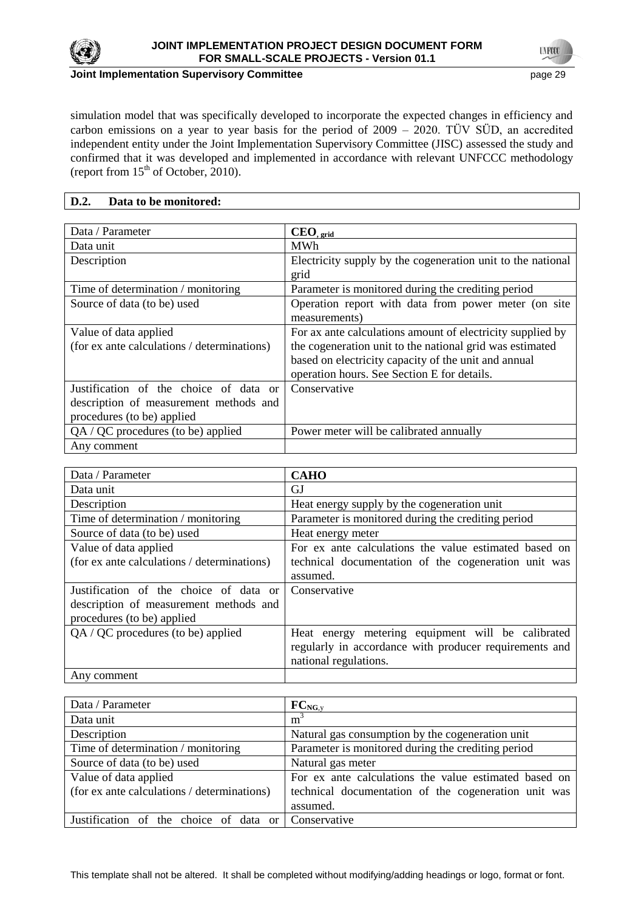simulation model that was specifically developed to incorporate the expected changes in efficiency and carbon emissions on a year to year basis for the period of 2009 – 2020. TÜV SÜD, an accredited independent entity under the Joint Implementation Supervisory Committee (JISC) assessed the study and confirmed that it was developed and implemented in accordance with relevant UNFCCC methodology (report from 15th of October, 2010).

## D.2. Data to be monitored:

| Data / Parameter | $CEO_{, grid}$ |
|---|---|
| Data unit | MWh |
| Description | Electricity supply by the cogeneration unit to the national grid |
| Time of determination / monitoring | Parameter is monitored during the crediting period |
| Source of data (to be) used | Operation report with data from power meter (on site measurements) |
| Value of data applied (for ex ante calculations / determinations) | For ax ante calculations amount of electricity supplied by the cogeneration unit to the national grid was estimated based on electricity capacity of the unit and annual operation hours. See Section E for details. |
| Justification of the choice of data or description of measurement methods and procedures (to be) applied | Conservative |
| QA / QC procedures (to be) applied | Power meter will be calibrated annually |
| Any comment | |

| Data / Parameter | **CAHO** |
|---|---|
| Data unit | GJ |
| Description | Heat energy supply by the cogeneration unit |
| Time of determination / monitoring | Parameter is monitored during the crediting period |
| Source of data (to be) used | Heat energy meter |
| Value of data applied (for ex ante calculations / determinations) | For ex ante calculations the value estimated based on technical documentation of the cogeneration unit was assumed. |
| Justification of the choice of data or description of measurement methods and procedures (to be) applied | Conservative |
| QA / QC procedures (to be) applied | Heat energy metering equipment will be calibrated regularly in accordance with producer requirements and national regulations. |
| Any comment | |

| Data / Parameter | $FC_{NG,y}$ |
|---|---|
| Data unit | $m^3$ |
| Description | Natural gas consumption by the cogeneration unit |
| Time of determination / monitoring | Parameter is monitored during the crediting period |
| Source of data (to be) used | Natural gas meter |
| Value of data applied (for ex ante calculations / determinations) | For ex ante calculations the value estimated based on technical documentation of the cogeneration unit was assumed. |
| Justification of the choice of data or | Conservative |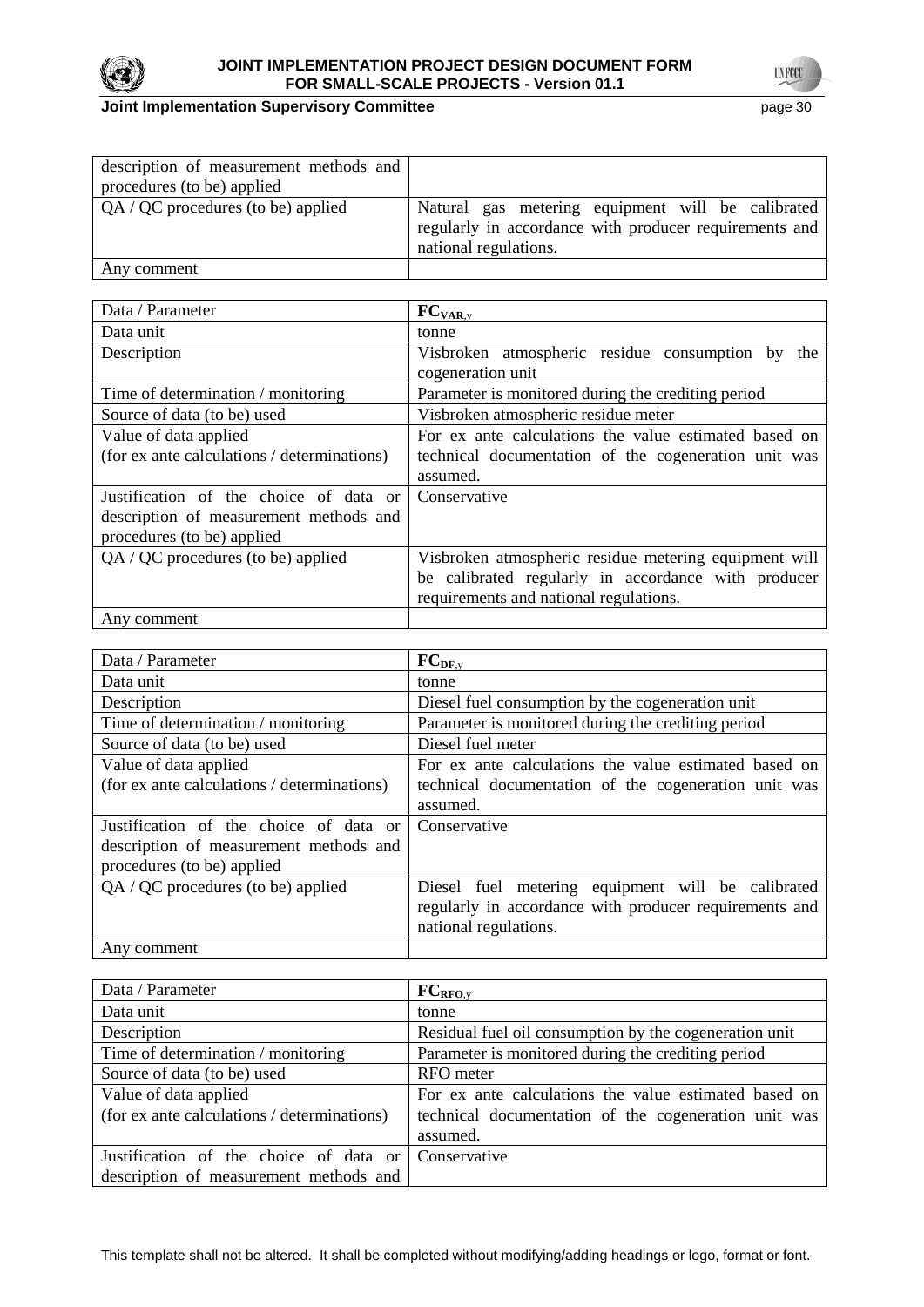| | |
|---|---|
| description of measurement methods and procedures (to be) applied | |
| QA / QC procedures (to be) applied | Natural gas metering equipment will be calibrated regularly in accordance with producer requirements and national regulations. |
| Any comment | |

| Data / Parameter | $FC_{VAR,y}$ |
|---|---|
| Data unit | tonne |
| Description | Visbroken atmospheric residue consumption by the cogeneration unit |
| Time of determination / monitoring | Parameter is monitored during the crediting period |
| Source of data (to be) used | Visbroken atmospheric residue meter |
| Value of data applied (for ex ante calculations / determinations) | For ex ante calculations the value estimated based on technical documentation of the cogeneration unit was assumed. |
| Justification of the choice of data or description of measurement methods and procedures (to be) applied | Conservative |
| QA / QC procedures (to be) applied | Visbroken atmospheric residue metering equipment will be calibrated regularly in accordance with producer requirements and national regulations. |
| Any comment | |

| Data / Parameter | $FC_{DF,y}$ |
|---|---|
| Data unit | tonne |
| Description | Diesel fuel consumption by the cogeneration unit |
| Time of determination / monitoring | Parameter is monitored during the crediting period |
| Source of data (to be) used | Diesel fuel meter |
| Value of data applied (for ex ante calculations / determinations) | For ex ante calculations the value estimated based on technical documentation of the cogeneration unit was assumed. |
| Justification of the choice of data or description of measurement methods and procedures (to be) applied | Conservative |
| QA / QC procedures (to be) applied | Diesel fuel metering equipment will be calibrated regularly in accordance with producer requirements and national regulations. |
| Any comment | |

| Data / Parameter | $FC_{RFO,y}$ |
|---|---|
| Data unit | tonne |
| Description | Residual fuel oil consumption by the cogeneration unit |
| Time of determination / monitoring | Parameter is monitored during the crediting period |
| Source of data (to be) used | RFO meter |
| Value of data applied (for ex ante calculations / determinations) | For ex ante calculations the value estimated based on technical documentation of the cogeneration unit was assumed. |
| Justification of the choice of data or description of measurement methods and | Conservative |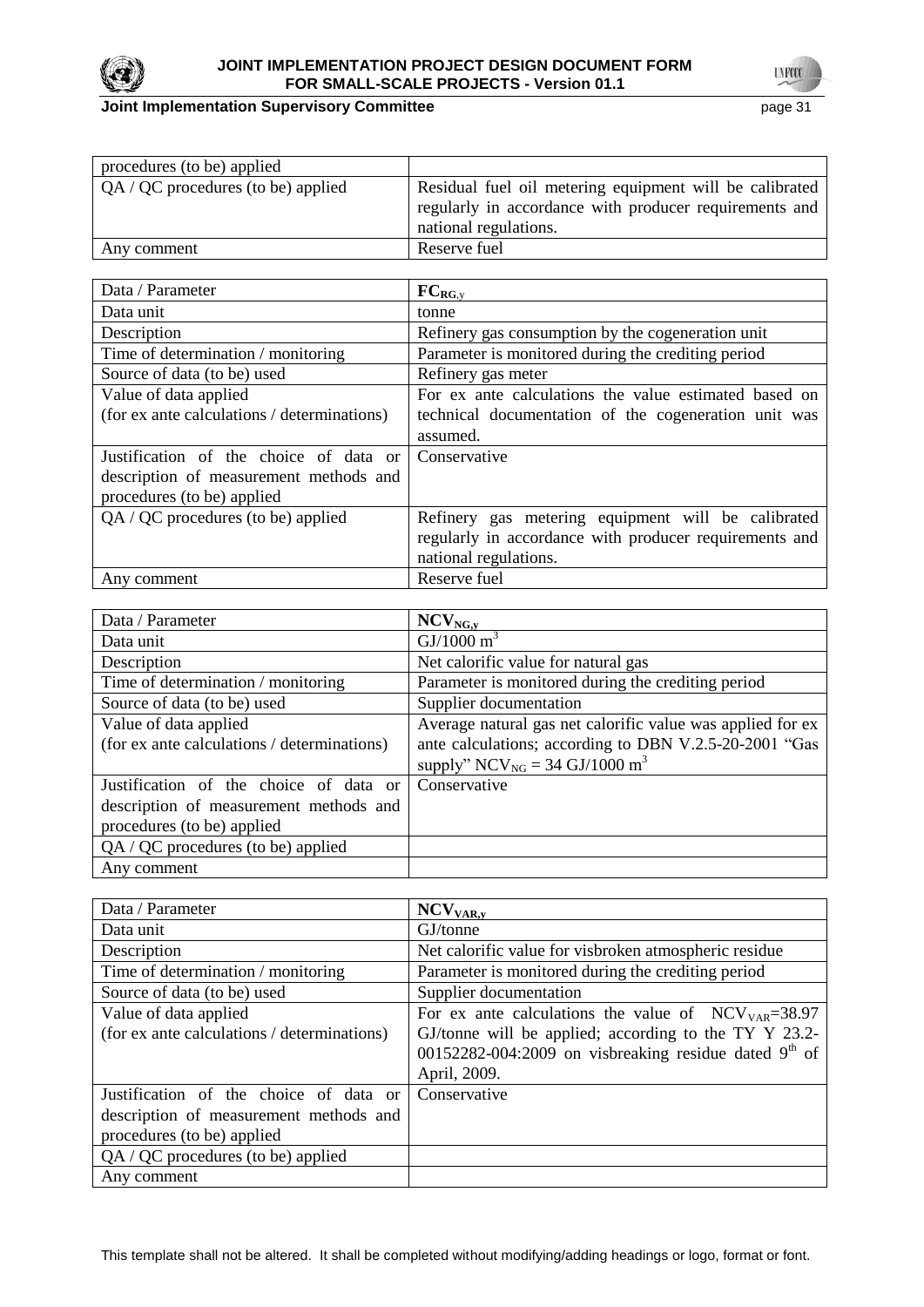| procedures (to be) applied | |
|---|---|
| QA / QC procedures (to be) applied | Residual fuel oil metering equipment will be calibrated regularly in accordance with producer requirements and national regulations. |
| Any comment | Reserve fuel |

| Data / Parameter | $FC_{RG,y}$ |
|---|---|
| Data unit | tonne |
| Description | Refinery gas consumption by the cogeneration unit |
| Time of determination / monitoring | Parameter is monitored during the crediting period |
| Source of data (to be) used | Refinery gas meter |
| Value of data applied (for ex ante calculations / determinations) | For ex ante calculations the value estimated based on technical documentation of the cogeneration unit was assumed. |
| Justification of the choice of data or description of measurement methods and procedures (to be) applied | Conservative |
| QA / QC procedures (to be) applied | Refinery gas metering equipment will be calibrated regularly in accordance with producer requirements and national regulations. |
| Any comment | Reserve fuel |

| Data / Parameter | $NCV_{NG,y}$ |
|---|---|
| Data unit | GJ/1000 $m^3$ |
| Description | Net calorific value for natural gas |
| Time of determination / monitoring | Parameter is monitored during the crediting period |
| Source of data (to be) used | Supplier documentation |
| Value of data applied (for ex ante calculations / determinations) | Average natural gas net calorific value was applied for ex ante calculations; according to DBN V.2.5-20-2001 "Gas supply" $NCV_{NG}$ = 34 GJ/1000 $m^3$ |
| Justification of the choice of data or description of measurement methods and procedures (to be) applied | Conservative |
| QA / QC procedures (to be) applied | |
| Any comment | |

| Data / Parameter | $NCV_{VAR,y}$ |
|---|---|
| Data unit | GJ/tonne |
| Description | Net calorific value for visbroken atmospheric residue |
| Time of determination / monitoring | Parameter is monitored during the crediting period |
| Source of data (to be) used | Supplier documentation |
| Value of data applied (for ex ante calculations / determinations) | For ex ante calculations the value of $NCV_{VAR}$=38.97 GJ/tonne will be applied; according to the TY Y 23.2-00152282-004:2009 on visbreaking residue dated 9th of April, 2009. |
| Justification of the choice of data or description of measurement methods and procedures (to be) applied | Conservative |
| QA / QC procedures (to be) applied | |
| Any comment | |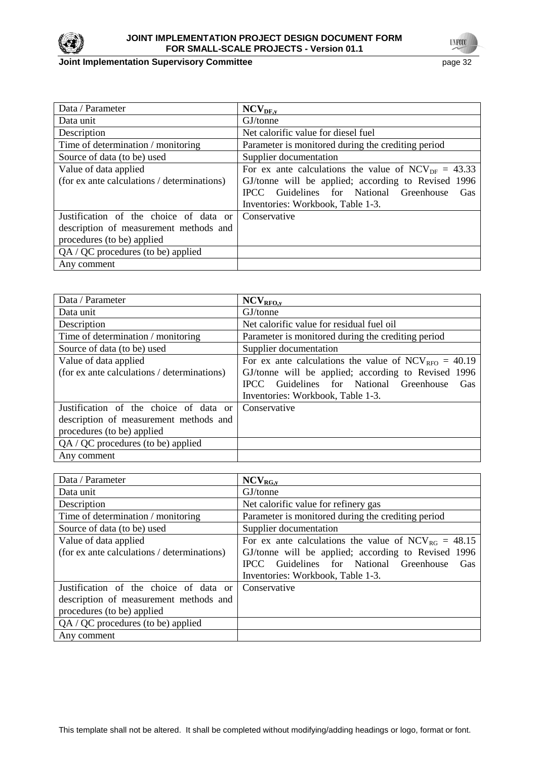| Data / Parameter | $NCV_{DF,y}$ |
| --- | --- |
| Data unit | GJ/tonne |
| Description | Net calorific value for diesel fuel |
| Time of determination / monitoring | Parameter is monitored during the crediting period |
| Source of data (to be) used | Supplier documentation |
| Value of data applied (for ex ante calculations / determinations) | For ex ante calculations the value of $NCV_{DF}$ = 43.33 GJ/tonne will be applied; according to Revised 1996 IPCC Guidelines for National Greenhouse Gas Inventories: Workbook, Table 1-3. |
| Justification of the choice of data or description of measurement methods and procedures (to be) applied | Conservative |
| QA / QC procedures (to be) applied | |
| Any comment | |

| Data / Parameter | $NCV_{RFO,y}$ |
| --- | --- |
| Data unit | GJ/tonne |
| Description | Net calorific value for residual fuel oil |
| Time of determination / monitoring | Parameter is monitored during the crediting period |
| Source of data (to be) used | Supplier documentation |
| Value of data applied (for ex ante calculations / determinations) | For ex ante calculations the value of $NCV_{RFO}$ = 40.19 GJ/tonne will be applied; according to Revised 1996 IPCC Guidelines for National Greenhouse Gas Inventories: Workbook, Table 1-3. |
| Justification of the choice of data or description of measurement methods and procedures (to be) applied | Conservative |
| QA / QC procedures (to be) applied | |
| Any comment | |

| Data / Parameter | $NCV_{RG,y}$ |
| --- | --- |
| Data unit | GJ/tonne |
| Description | Net calorific value for refinery gas |
| Time of determination / monitoring | Parameter is monitored during the crediting period |
| Source of data (to be) used | Supplier documentation |
| Value of data applied (for ex ante calculations / determinations) | For ex ante calculations the value of $NCV_{RG}$ = 48.15 GJ/tonne will be applied; according to Revised 1996 IPCC Guidelines for National Greenhouse Gas Inventories: Workbook, Table 1-3. |
| Justification of the choice of data or description of measurement methods and procedures (to be) applied | Conservative |
| QA / QC procedures (to be) applied | |
| Any comment | |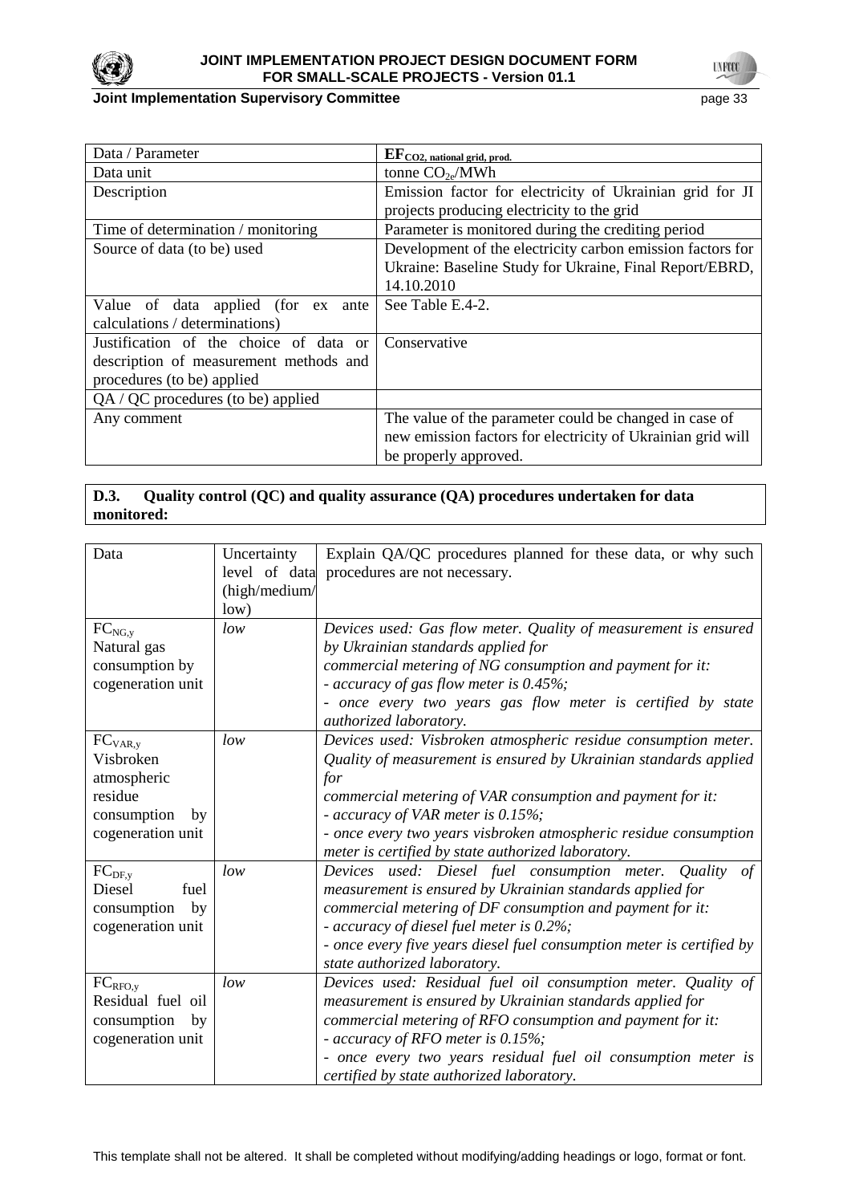| Data / Parameter | $EF_{CO2,\ national\ grid,\ prod.}$ |
|---|---|
| Data unit | tonne $CO_{2e}$/MWh |
| Description | Emission factor for electricity of Ukrainian grid for JI projects producing electricity to the grid |
| Time of determination / monitoring | Parameter is monitored during the crediting period |
| Source of data (to be) used | Development of the electricity carbon emission factors for Ukraine: Baseline Study for Ukraine, Final Report/EBRD, 14.10.2010 |
| Value of data applied (for ex ante calculations / determinations) | See Table E.4-2. |
| Justification of the choice of data or description of measurement methods and procedures (to be) applied | Conservative |
| QA / QC procedures (to be) applied | |
| Any comment | The value of the parameter could be changed in case of new emission factors for electricity of Ukrainian grid will be properly approved. |

**D.3. Quality control (QC) and quality assurance (QA) procedures undertaken for data monitored:**

| Data | Uncertainty level of data (high/medium/low) | Explain QA/QC procedures planned for these data, or why such procedures are not necessary. |
|---|---|---|
| $FC_{NG,y}$ Natural gas consumption by cogeneration unit | *low* | *Devices used: Gas flow meter. Quality of measurement is ensured by Ukrainian standards applied for commercial metering of NG consumption and payment for it:* <br> *- accuracy of gas flow meter is 0.45%;* <br> *- once every two years gas flow meter is certified by state authorized laboratory.* |
| $FC_{VAR,y}$ Visbroken atmospheric residue consumption by cogeneration unit | *low* | *Devices used: Visbroken atmospheric residue consumption meter. Quality of measurement is ensured by Ukrainian standards applied for commercial metering of VAR consumption and payment for it:* <br> *- accuracy of VAR meter is 0.15%;* <br> *- once every two years visbroken atmospheric residue consumption meter is certified by state authorized laboratory.* |
| $FC_{DF,y}$ Diesel fuel consumption by cogeneration unit | *low* | *Devices used: Diesel fuel consumption meter. Quality of measurement is ensured by Ukrainian standards applied for commercial metering of DF consumption and payment for it:* <br> *- accuracy of diesel fuel meter is 0.2%;* <br> *- once every five years diesel fuel consumption meter is certified by state authorized laboratory.* |
| $FC_{RFO,y}$ Residual fuel oil consumption by cogeneration unit | *low* | *Devices used: Residual fuel oil consumption meter. Quality of measurement is ensured by Ukrainian standards applied for commercial metering of RFO consumption and payment for it:* <br> *- accuracy of RFO meter is 0.15%;* <br> *- once every two years residual fuel oil consumption meter is certified by state authorized laboratory.* |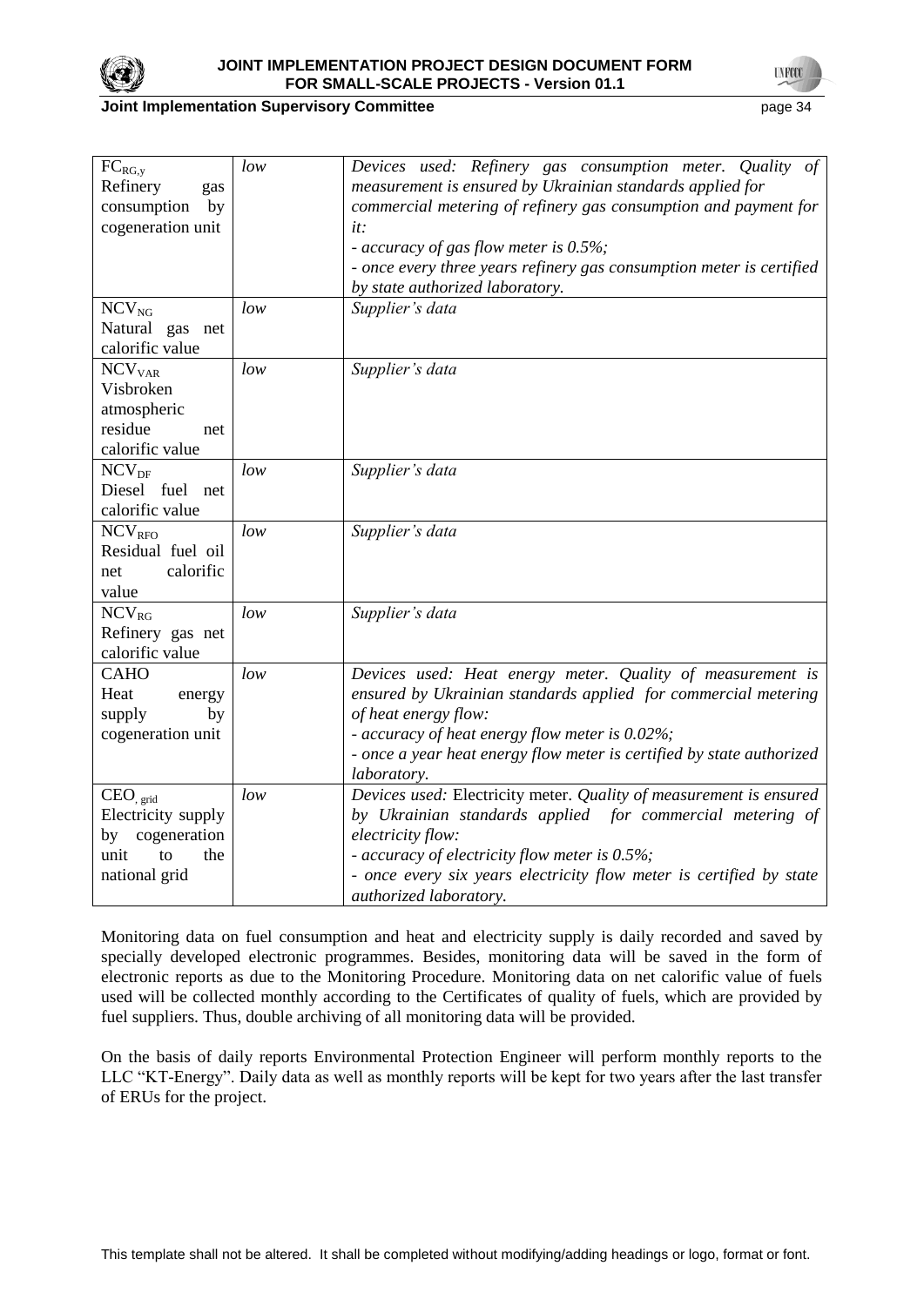| | | |
|---|---|---|
| $FC_{RG,y}$ Refinery gas consumption by cogeneration unit | *low* | *Devices used: Refinery gas consumption meter. Quality of measurement is ensured by Ukrainian standards applied for commercial metering of refinery gas consumption and payment for it:*<br>*- accuracy of gas flow meter is 0.5%;*<br>*- once every three years refinery gas consumption meter is certified by state authorized laboratory.* |
| $NCV_{NG}$ Natural gas net calorific value | *low* | *Supplier's data* |
| $NCV_{VAR}$ Visbroken atmospheric residue net calorific value | *low* | *Supplier's data* |
| $NCV_{DF}$ Diesel fuel net calorific value | *low* | *Supplier's data* |
| $NCV_{RFO}$ Residual fuel oil net calorific value | *low* | *Supplier's data* |
| $NCV_{RG}$ Refinery gas net calorific value | *low* | *Supplier's data* |
| CAHO Heat energy supply by cogeneration unit | *low* | *Devices used: Heat energy meter. Quality of measurement is ensured by Ukrainian standards applied for commercial metering of heat energy flow:*<br>*- accuracy of heat energy flow meter is 0.02%;*<br>*- once a year heat energy flow meter is certified by state authorized laboratory.* |
| $CEO_{,grid}$ Electricity supply by cogeneration unit to the national grid | *low* | *Devices used:* Electricity meter. *Quality of measurement is ensured by Ukrainian standards applied for commercial metering of electricity flow:*<br>*- accuracy of electricity flow meter is 0.5%;*<br>*- once every six years electricity flow meter is certified by state authorized laboratory.* |

Monitoring data on fuel consumption and heat and electricity supply is daily recorded and saved by specially developed electronic programmes. Besides, monitoring data will be saved in the form of electronic reports as due to the Monitoring Procedure. Monitoring data on net calorific value of fuels used will be collected monthly according to the Certificates of quality of fuels, which are provided by fuel suppliers. Thus, double archiving of all monitoring data will be provided.

On the basis of daily reports Environmental Protection Engineer will perform monthly reports to the LLC "KT-Energy". Daily data as well as monthly reports will be kept for two years after the last transfer of ERUs for the project.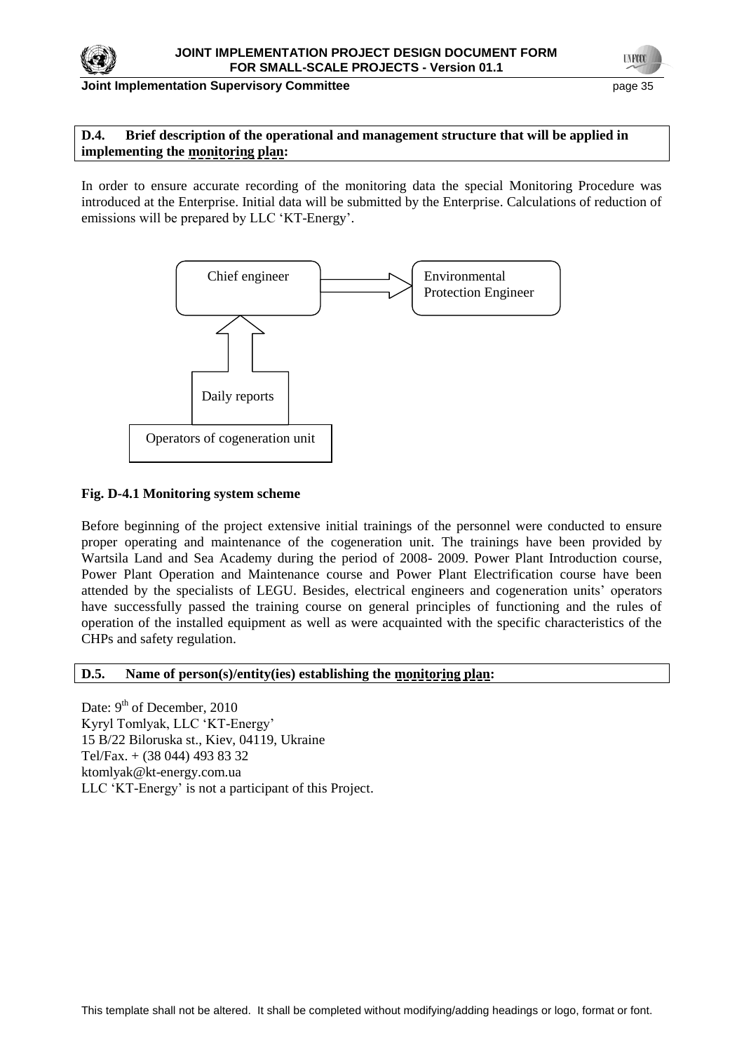**D.4. Brief description of the operational and management structure that will be applied in implementing the monitoring plan:**

In order to ensure accurate recording of the monitoring data the special Monitoring Procedure was introduced at the Enterprise. Initial data will be submitted by the Enterprise. Calculations of reduction of emissions will be prepared by LLC 'KT-Energy'.

Chief engineer → Environmental Protection Engineer

Daily reports ↑

Operators of cogeneration unit

**Fig. D-4.1 Monitoring system scheme**

Before beginning of the project extensive initial trainings of the personnel were conducted to ensure proper operating and maintenance of the cogeneration unit. The trainings have been provided by Wartsila Land and Sea Academy during the period of 2008- 2009. Power Plant Introduction course, Power Plant Operation and Maintenance course and Power Plant Electrification course have been attended by the specialists of LEGU. Besides, electrical engineers and cogeneration units' operators have successfully passed the training course on general principles of functioning and the rules of operation of the installed equipment as well as were acquainted with the specific characteristics of the CHPs and safety regulation.

**D.5. Name of person(s)/entity(ies) establishing the monitoring plan:**

Date: 9th of December, 2010
Kyryl Tomlyak, LLC 'KT-Energy'
15 B/22 Biloruska st., Kiev, 04119, Ukraine
Tel/Fax. + (38 044) 493 83 32
ktomlyak@kt-energy.com.ua
LLC 'KT-Energy' is not a participant of this Project.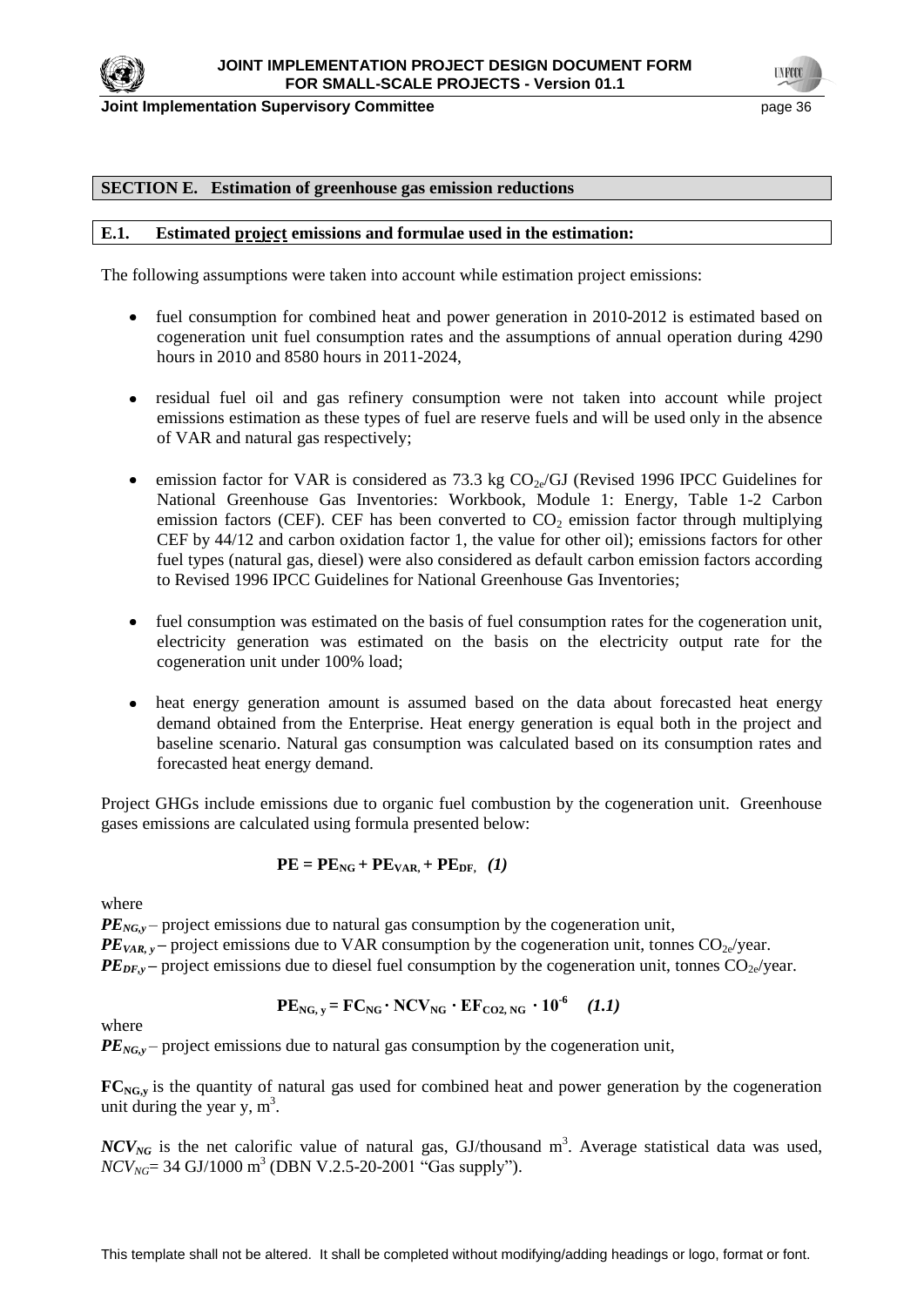## SECTION E. Estimation of greenhouse gas emission reductions

### E.1. Estimated project emissions and formulae used in the estimation:

The following assumptions were taken into account while estimation project emissions:

- fuel consumption for combined heat and power generation in 2010-2012 is estimated based on cogeneration unit fuel consumption rates and the assumptions of annual operation during 4290 hours in 2010 and 8580 hours in 2011-2024,
- residual fuel oil and gas refinery consumption were not taken into account while project emissions estimation as these types of fuel are reserve fuels and will be used only in the absence of VAR and natural gas respectively;
- emission factor for VAR is considered as 73.3 kg $CO_{2e}$/GJ (Revised 1996 IPCC Guidelines for National Greenhouse Gas Inventories: Workbook, Module 1: Energy, Table 1-2 Carbon emission factors (CEF). CEF has been converted to $CO_2$ emission factor through multiplying CEF by 44/12 and carbon oxidation factor 1, the value for other oil); emissions factors for other fuel types (natural gas, diesel) were also considered as default carbon emission factors according to Revised 1996 IPCC Guidelines for National Greenhouse Gas Inventories;
- fuel consumption was estimated on the basis of fuel consumption rates for the cogeneration unit, electricity generation was estimated on the basis on the electricity output rate for the cogeneration unit under 100% load;
- heat energy generation amount is assumed based on the data about forecasted heat energy demand obtained from the Enterprise. Heat energy generation is equal both in the project and baseline scenario. Natural gas consumption was calculated based on its consumption rates and forecasted heat energy demand.

Project GHGs include emissions due to organic fuel combustion by the cogeneration unit. Greenhouse gases emissions are calculated using formula presented below:

$$PE = PE_{NG} + PE_{VAR,} + PE_{DF}, \quad (1)$$

where

$PE_{NG,y}$ – project emissions due to natural gas consumption by the cogeneration unit,

$PE_{VAR,\,y}$ – project emissions due to VAR consumption by the cogeneration unit, tonnes $CO_{2e}$/year.

$PE_{DF,y}$ – project emissions due to diesel fuel consumption by the cogeneration unit, tonnes $CO_{2e}$/year.

$$PE_{NG,\,y} = FC_{NG} \cdot NCV_{NG} \cdot EF_{CO2,\,NG} \cdot 10^{-6} \quad (1.1)$$

where

$PE_{NG,y}$ – project emissions due to natural gas consumption by the cogeneration unit,

$FC_{NG,y}$ is the quantity of natural gas used for combined heat and power generation by the cogeneration unit during the year y, $m^3$.

$NCV_{NG}$ is the net calorific value of natural gas, GJ/thousand $m^3$. Average statistical data was used, $NCV_{NG}$= 34 GJ/1000 $m^3$ (DBN V.2.5-20-2001 "Gas supply").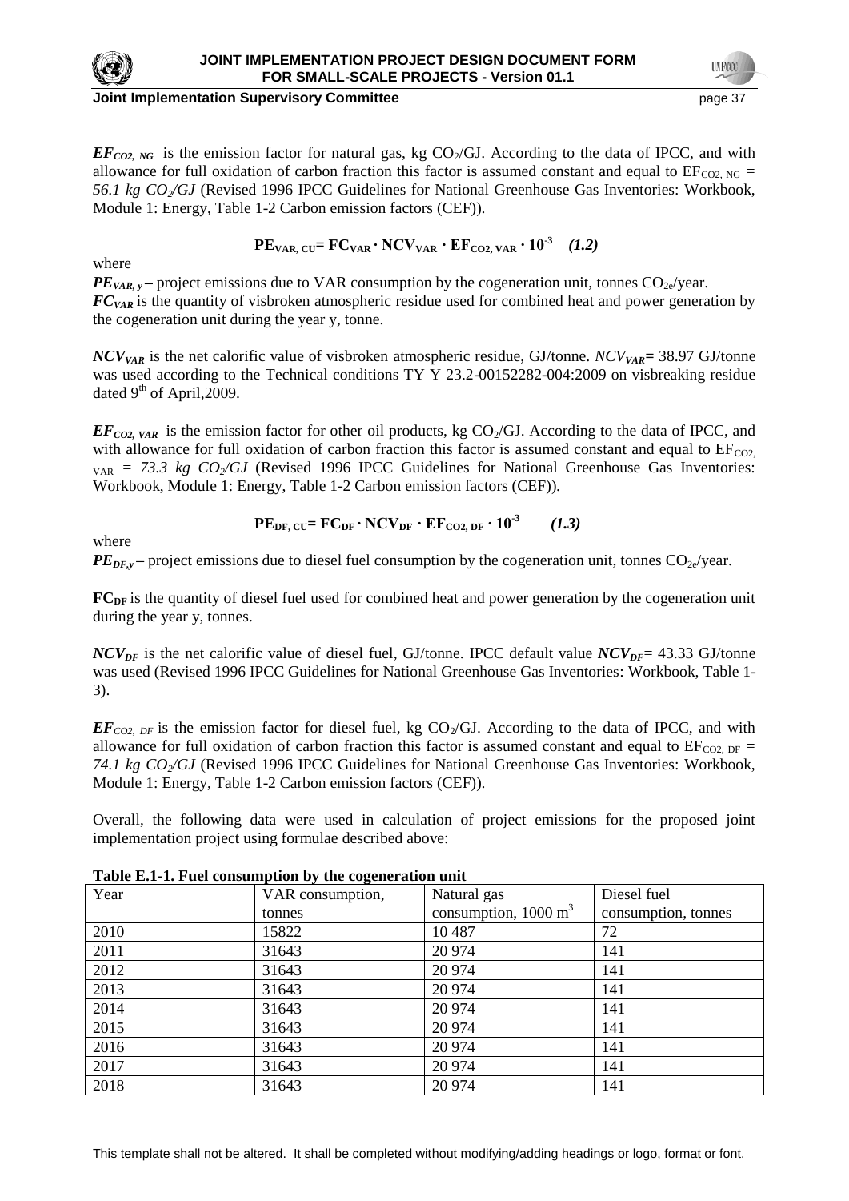$EF_{CO2,\ NG}$ is the emission factor for natural gas, kg $CO_2$/GJ. According to the data of IPCC, and with allowance for full oxidation of carbon fraction this factor is assumed constant and equal to $EF_{CO2,\ NG}$ = *56.1 kg $CO_2$/GJ* (Revised 1996 IPCC Guidelines for National Greenhouse Gas Inventories: Workbook, Module 1: Energy, Table 1-2 Carbon emission factors (CEF)).

$$PE_{VAR,\ CU} = FC_{VAR} \cdot NCV_{VAR} \cdot EF_{CO2,\ VAR} \cdot 10^{-3} \quad (1.2)$$

where

$PE_{VAR,\ y}$ – project emissions due to VAR consumption by the cogeneration unit, tonnes $CO_{2e}$/year.

$FC_{VAR}$ is the quantity of visbroken atmospheric residue used for combined heat and power generation by the cogeneration unit during the year y, tonne.

$NCV_{VAR}$ is the net calorific value of visbroken atmospheric residue, GJ/tonne. $NCV_{VAR}$= 38.97 GJ/tonne was used according to the Technical conditions TY Y 23.2-00152282-004:2009 on visbreaking residue dated 9th of April,2009.

$EF_{CO2,\ VAR}$ is the emission factor for other oil products, kg $CO_2$/GJ. According to the data of IPCC, and with allowance for full oxidation of carbon fraction this factor is assumed constant and equal to $EF_{CO2,\ VAR}$ = *73.3 kg $CO_2$/GJ* (Revised 1996 IPCC Guidelines for National Greenhouse Gas Inventories: Workbook, Module 1: Energy, Table 1-2 Carbon emission factors (CEF)).

$$PE_{DF,\ CU} = FC_{DF} \cdot NCV_{DF} \cdot EF_{CO2,\ DF} \cdot 10^{-3} \quad (1.3)$$

where

$PE_{DF,y}$ – project emissions due to diesel fuel consumption by the cogeneration unit, tonnes $CO_{2e}$/year.

$FC_{DF}$ is the quantity of diesel fuel used for combined heat and power generation by the cogeneration unit during the year y, tonnes.

$NCV_{DF}$ is the net calorific value of diesel fuel, GJ/tonne. IPCC default value $NCV_{DF}$= 43.33 GJ/tonne was used (Revised 1996 IPCC Guidelines for National Greenhouse Gas Inventories: Workbook, Table 1-3).

$EF_{CO2,\ DF}$ is the emission factor for diesel fuel, kg $CO_2$/GJ. According to the data of IPCC, and with allowance for full oxidation of carbon fraction this factor is assumed constant and equal to $EF_{CO2,\ DF}$ = *74.1 kg $CO_2$/GJ* (Revised 1996 IPCC Guidelines for National Greenhouse Gas Inventories: Workbook, Module 1: Energy, Table 1-2 Carbon emission factors (CEF)).

Overall, the following data were used in calculation of project emissions for the proposed joint implementation project using formulae described above:

**Table E.1-1. Fuel consumption by the cogeneration unit**

| Year | VAR consumption, tonnes | Natural gas consumption, 1000 $m^3$ | Diesel fuel consumption, tonnes |
|---|---|---|---|
| 2010 | 15822 | 10 487 | 72 |
| 2011 | 31643 | 20 974 | 141 |
| 2012 | 31643 | 20 974 | 141 |
| 2013 | 31643 | 20 974 | 141 |
| 2014 | 31643 | 20 974 | 141 |
| 2015 | 31643 | 20 974 | 141 |
| 2016 | 31643 | 20 974 | 141 |
| 2017 | 31643 | 20 974 | 141 |
| 2018 | 31643 | 20 974 | 141 |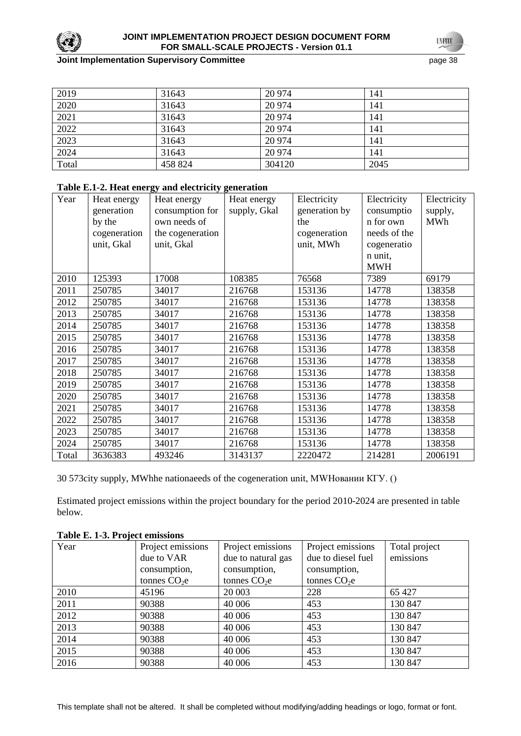| 2019 | 31643 | 20 974 | 141 |
|---|---|---|---|
| 2020 | 31643 | 20 974 | 141 |
| 2021 | 31643 | 20 974 | 141 |
| 2022 | 31643 | 20 974 | 141 |
| 2023 | 31643 | 20 974 | 141 |
| 2024 | 31643 | 20 974 | 141 |
| Total | 458 824 | 304120 | 2045 |

**Table E.1-2. Heat energy and electricity generation**

| Year | Heat energy generation by the cogeneration unit, Gkal | Heat energy consumption for own needs of the cogeneration unit, Gkal | Heat energy supply, Gkal | Electricity generation by the cogeneration unit, MWh | Electricity consumption for own needs of the cogeneration unit, MWH | Electricity supply, MWh |
|---|---|---|---|---|---|---|
| 2010 | 125393 | 17008 | 108385 | 76568 | 7389 | 69179 |
| 2011 | 250785 | 34017 | 216768 | 153136 | 14778 | 138358 |
| 2012 | 250785 | 34017 | 216768 | 153136 | 14778 | 138358 |
| 2013 | 250785 | 34017 | 216768 | 153136 | 14778 | 138358 |
| 2014 | 250785 | 34017 | 216768 | 153136 | 14778 | 138358 |
| 2015 | 250785 | 34017 | 216768 | 153136 | 14778 | 138358 |
| 2016 | 250785 | 34017 | 216768 | 153136 | 14778 | 138358 |
| 2017 | 250785 | 34017 | 216768 | 153136 | 14778 | 138358 |
| 2018 | 250785 | 34017 | 216768 | 153136 | 14778 | 138358 |
| 2019 | 250785 | 34017 | 216768 | 153136 | 14778 | 138358 |
| 2020 | 250785 | 34017 | 216768 | 153136 | 14778 | 138358 |
| 2021 | 250785 | 34017 | 216768 | 153136 | 14778 | 138358 |
| 2022 | 250785 | 34017 | 216768 | 153136 | 14778 | 138358 |
| 2023 | 250785 | 34017 | 216768 | 153136 | 14778 | 138358 |
| 2024 | 250785 | 34017 | 216768 | 153136 | 14778 | 138358 |
| Total | 3636383 | 493246 | 3143137 | 2220472 | 214281 | 2006191 |

30 573city supply, MWhhe nationaeeds of the cogeneration unit, MWHовании КГУ. ()

Estimated project emissions within the project boundary for the period 2010-2024 are presented in table below.

**Table E. 1-3. Project emissions**

| Year | Project emissions due to VAR consumption, tonnes $CO_2e$ | Project emissions due to natural gas consumption, tonnes $CO_2e$ | Project emissions due to diesel fuel consumption, tonnes $CO_2e$ | Total project emissions |
|---|---|---|---|---|
| 2010 | 45196 | 20 003 | 228 | 65 427 |
| 2011 | 90388 | 40 006 | 453 | 130 847 |
| 2012 | 90388 | 40 006 | 453 | 130 847 |
| 2013 | 90388 | 40 006 | 453 | 130 847 |
| 2014 | 90388 | 40 006 | 453 | 130 847 |
| 2015 | 90388 | 40 006 | 453 | 130 847 |
| 2016 | 90388 | 40 006 | 453 | 130 847 |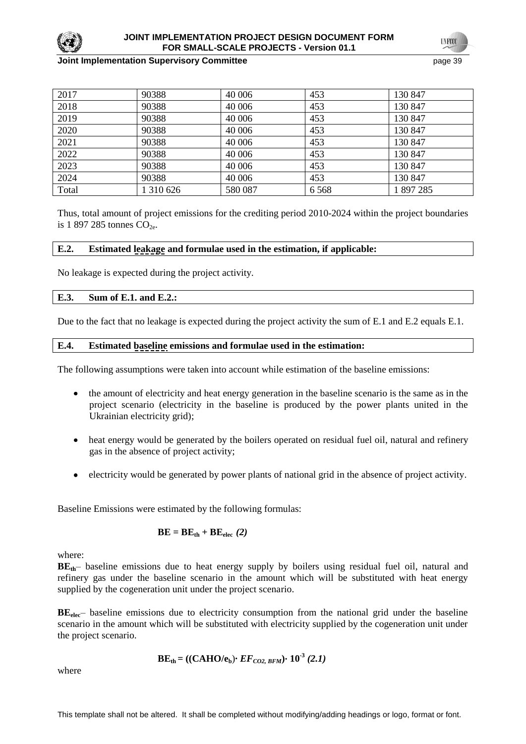| 2017 | 90388 | 40 006 | 453 | 130 847 |
|---|---|---|---|---|
| 2018 | 90388 | 40 006 | 453 | 130 847 |
| 2019 | 90388 | 40 006 | 453 | 130 847 |
| 2020 | 90388 | 40 006 | 453 | 130 847 |
| 2021 | 90388 | 40 006 | 453 | 130 847 |
| 2022 | 90388 | 40 006 | 453 | 130 847 |
| 2023 | 90388 | 40 006 | 453 | 130 847 |
| 2024 | 90388 | 40 006 | 453 | 130 847 |
| Total | 1 310 626 | 580 087 | 6 568 | 1 897 285 |

Thus, total amount of project emissions for the crediting period 2010-2024 within the project boundaries is 1 897 285 tonnes $CO_{2e}$.

**E.2. Estimated leakage and formulae used in the estimation, if applicable:**

No leakage is expected during the project activity.

**E.3. Sum of E.1. and E.2.:**

Due to the fact that no leakage is expected during the project activity the sum of E.1 and E.2 equals E.1.

**E.4. Estimated baseline emissions and formulae used in the estimation:**

The following assumptions were taken into account while estimation of the baseline emissions:

- the amount of electricity and heat energy generation in the baseline scenario is the same as in the project scenario (electricity in the baseline is produced by the power plants united in the Ukrainian electricity grid);
- heat energy would be generated by the boilers operated on residual fuel oil, natural and refinery gas in the absence of project activity;
- electricity would be generated by power plants of national grid in the absence of project activity.

Baseline Emissions were estimated by the following formulas:

$$\mathbf{BE = BE_{th} + BE_{elec}} \; \textbf{\textit{(2)}}$$

where:

$\mathbf{BE_{th}}$– baseline emissions due to heat energy supply by boilers using residual fuel oil, natural and refinery gas under the baseline scenario in the amount which will be substituted with heat energy supplied by the cogeneration unit under the project scenario.

$\mathbf{BE_{elec}}$– baseline emissions due to electricity consumption from the national grid under the baseline scenario in the amount which will be substituted with electricity supplied by the cogeneration unit under the project scenario.

$$\mathbf{BE_{th} = ((CAHO/e_b)\cdot} \, \mathit{EF_{CO2,\,BFM}}\mathbf{)\cdot 10^{-3}} \; \textbf{\textit{(2.1)}}$$

where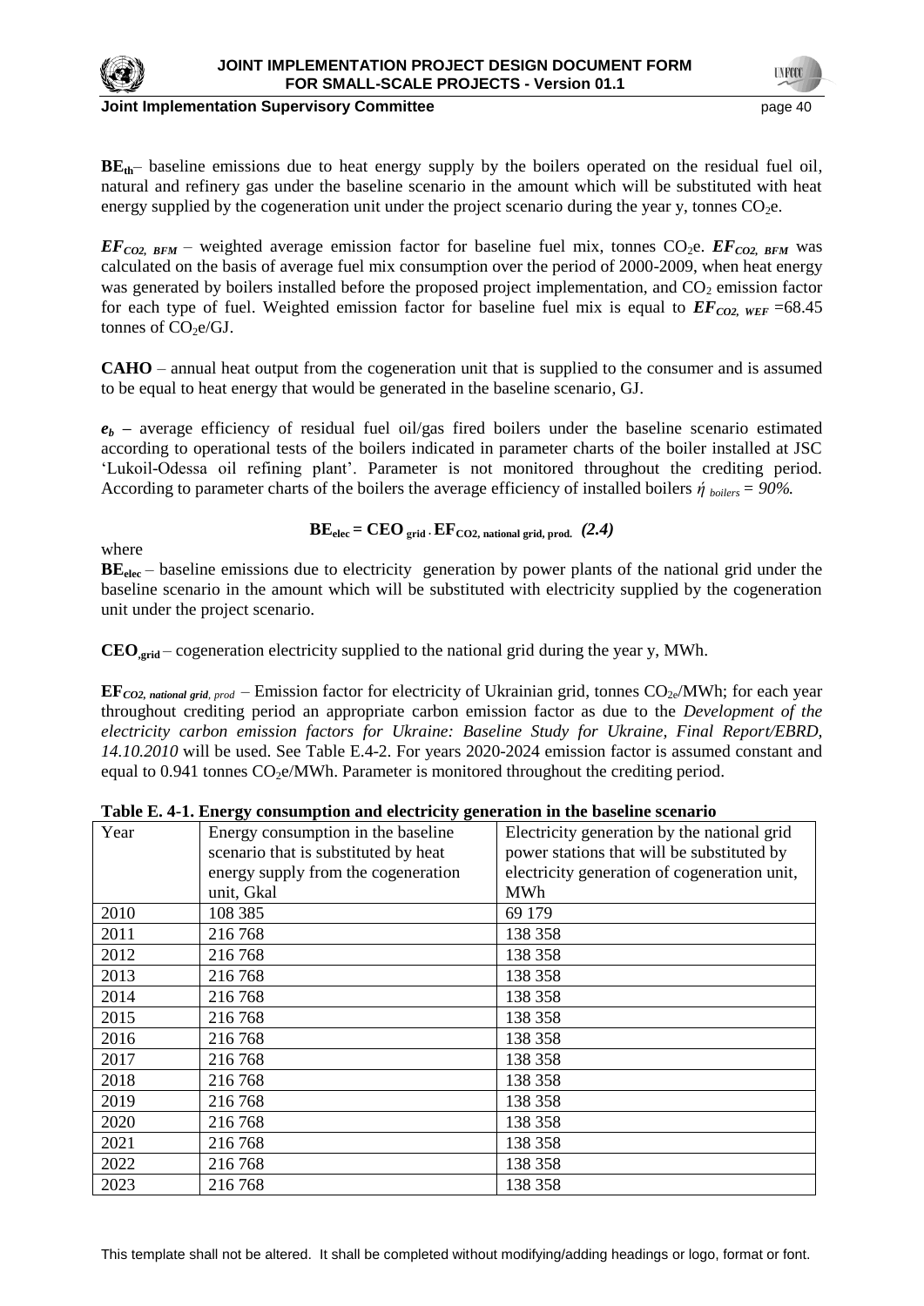$BE_{th}$– baseline emissions due to heat energy supply by the boilers operated on the residual fuel oil, natural and refinery gas under the baseline scenario in the amount which will be substituted with heat energy supplied by the cogeneration unit under the project scenario during the year y, tonnes $CO_2$e.

$EF_{CO2,\ BFM}$ – weighted average emission factor for baseline fuel mix, tonnes $CO_2$e. $EF_{CO2,\ BFM}$ was calculated on the basis of average fuel mix consumption over the period of 2000-2009, when heat energy was generated by boilers installed before the proposed project implementation, and $CO_2$ emission factor for each type of fuel. Weighted emission factor for baseline fuel mix is equal to $EF_{CO2,\ WEF}$ =68.45 tonnes of $CO_2$e/GJ.

**CAHO** – annual heat output from the cogeneration unit that is supplied to the consumer and is assumed to be equal to heat energy that would be generated in the baseline scenario, GJ.

$e_b$ – average efficiency of residual fuel oil/gas fired boilers under the baseline scenario estimated according to operational tests of the boilers indicated in parameter charts of the boiler installed at JSC 'Lukoil-Odessa oil refining plant'. Parameter is not monitored throughout the crediting period. According to parameter charts of the boilers the average efficiency of installed boilers $\acute{\eta}_{boilers} = 90\%$.

$$BE_{elec} = CEO_{grid} \cdot EF_{CO2,\ national\ grid,\ prod.} \quad (2.4)$$

where

$BE_{elec}$ – baseline emissions due to electricity generation by power plants of the national grid under the baseline scenario in the amount which will be substituted with electricity supplied by the cogeneration unit under the project scenario.

$CEO_{,grid}$ – cogeneration electricity supplied to the national grid during the year y, MWh.

$EF_{CO2,\ national\ grid,\ prod}$ – Emission factor for electricity of Ukrainian grid, tonnes $CO_{2e}$/MWh; for each year throughout crediting period an appropriate carbon emission factor as due to the *Development of the electricity carbon emission factors for Ukraine: Baseline Study for Ukraine, Final Report/EBRD, 14.10.2010* will be used. See Table E.4-2. For years 2020-2024 emission factor is assumed constant and equal to 0.941 tonnes $CO_2$e/MWh. Parameter is monitored throughout the crediting period.

**Table E. 4-1. Energy consumption and electricity generation in the baseline scenario**

| Year | Energy consumption in the baseline scenario that is substituted by heat energy supply from the cogeneration unit, Gkal | Electricity generation by the national grid power stations that will be substituted by electricity generation of cogeneration unit, MWh |
|---|---|---|
| 2010 | 108 385 | 69 179 |
| 2011 | 216 768 | 138 358 |
| 2012 | 216 768 | 138 358 |
| 2013 | 216 768 | 138 358 |
| 2014 | 216 768 | 138 358 |
| 2015 | 216 768 | 138 358 |
| 2016 | 216 768 | 138 358 |
| 2017 | 216 768 | 138 358 |
| 2018 | 216 768 | 138 358 |
| 2019 | 216 768 | 138 358 |
| 2020 | 216 768 | 138 358 |
| 2021 | 216 768 | 138 358 |
| 2022 | 216 768 | 138 358 |
| 2023 | 216 768 | 138 358 |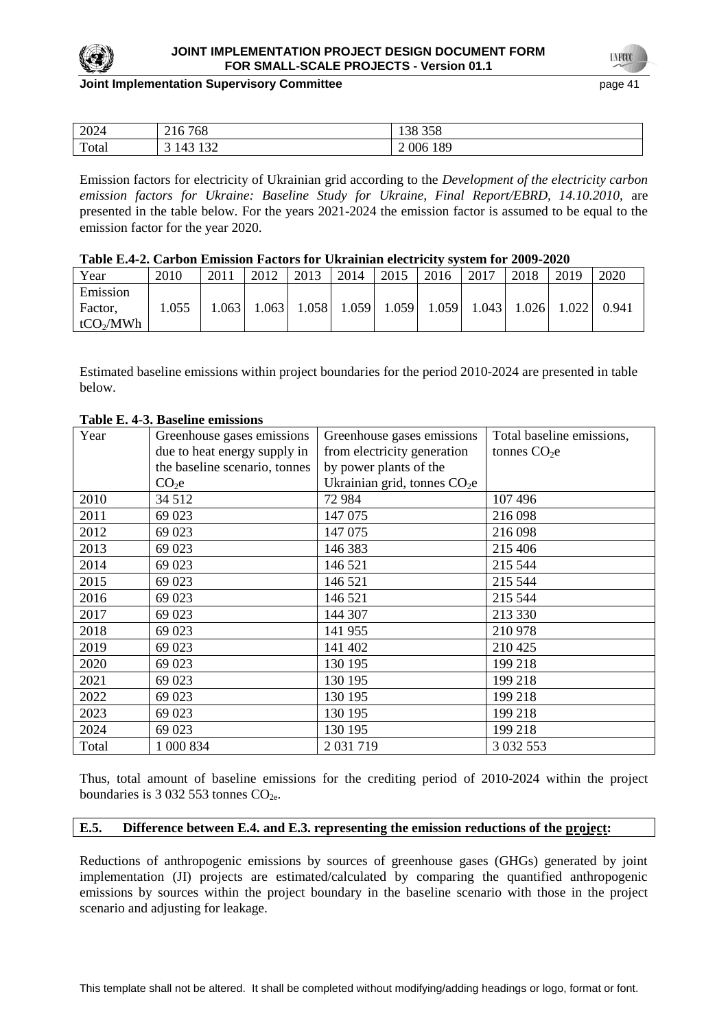| 2024 | 216 768 | 138 358 |
|---|---|---|
| Total | 3 143 132 | 2 006 189 |

Emission factors for electricity of Ukrainian grid according to the *Development of the electricity carbon emission factors for Ukraine: Baseline Study for Ukraine, Final Report/EBRD, 14.10.2010,* are presented in the table below. For the years 2021-2024 the emission factor is assumed to be equal to the emission factor for the year 2020.

**Table E.4-2. Carbon Emission Factors for Ukrainian electricity system for 2009-2020**

| Year | 2010 | 2011 | 2012 | 2013 | 2014 | 2015 | 2016 | 2017 | 2018 | 2019 | 2020 |
|---|---|---|---|---|---|---|---|---|---|---|---|
| Emission Factor, $tCO_2$/MWh | 1.055 | 1.063 | 1.063 | 1.058 | 1.059 | 1.059 | 1.059 | 1.043 | 1.026 | 1.022 | 0.941 |

Estimated baseline emissions within project boundaries for the period 2010-2024 are presented in table below.

**Table E. 4-3. Baseline emissions**

| Year | Greenhouse gases emissions due to heat energy supply in the baseline scenario, tonnes $CO_2$e | Greenhouse gases emissions from electricity generation by power plants of the Ukrainian grid, tonnes $CO_2$e | Total baseline emissions, tonnes $CO_2$e |
|---|---|---|---|
| 2010 | 34 512 | 72 984 | 107 496 |
| 2011 | 69 023 | 147 075 | 216 098 |
| 2012 | 69 023 | 147 075 | 216 098 |
| 2013 | 69 023 | 146 383 | 215 406 |
| 2014 | 69 023 | 146 521 | 215 544 |
| 2015 | 69 023 | 146 521 | 215 544 |
| 2016 | 69 023 | 146 521 | 215 544 |
| 2017 | 69 023 | 144 307 | 213 330 |
| 2018 | 69 023 | 141 955 | 210 978 |
| 2019 | 69 023 | 141 402 | 210 425 |
| 2020 | 69 023 | 130 195 | 199 218 |
| 2021 | 69 023 | 130 195 | 199 218 |
| 2022 | 69 023 | 130 195 | 199 218 |
| 2023 | 69 023 | 130 195 | 199 218 |
| 2024 | 69 023 | 130 195 | 199 218 |
| Total | 1 000 834 | 2 031 719 | 3 032 553 |

Thus, total amount of baseline emissions for the crediting period of 2010-2024 within the project boundaries is 3 032 553 tonnes $CO_{2e}$.

## E.5. Difference between E.4. and E.3. representing the emission reductions of the project:

Reductions of anthropogenic emissions by sources of greenhouse gases (GHGs) generated by joint implementation (JI) projects are estimated/calculated by comparing the quantified anthropogenic emissions by sources within the project boundary in the baseline scenario with those in the project scenario and adjusting for leakage.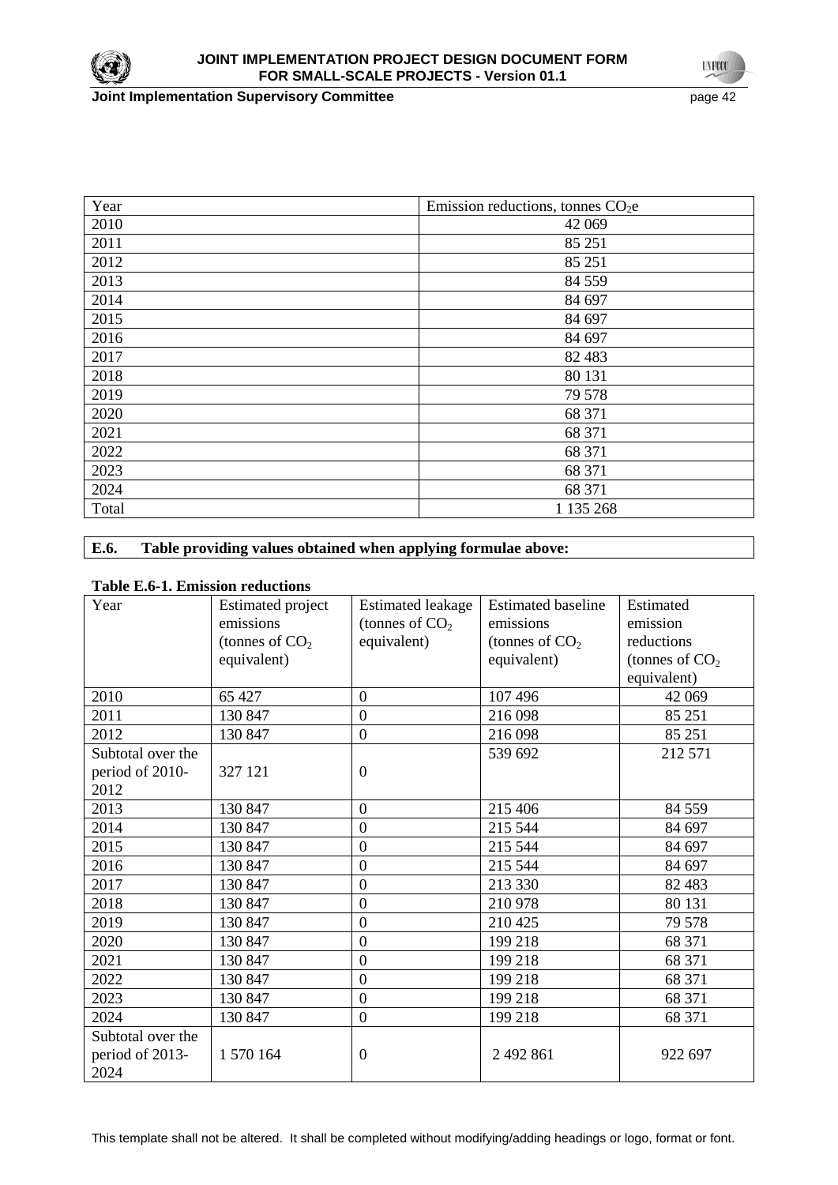| Year | Emission reductions, tonnes $CO_2e$ |
|---|---|
| 2010 | 42 069 |
| 2011 | 85 251 |
| 2012 | 85 251 |
| 2013 | 84 559 |
| 2014 | 84 697 |
| 2015 | 84 697 |
| 2016 | 84 697 |
| 2017 | 82 483 |
| 2018 | 80 131 |
| 2019 | 79 578 |
| 2020 | 68 371 |
| 2021 | 68 371 |
| 2022 | 68 371 |
| 2023 | 68 371 |
| 2024 | 68 371 |
| Total | 1 135 268 |

## E.6. Table providing values obtained when applying formulae above:

**Table E.6-1. Emission reductions**

| Year | Estimated project emissions (tonnes of $CO_2$ equivalent) | Estimated leakage (tonnes of $CO_2$ equivalent) | Estimated baseline emissions (tonnes of $CO_2$ equivalent) | Estimated emission reductions (tonnes of $CO_2$ equivalent) |
|---|---|---|---|---|
| 2010 | 65 427 | 0 | 107 496 | 42 069 |
| 2011 | 130 847 | 0 | 216 098 | 85 251 |
| 2012 | 130 847 | 0 | 216 098 | 85 251 |
| Subtotal over the period of 2010-2012 | 327 121 | 0 | 539 692 | 212 571 |
| 2013 | 130 847 | 0 | 215 406 | 84 559 |
| 2014 | 130 847 | 0 | 215 544 | 84 697 |
| 2015 | 130 847 | 0 | 215 544 | 84 697 |
| 2016 | 130 847 | 0 | 215 544 | 84 697 |
| 2017 | 130 847 | 0 | 213 330 | 82 483 |
| 2018 | 130 847 | 0 | 210 978 | 80 131 |
| 2019 | 130 847 | 0 | 210 425 | 79 578 |
| 2020 | 130 847 | 0 | 199 218 | 68 371 |
| 2021 | 130 847 | 0 | 199 218 | 68 371 |
| 2022 | 130 847 | 0 | 199 218 | 68 371 |
| 2023 | 130 847 | 0 | 199 218 | 68 371 |
| 2024 | 130 847 | 0 | 199 218 | 68 371 |
| Subtotal over the period of 2013-2024 | 1 570 164 | 0 | 2 492 861 | 922 697 |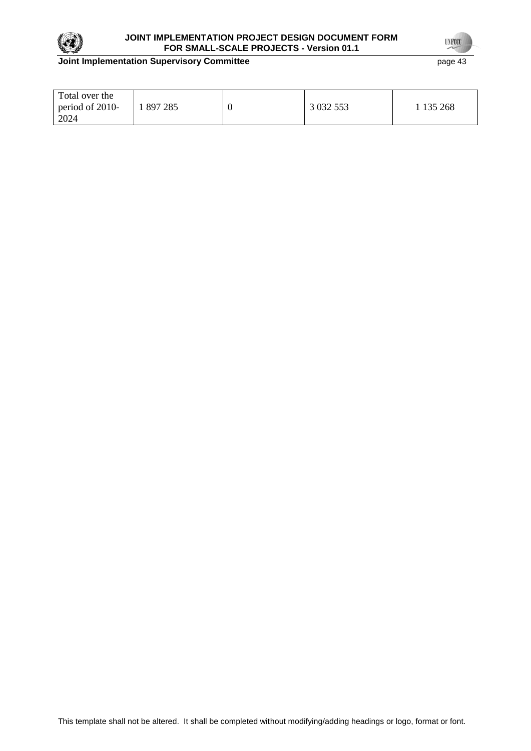| Total over the period of 2010-2024 | 1 897 285 | 0 | 3 032 553 | 1 135 268 |
|---|---|---|---|---|

This template shall not be altered. It shall be completed without modifying/adding headings or logo, format or font.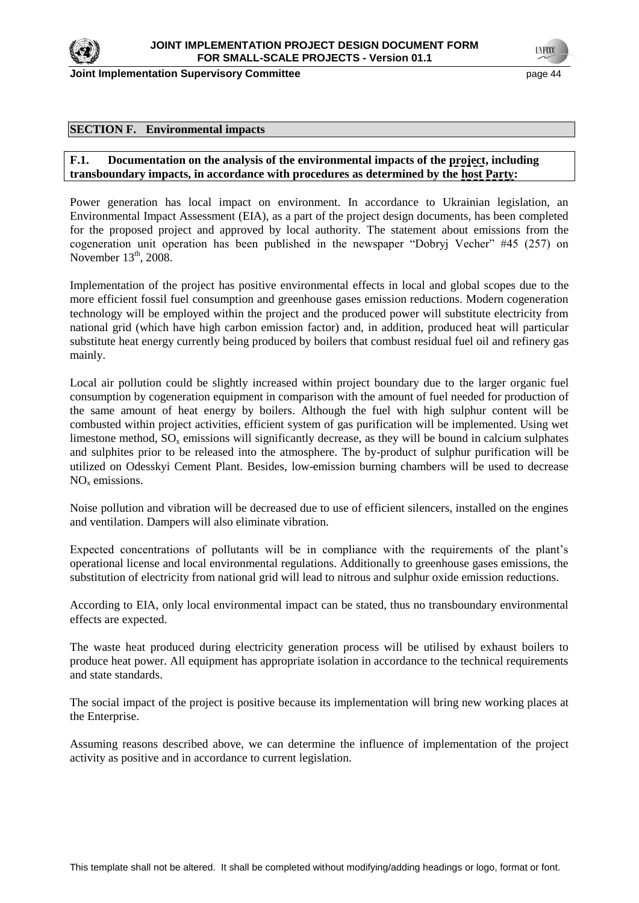## SECTION F. Environmental impacts

**F.1. Documentation on the analysis of the environmental impacts of the project, including transboundary impacts, in accordance with procedures as determined by the host Party:**

Power generation has local impact on environment. In accordance to Ukrainian legislation, an Environmental Impact Assessment (EIA), as a part of the project design documents, has been completed for the proposed project and approved by local authority. The statement about emissions from the cogeneration unit operation has been published in the newspaper "Dobryj Vecher" #45 (257) on November 13th, 2008.

Implementation of the project has positive environmental effects in local and global scopes due to the more efficient fossil fuel consumption and greenhouse gases emission reductions. Modern cogeneration technology will be employed within the project and the produced power will substitute electricity from national grid (which have high carbon emission factor) and, in addition, produced heat will particular substitute heat energy currently being produced by boilers that combust residual fuel oil and refinery gas mainly.

Local air pollution could be slightly increased within project boundary due to the larger organic fuel consumption by cogeneration equipment in comparison with the amount of fuel needed for production of the same amount of heat energy by boilers. Although the fuel with high sulphur content will be combusted within project activities, efficient system of gas purification will be implemented. Using wet limestone method, $SO_x$ emissions will significantly decrease, as they will be bound in calcium sulphates and sulphites prior to be released into the atmosphere. The by-product of sulphur purification will be utilized on Odesskyi Cement Plant. Besides, low-emission burning chambers will be used to decrease $NO_x$ emissions.

Noise pollution and vibration will be decreased due to use of efficient silencers, installed on the engines and ventilation. Dampers will also eliminate vibration.

Expected concentrations of pollutants will be in compliance with the requirements of the plant's operational license and local environmental regulations. Additionally to greenhouse gases emissions, the substitution of electricity from national grid will lead to nitrous and sulphur oxide emission reductions.

According to EIA, only local environmental impact can be stated, thus no transboundary environmental effects are expected.

The waste heat produced during electricity generation process will be utilised by exhaust boilers to produce heat power. All equipment has appropriate isolation in accordance to the technical requirements and state standards.

The social impact of the project is positive because its implementation will bring new working places at the Enterprise.

Assuming reasons described above, we can determine the influence of implementation of the project activity as positive and in accordance to current legislation.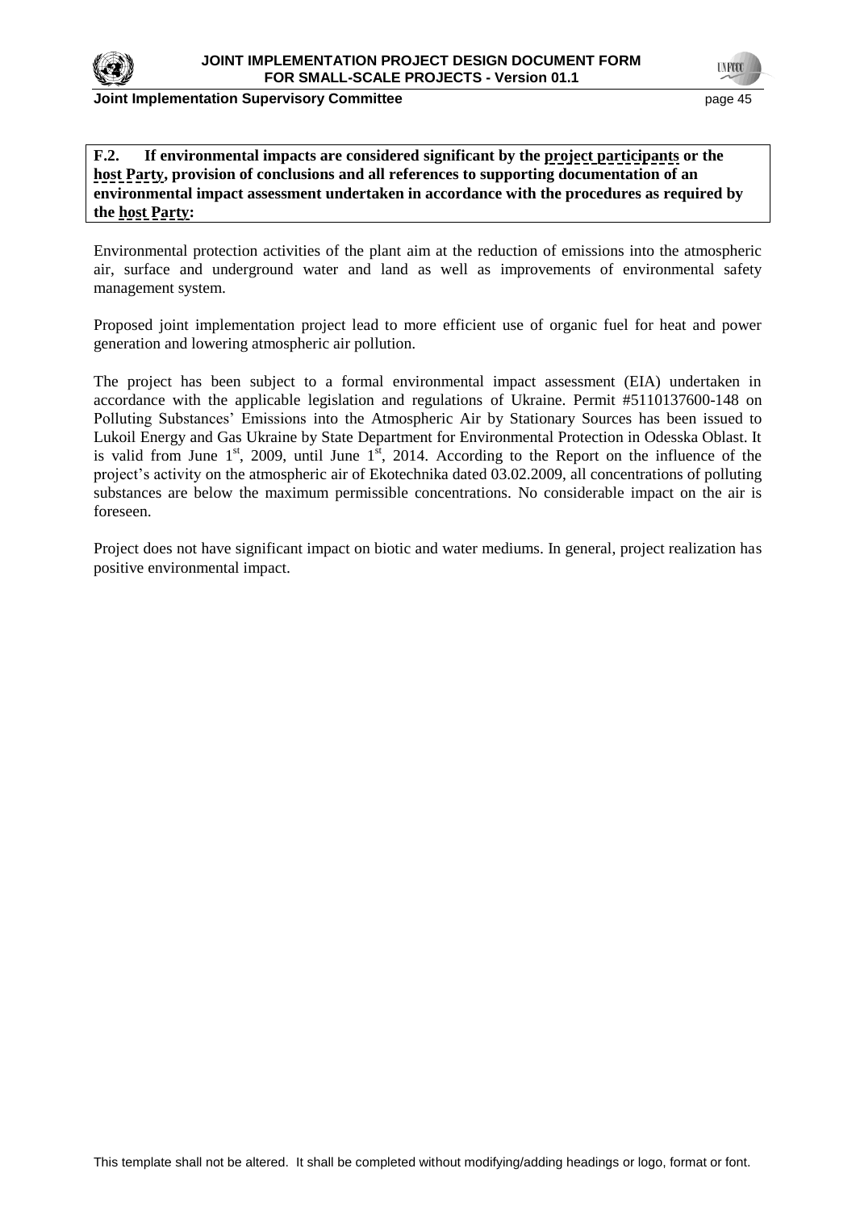**F.2. If environmental impacts are considered significant by the project participants or the host Party, provision of conclusions and all references to supporting documentation of an environmental impact assessment undertaken in accordance with the procedures as required by the host Party:**

Environmental protection activities of the plant aim at the reduction of emissions into the atmospheric air, surface and underground water and land as well as improvements of environmental safety management system.

Proposed joint implementation project lead to more efficient use of organic fuel for heat and power generation and lowering atmospheric air pollution.

The project has been subject to a formal environmental impact assessment (EIA) undertaken in accordance with the applicable legislation and regulations of Ukraine. Permit #5110137600-148 on Polluting Substances' Emissions into the Atmospheric Air by Stationary Sources has been issued to Lukoil Energy and Gas Ukraine by State Department for Environmental Protection in Odesska Oblast. It is valid from June 1st, 2009, until June 1st, 2014. According to the Report on the influence of the project's activity on the atmospheric air of Ekotechnika dated 03.02.2009, all concentrations of polluting substances are below the maximum permissible concentrations. No considerable impact on the air is foreseen.

Project does not have significant impact on biotic and water mediums. In general, project realization has positive environmental impact.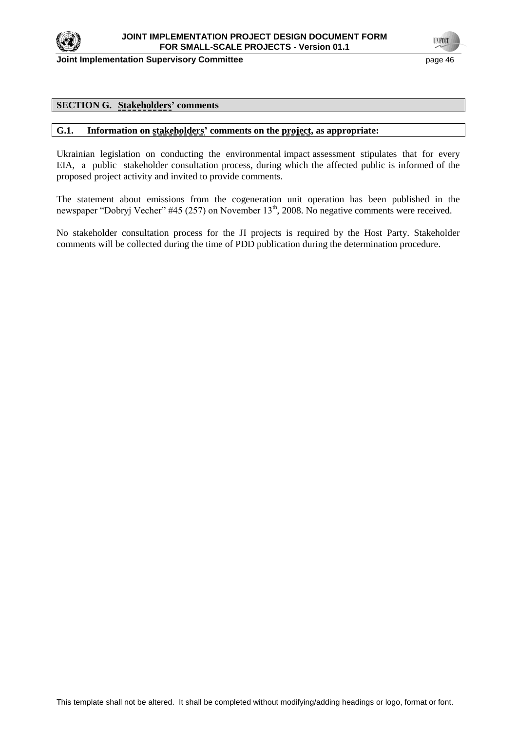## SECTION G. Stakeholders' comments

### G.1. Information on stakeholders' comments on the project, as appropriate:

Ukrainian legislation on conducting the environmental impact assessment stipulates that for every EIA, a public stakeholder consultation process, during which the affected public is informed of the proposed project activity and invited to provide comments.

The statement about emissions from the cogeneration unit operation has been published in the newspaper "Dobryj Vecher" #45 (257) on November 13th, 2008. No negative comments were received.

No stakeholder consultation process for the JI projects is required by the Host Party. Stakeholder comments will be collected during the time of PDD publication during the determination procedure.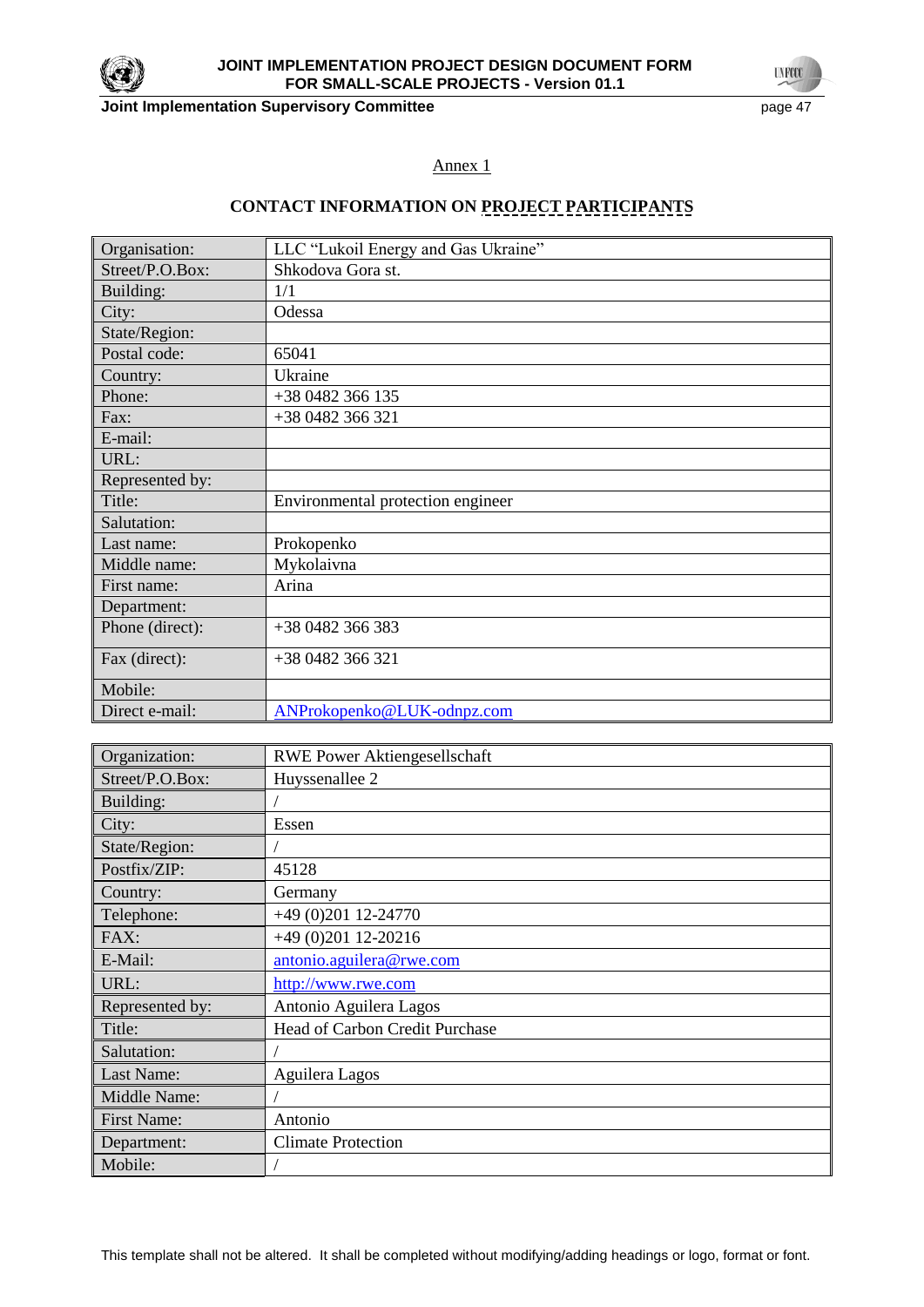Annex 1

## CONTACT INFORMATION ON PROJECT PARTICIPANTS

| Organisation: | LLC “Lukoil Energy and Gas Ukraine” |
|---|---|
| Street/P.O.Box: | Shkodova Gora st. |
| Building: | 1/1 |
| City: | Odessa |
| State/Region: | |
| Postal code: | 65041 |
| Country: | Ukraine |
| Phone: | +38 0482 366 135 |
| Fax: | +38 0482 366 321 |
| E-mail: | |
| URL: | |
| Represented by: | |
| Title: | Environmental protection engineer |
| Salutation: | |
| Last name: | Prokopenko |
| Middle name: | Mykolaivna |
| First name: | Arina |
| Department: | |
| Phone (direct): | +38 0482 366 383 |
| Fax (direct): | +38 0482 366 321 |
| Mobile: | |
| Direct e-mail: | ANProkopenko@LUK-odnpz.com |

| Organization: | RWE Power Aktiengesellschaft |
|---|---|
| Street/P.O.Box: | Huyssenallee 2 |
| Building: | / |
| City: | Essen |
| State/Region: | / |
| Postfix/ZIP: | 45128 |
| Country: | Germany |
| Telephone: | +49 (0)201 12-24770 |
| FAX: | +49 (0)201 12-20216 |
| E-Mail: | antonio.aguilera@rwe.com |
| URL: | http://www.rwe.com |
| Represented by: | Antonio Aguilera Lagos |
| Title: | Head of Carbon Credit Purchase |
| Salutation: | / |
| Last Name: | Aguilera Lagos |
| Middle Name: | / |
| First Name: | Antonio |
| Department: | Climate Protection |
| Mobile: | / |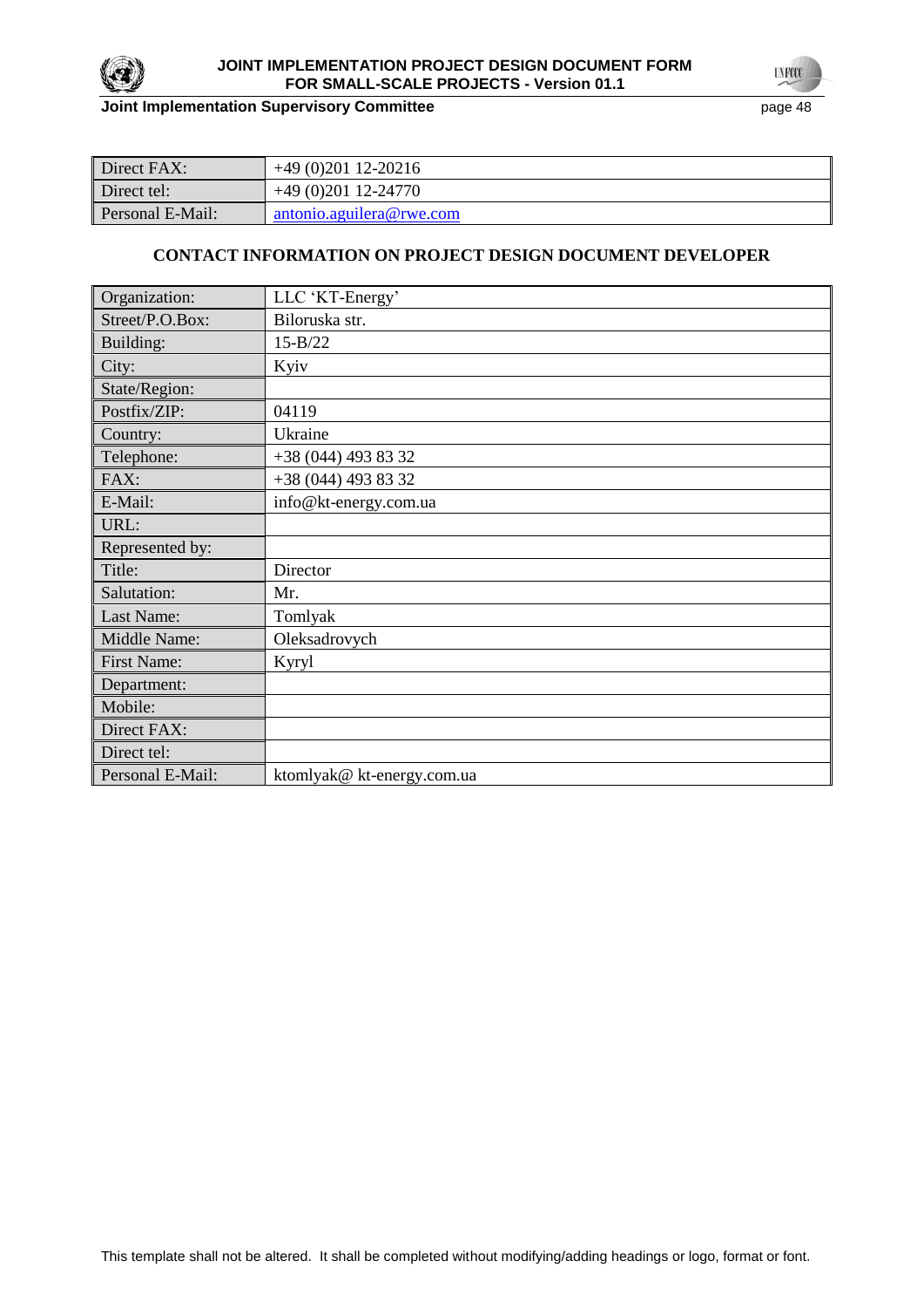| Direct FAX: | +49 (0)201 12-20216 |
|---|---|
| Direct tel: | +49 (0)201 12-24770 |
| Personal E-Mail: | antonio.aguilera@rwe.com |

**CONTACT INFORMATION ON PROJECT DESIGN DOCUMENT DEVELOPER**

| Organization: | LLC 'KT-Energy' |
|---|---|
| Street/P.O.Box: | Biloruska str. |
| Building: | 15-B/22 |
| City: | Kyiv |
| State/Region: | |
| Postfix/ZIP: | 04119 |
| Country: | Ukraine |
| Telephone: | +38 (044) 493 83 32 |
| FAX: | +38 (044) 493 83 32 |
| E-Mail: | info@kt-energy.com.ua |
| URL: | |
| Represented by: | |
| Title: | Director |
| Salutation: | Mr. |
| Last Name: | Tomlyak |
| Middle Name: | Oleksadrovych |
| First Name: | Kyryl |
| Department: | |
| Mobile: | |
| Direct FAX: | |
| Direct tel: | |
| Personal E-Mail: | ktomlyak@ kt-energy.com.ua |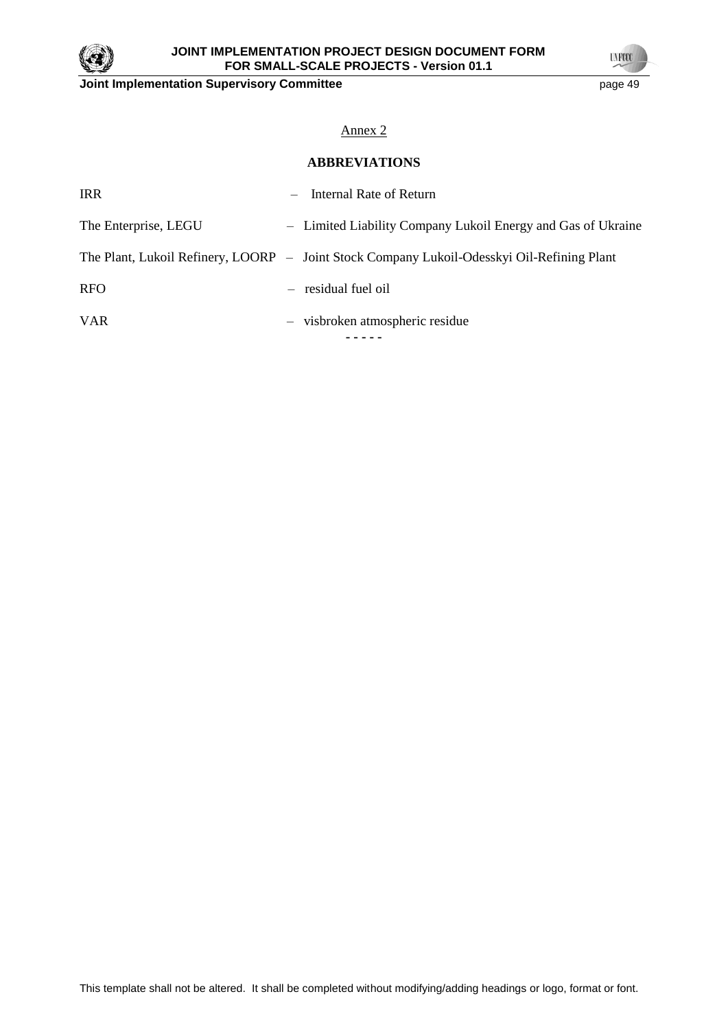Annex 2

**ABBREVIATIONS**

| | |
|---|---|
| IRR | – Internal Rate of Return |
| The Enterprise, LEGU | – Limited Liability Company Lukoil Energy and Gas of Ukraine |
| The Plant, Lukoil Refinery, LOORP | – Joint Stock Company Lukoil-Odesskyi Oil-Refining Plant |
| RFO | – residual fuel oil |
| VAR | – visbroken atmospheric residue |

- - - - -